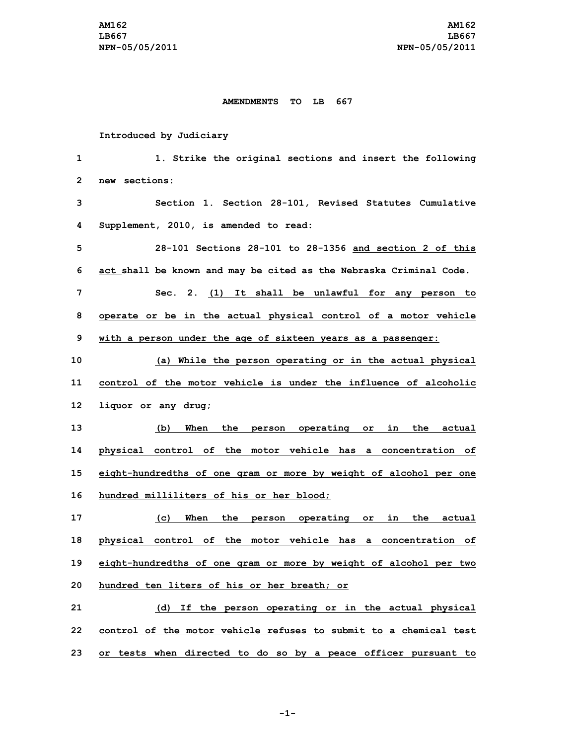AM162
LB667
NPN-05/05/2011

AM162
LB667
NPN-05/05/2011

**AMENDMENTS TO LB 667**

**Introduced by Judiciary**

1 1. Strike the original sections and insert the following
2 new sections:
3 Section 1. Section 28-101, Revised Statutes Cumulative
4 Supplement, 2010, is amended to read:
5 28-101 Sections 28-101 to 28-1356 and section 2 of this
6 act shall be known and may be cited as the Nebraska Criminal Code.
7 Sec. 2. (1) It shall be unlawful for any person to
8 operate or be in the actual physical control of a motor vehicle
9 with a person under the age of sixteen years as a passenger:
10 (a) While the person operating or in the actual physical
11 control of the motor vehicle is under the influence of alcoholic
12 liquor or any drug;
13 (b) When the person operating or in the actual
14 physical control of the motor vehicle has a concentration of
15 eight-hundredths of one gram or more by weight of alcohol per one
16 hundred milliliters of his or her blood;
17 (c) When the person operating or in the actual
18 physical control of the motor vehicle has a concentration of
19 eight-hundredths of one gram or more by weight of alcohol per two
20 hundred ten liters of his or her breath; or
21 (d) If the person operating or in the actual physical
22 control of the motor vehicle refuses to submit to a chemical test
23 or tests when directed to do so by a peace officer pursuant to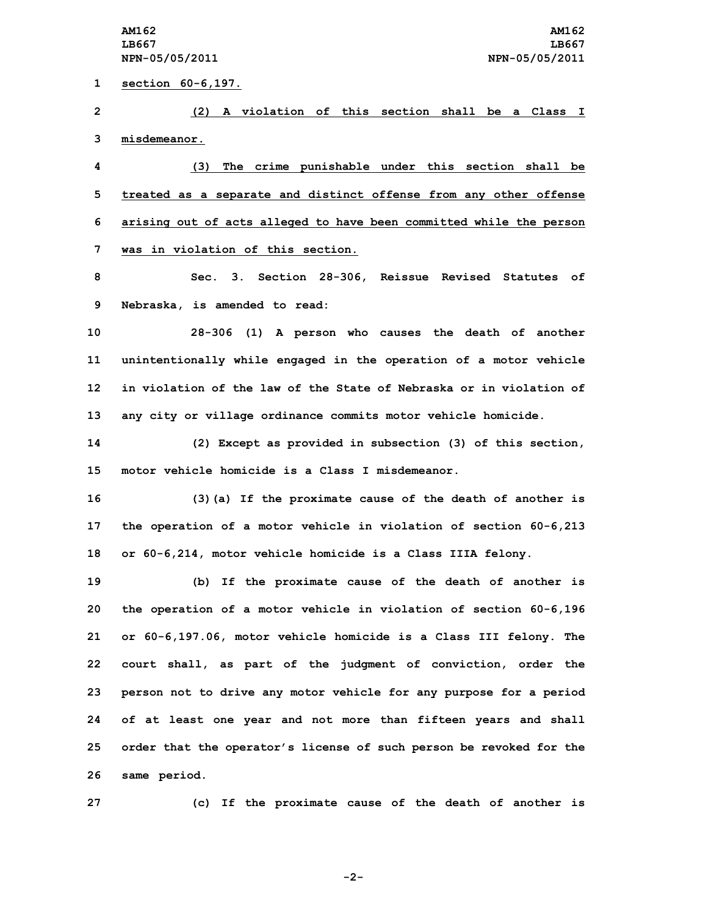section 60-6,197.

(2) A violation of this section shall be a Class I misdemeanor.

(3) The crime punishable under this section shall be treated as a separate and distinct offense from any other offense arising out of acts alleged to have been committed while the person was in violation of this section.

Sec. 3. Section 28-306, Reissue Revised Statutes of Nebraska, is amended to read:

28-306 (1) A person who causes the death of another unintentionally while engaged in the operation of a motor vehicle in violation of the law of the State of Nebraska or in violation of any city or village ordinance commits motor vehicle homicide.

(2) Except as provided in subsection (3) of this section, motor vehicle homicide is a Class I misdemeanor.

(3)(a) If the proximate cause of the death of another is the operation of a motor vehicle in violation of section 60-6,213 or 60-6,214, motor vehicle homicide is a Class IIIA felony.

(b) If the proximate cause of the death of another is the operation of a motor vehicle in violation of section 60-6,196 or 60-6,197.06, motor vehicle homicide is a Class III felony. The court shall, as part of the judgment of conviction, order the person not to drive any motor vehicle for any purpose for a period of at least one year and not more than fifteen years and shall order that the operator's license of such person be revoked for the same period.

(c) If the proximate cause of the death of another is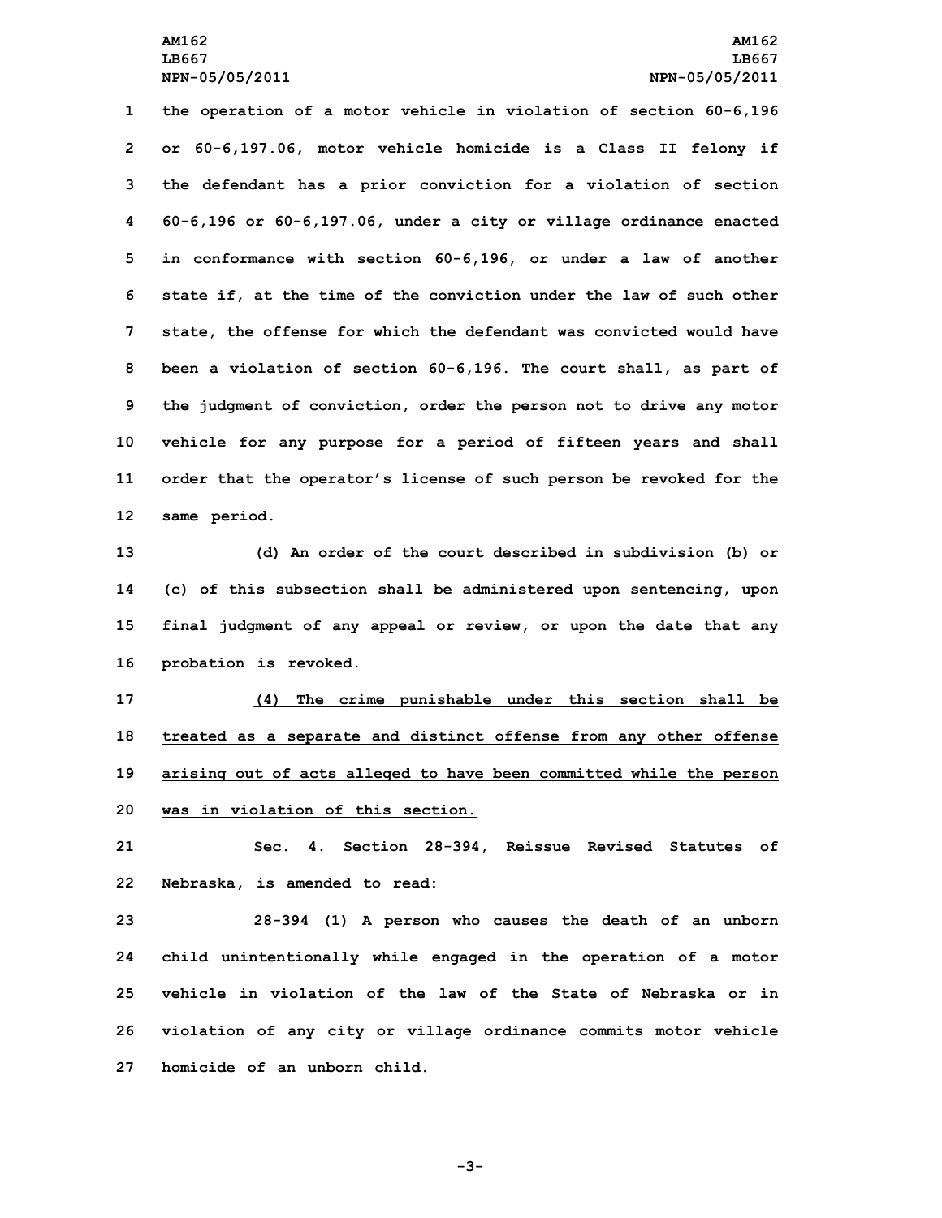the operation of a motor vehicle in violation of section 60-6,196 or 60-6,197.06, motor vehicle homicide is a Class II felony if the defendant has a prior conviction for a violation of section 60-6,196 or 60-6,197.06, under a city or village ordinance enacted in conformance with section 60-6,196, or under a law of another state if, at the time of the conviction under the law of such other state, the offense for which the defendant was convicted would have been a violation of section 60-6,196. The court shall, as part of the judgment of conviction, order the person not to drive any motor vehicle for any purpose for a period of fifteen years and shall order that the operator's license of such person be revoked for the same period.

(d) An order of the court described in subdivision (b) or (c) of this subsection shall be administered upon sentencing, upon final judgment of any appeal or review, or upon the date that any probation is revoked.

(4) The crime punishable under this section shall be treated as a separate and distinct offense from any other offense arising out of acts alleged to have been committed while the person was in violation of this section.

Sec. 4. Section 28-394, Reissue Revised Statutes of Nebraska, is amended to read:

28-394 (1) A person who causes the death of an unborn child unintentionally while engaged in the operation of a motor vehicle in violation of the law of the State of Nebraska or in violation of any city or village ordinance commits motor vehicle homicide of an unborn child.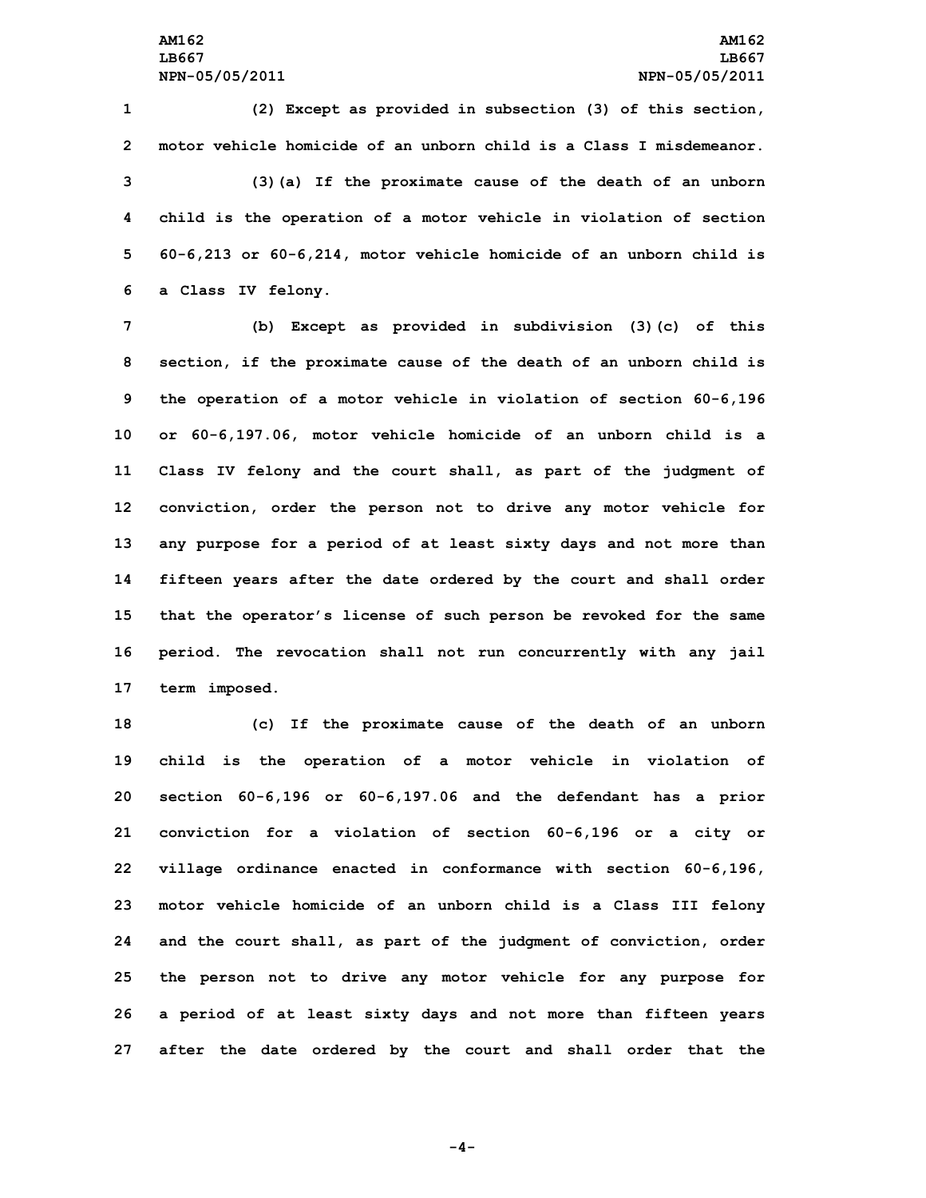(2) Except as provided in subsection (3) of this section, motor vehicle homicide of an unborn child is a Class I misdemeanor.

(3)(a) If the proximate cause of the death of an unborn child is the operation of a motor vehicle in violation of section 60-6,213 or 60-6,214, motor vehicle homicide of an unborn child is a Class IV felony.

(b) Except as provided in subdivision (3)(c) of this section, if the proximate cause of the death of an unborn child is the operation of a motor vehicle in violation of section 60-6,196 or 60-6,197.06, motor vehicle homicide of an unborn child is a Class IV felony and the court shall, as part of the judgment of conviction, order the person not to drive any motor vehicle for any purpose for a period of at least sixty days and not more than fifteen years after the date ordered by the court and shall order that the operator's license of such person be revoked for the same period. The revocation shall not run concurrently with any jail term imposed.

(c) If the proximate cause of the death of an unborn child is the operation of a motor vehicle in violation of section 60-6,196 or 60-6,197.06 and the defendant has a prior conviction for a violation of section 60-6,196 or a city or village ordinance enacted in conformance with section 60-6,196, motor vehicle homicide of an unborn child is a Class III felony and the court shall, as part of the judgment of conviction, order the person not to drive any motor vehicle for any purpose for a period of at least sixty days and not more than fifteen years after the date ordered by the court and shall order that the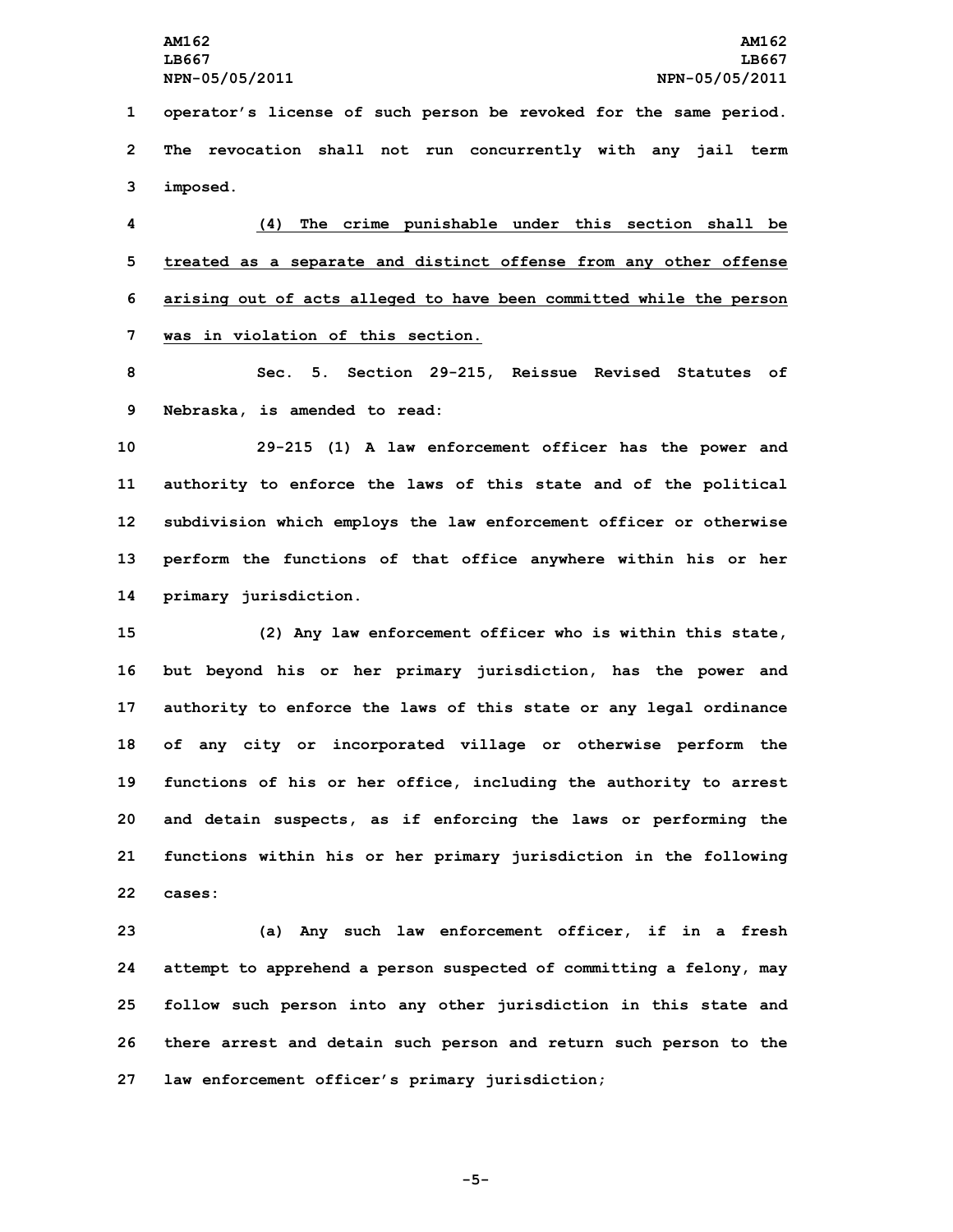operator's license of such person be revoked for the same period. The revocation shall not run concurrently with any jail term imposed.

(4) The crime punishable under this section shall be treated as a separate and distinct offense from any other offense arising out of acts alleged to have been committed while the person was in violation of this section.

Sec. 5. Section 29-215, Reissue Revised Statutes of Nebraska, is amended to read:

29-215 (1) A law enforcement officer has the power and authority to enforce the laws of this state and of the political subdivision which employs the law enforcement officer or otherwise perform the functions of that office anywhere within his or her primary jurisdiction.

(2) Any law enforcement officer who is within this state, but beyond his or her primary jurisdiction, has the power and authority to enforce the laws of this state or any legal ordinance of any city or incorporated village or otherwise perform the functions of his or her office, including the authority to arrest and detain suspects, as if enforcing the laws or performing the functions within his or her primary jurisdiction in the following cases:

(a) Any such law enforcement officer, if in a fresh attempt to apprehend a person suspected of committing a felony, may follow such person into any other jurisdiction in this state and there arrest and detain such person and return such person to the law enforcement officer's primary jurisdiction;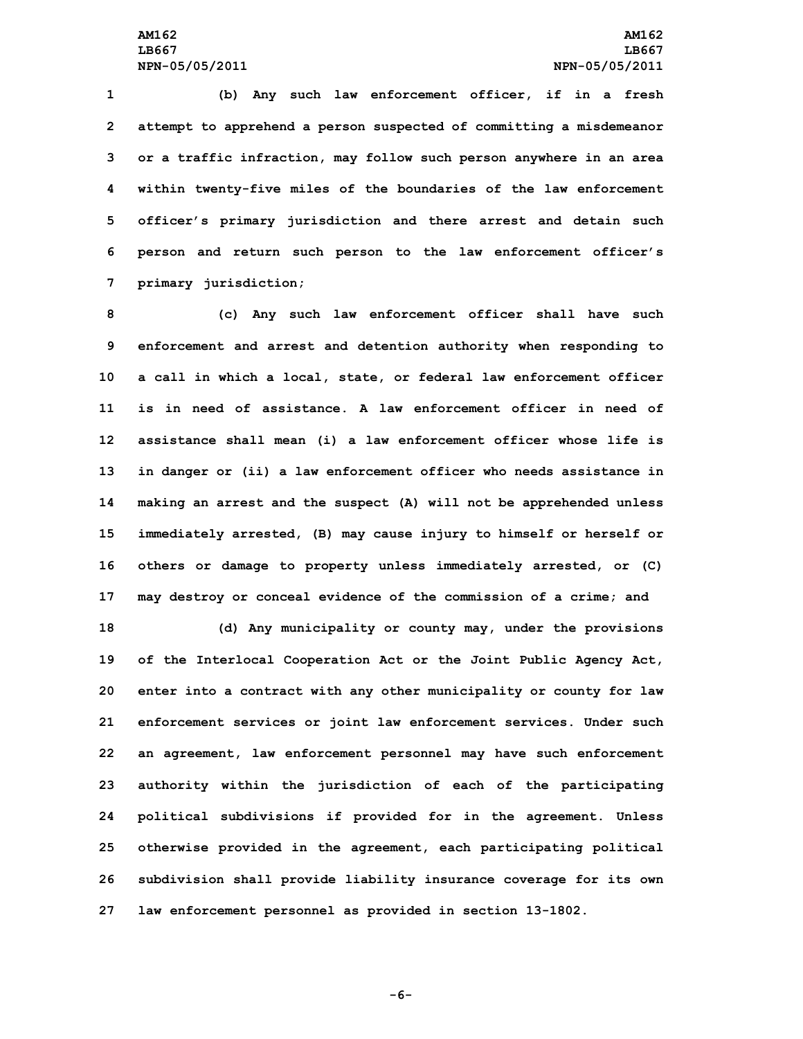(b) Any such law enforcement officer, if in a fresh attempt to apprehend a person suspected of committing a misdemeanor or a traffic infraction, may follow such person anywhere in an area within twenty-five miles of the boundaries of the law enforcement officer's primary jurisdiction and there arrest and detain such person and return such person to the law enforcement officer's primary jurisdiction;

(c) Any such law enforcement officer shall have such enforcement and arrest and detention authority when responding to a call in which a local, state, or federal law enforcement officer is in need of assistance. A law enforcement officer in need of assistance shall mean (i) a law enforcement officer whose life is in danger or (ii) a law enforcement officer who needs assistance in making an arrest and the suspect (A) will not be apprehended unless immediately arrested, (B) may cause injury to himself or herself or others or damage to property unless immediately arrested, or (C) may destroy or conceal evidence of the commission of a crime; and

(d) Any municipality or county may, under the provisions of the Interlocal Cooperation Act or the Joint Public Agency Act, enter into a contract with any other municipality or county for law enforcement services or joint law enforcement services. Under such an agreement, law enforcement personnel may have such enforcement authority within the jurisdiction of each of the participating political subdivisions if provided for in the agreement. Unless otherwise provided in the agreement, each participating political subdivision shall provide liability insurance coverage for its own law enforcement personnel as provided in section 13-1802.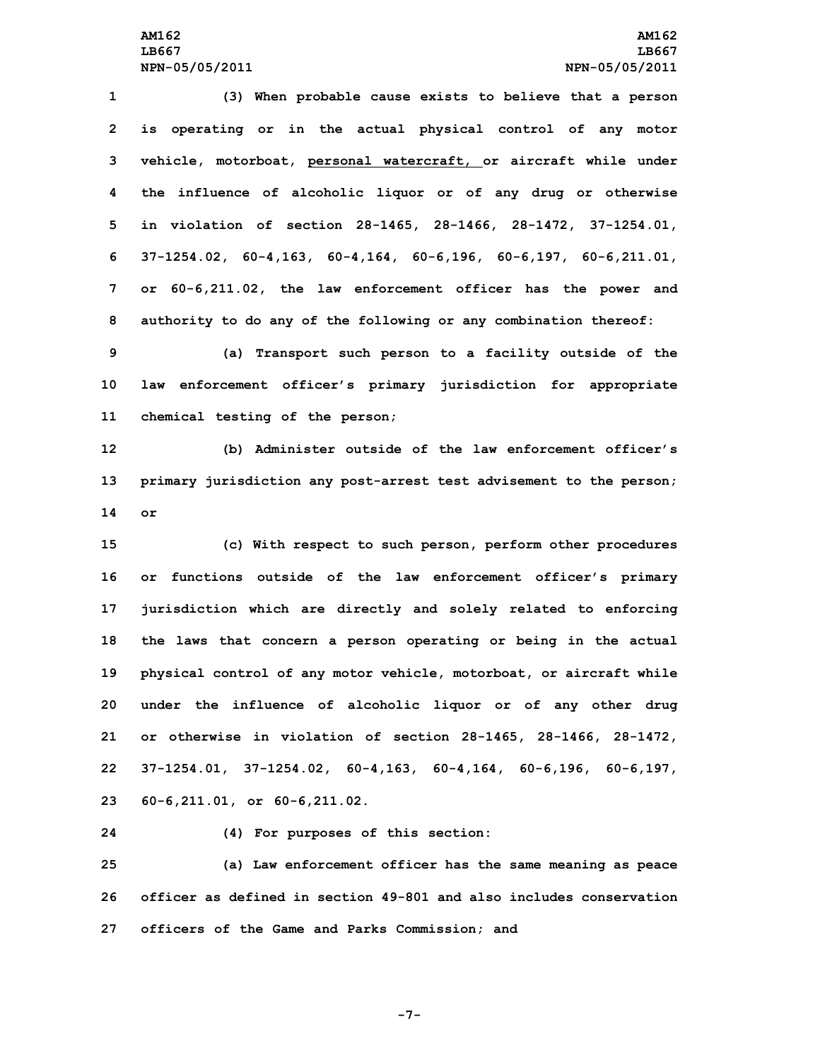(3) When probable cause exists to believe that a person is operating or in the actual physical control of any motor vehicle, motorboat, <u>personal watercraft,</u> or aircraft while under the influence of alcoholic liquor or of any drug or otherwise in violation of section 28-1465, 28-1466, 28-1472, 37-1254.01, 37-1254.02, 60-4,163, 60-4,164, 60-6,196, 60-6,197, 60-6,211.01, or 60-6,211.02, the law enforcement officer has the power and authority to do any of the following or any combination thereof:

(a) Transport such person to a facility outside of the law enforcement officer's primary jurisdiction for appropriate chemical testing of the person;

(b) Administer outside of the law enforcement officer's primary jurisdiction any post-arrest test advisement to the person; or

(c) With respect to such person, perform other procedures or functions outside of the law enforcement officer's primary jurisdiction which are directly and solely related to enforcing the laws that concern a person operating or being in the actual physical control of any motor vehicle, motorboat, or aircraft while under the influence of alcoholic liquor or of any other drug or otherwise in violation of section 28-1465, 28-1466, 28-1472, 37-1254.01, 37-1254.02, 60-4,163, 60-4,164, 60-6,196, 60-6,197, 60-6,211.01, or 60-6,211.02.

(4) For purposes of this section:

(a) Law enforcement officer has the same meaning as peace officer as defined in section 49-801 and also includes conservation officers of the Game and Parks Commission; and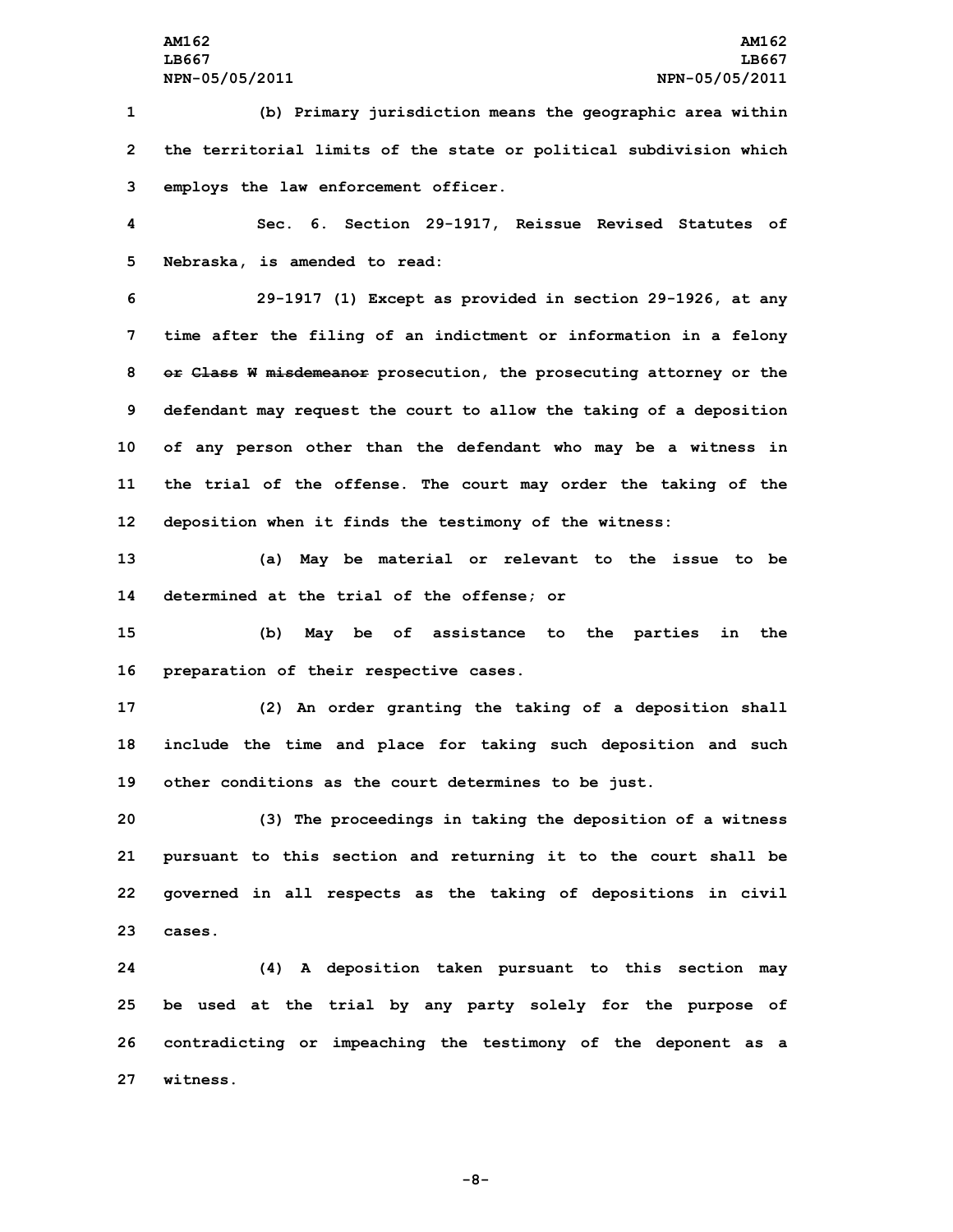(b) Primary jurisdiction means the geographic area within the territorial limits of the state or political subdivision which employs the law enforcement officer.

Sec. 6. Section 29-1917, Reissue Revised Statutes of Nebraska, is amended to read:

29-1917 (1) Except as provided in section 29-1926, at any time after the filing of an indictment or information in a felony ~~or Class W misdemeanor~~ prosecution, the prosecuting attorney or the defendant may request the court to allow the taking of a deposition of any person other than the defendant who may be a witness in the trial of the offense. The court may order the taking of the deposition when it finds the testimony of the witness:

(a) May be material or relevant to the issue to be determined at the trial of the offense; or

(b) May be of assistance to the parties in the preparation of their respective cases.

(2) An order granting the taking of a deposition shall include the time and place for taking such deposition and such other conditions as the court determines to be just.

(3) The proceedings in taking the deposition of a witness pursuant to this section and returning it to the court shall be governed in all respects as the taking of depositions in civil cases.

(4) A deposition taken pursuant to this section may be used at the trial by any party solely for the purpose of contradicting or impeaching the testimony of the deponent as a witness.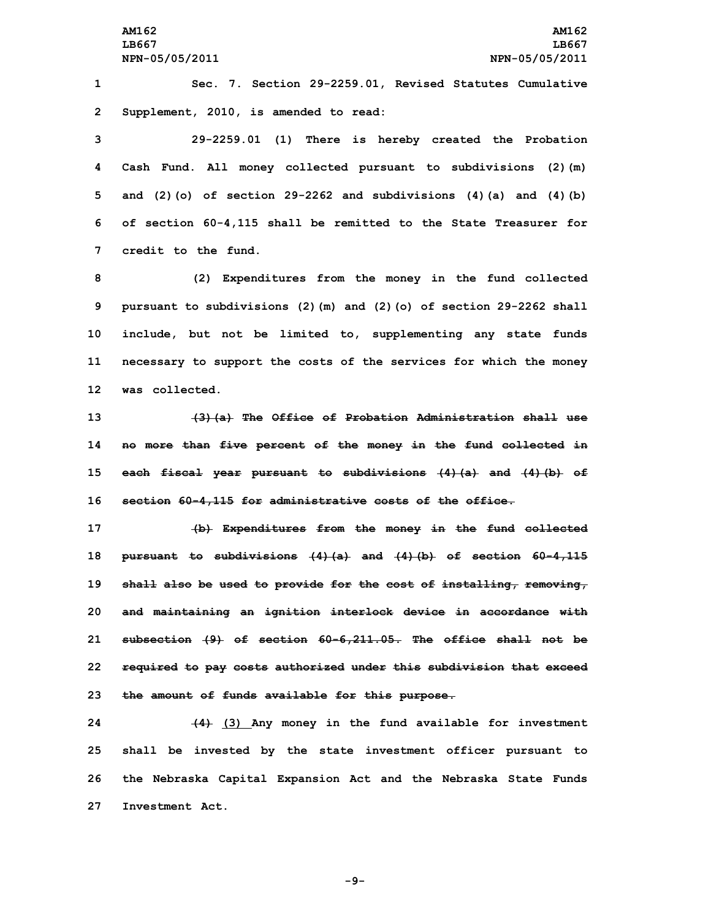Sec. 7. Section 29-2259.01, Revised Statutes Cumulative Supplement, 2010, is amended to read:

29-2259.01 (1) There is hereby created the Probation Cash Fund. All money collected pursuant to subdivisions (2)(m) and (2)(o) of section 29-2262 and subdivisions (4)(a) and (4)(b) of section 60-4,115 shall be remitted to the State Treasurer for credit to the fund.

(2) Expenditures from the money in the fund collected pursuant to subdivisions (2)(m) and (2)(o) of section 29-2262 shall include, but not be limited to, supplementing any state funds necessary to support the costs of the services for which the money was collected.

~~(3)(a) The Office of Probation Administration shall use no more than five percent of the money in the fund collected in each fiscal year pursuant to subdivisions (4)(a) and (4)(b) of section 60-4,115 for administrative costs of the office.~~

~~(b) Expenditures from the money in the fund collected pursuant to subdivisions (4)(a) and (4)(b) of section 60-4,115 shall also be used to provide for the cost of installing, removing, and maintaining an ignition interlock device in accordance with subsection (9) of section 60-6,211.05. The office shall not be required to pay costs authorized under this subdivision that exceed the amount of funds available for this purpose.~~

~~(4)~~ (3) Any money in the fund available for investment shall be invested by the state investment officer pursuant to the Nebraska Capital Expansion Act and the Nebraska State Funds Investment Act.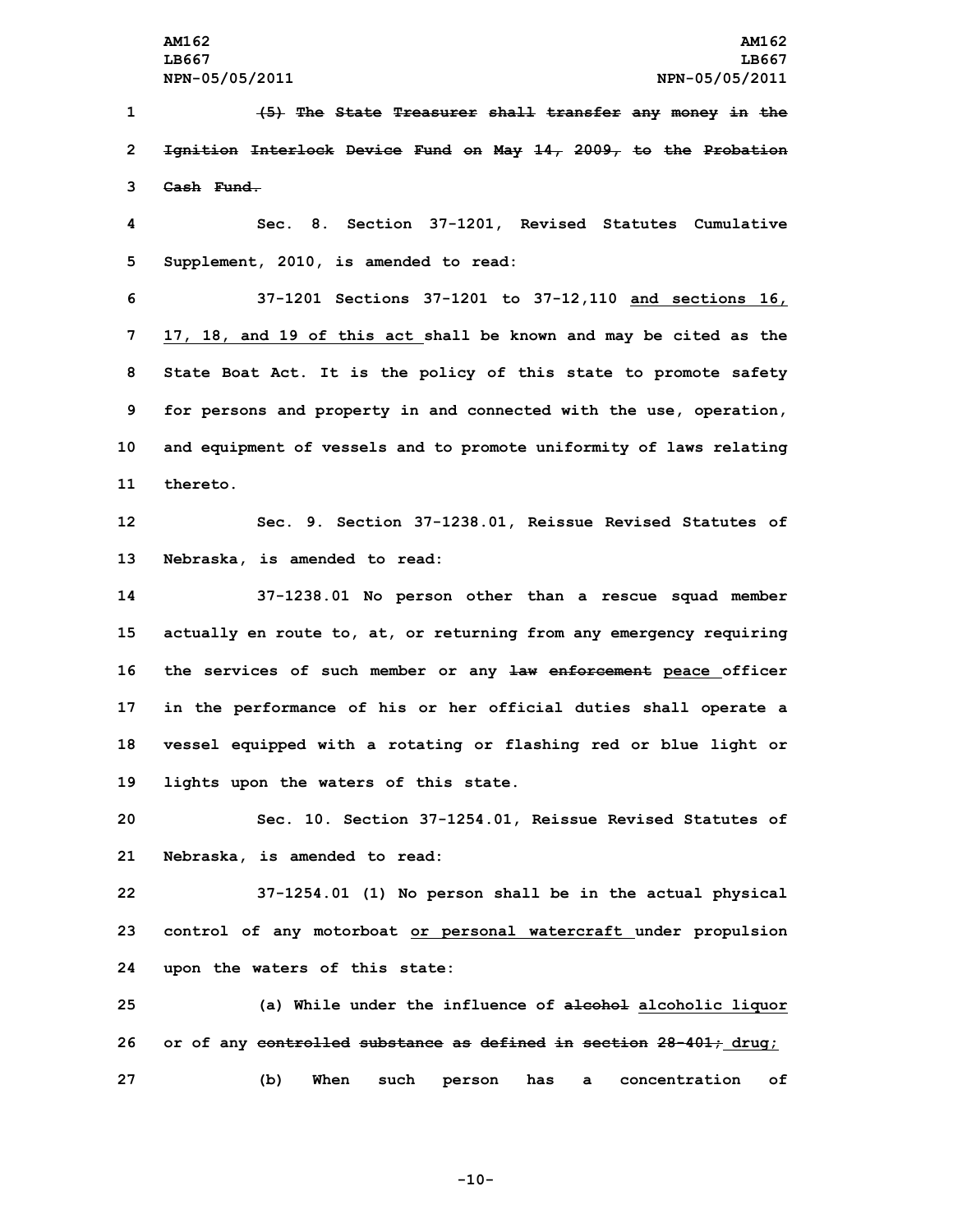~~(5) The State Treasurer shall transfer any money in the Ignition Interlock Device Fund on May 14, 2009, to the Probation Cash Fund.~~

Sec. 8. Section 37-1201, Revised Statutes Cumulative Supplement, 2010, is amended to read:

37-1201 Sections 37-1201 to 37-12,110 <u>and sections 16, 17, 18, and 19 of this act</u> shall be known and may be cited as the State Boat Act. It is the policy of this state to promote safety for persons and property in and connected with the use, operation, and equipment of vessels and to promote uniformity of laws relating thereto.

Sec. 9. Section 37-1238.01, Reissue Revised Statutes of Nebraska, is amended to read:

37-1238.01 No person other than a rescue squad member actually en route to, at, or returning from any emergency requiring the services of such member or any ~~law enforcement~~ <u>peace</u> officer in the performance of his or her official duties shall operate a vessel equipped with a rotating or flashing red or blue light or lights upon the waters of this state.

Sec. 10. Section 37-1254.01, Reissue Revised Statutes of Nebraska, is amended to read:

37-1254.01 (1) No person shall be in the actual physical control of any motorboat <u>or personal watercraft</u> under propulsion upon the waters of this state:

(a) While under the influence of ~~alcohol~~ <u>alcoholic liquor</u> or of any ~~controlled substance as defined in section 28-401;~~ <u>drug;</u>

(b) When such person has a concentration of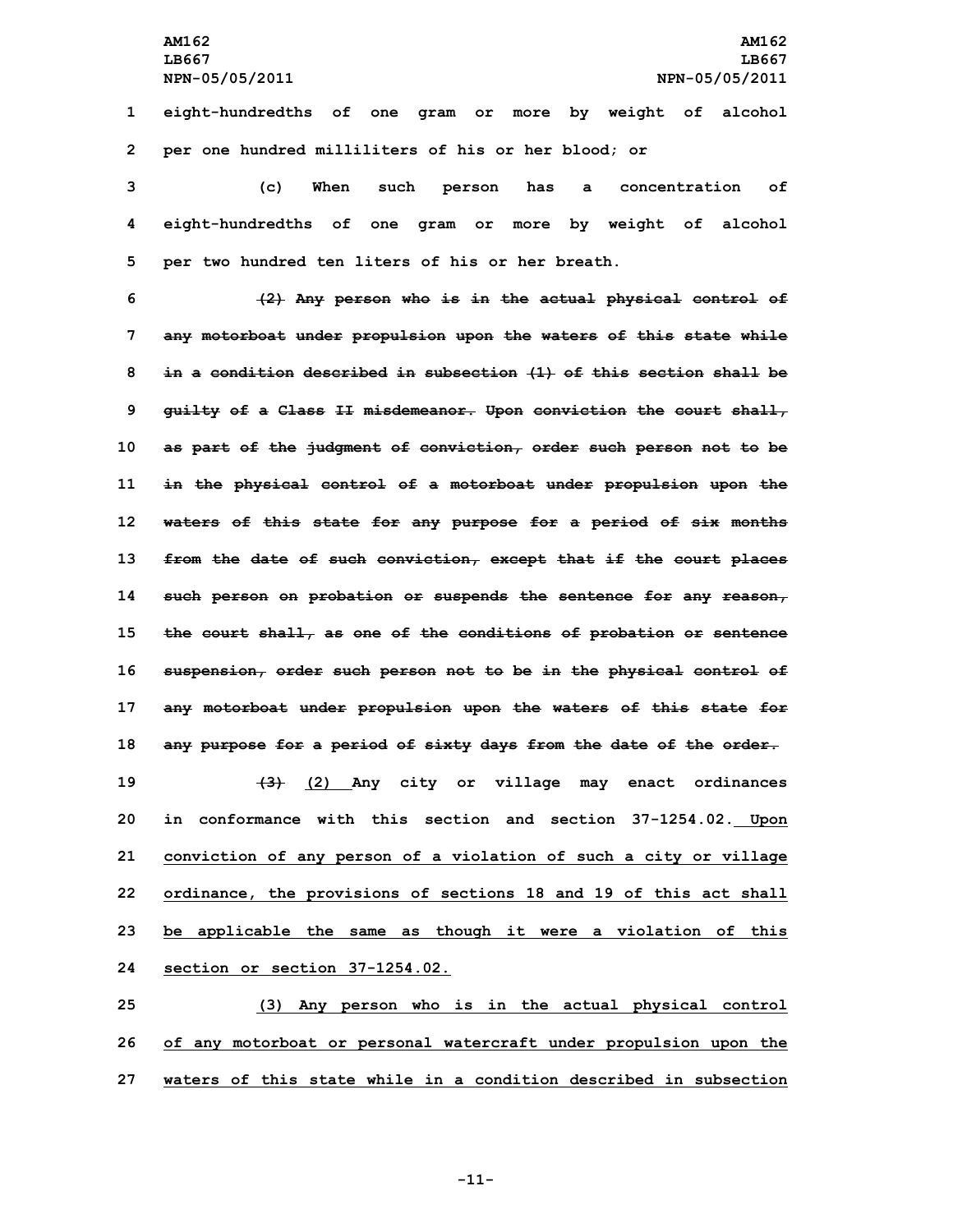eight-hundredths of one gram or more by weight of alcohol per one hundred milliliters of his or her blood; or

(c) When such person has a concentration of eight-hundredths of one gram or more by weight of alcohol per two hundred ten liters of his or her breath.

~~(2) Any person who is in the actual physical control of any motorboat under propulsion upon the waters of this state while in a condition described in subsection (1) of this section shall be guilty of a Class II misdemeanor. Upon conviction the court shall, as part of the judgment of conviction, order such person not to be in the physical control of a motorboat under propulsion upon the waters of this state for any purpose for a period of six months from the date of such conviction, except that if the court places such person on probation or suspends the sentence for any reason, the court shall, as one of the conditions of probation or sentence suspension, order such person not to be in the physical control of any motorboat under propulsion upon the waters of this state for any purpose for a period of sixty days from the date of the order.~~

~~(3)~~ <u>(2)</u> Any city or village may enact ordinances in conformance with this section and section 37-1254.02.<u> Upon conviction of any person of a violation of such a city or village ordinance, the provisions of sections 18 and 19 of this act shall be applicable the same as though it were a violation of this section or section 37-1254.02.</u>

<u>(3) Any person who is in the actual physical control of any motorboat or personal watercraft under propulsion upon the waters of this state while in a condition described in subsection</u>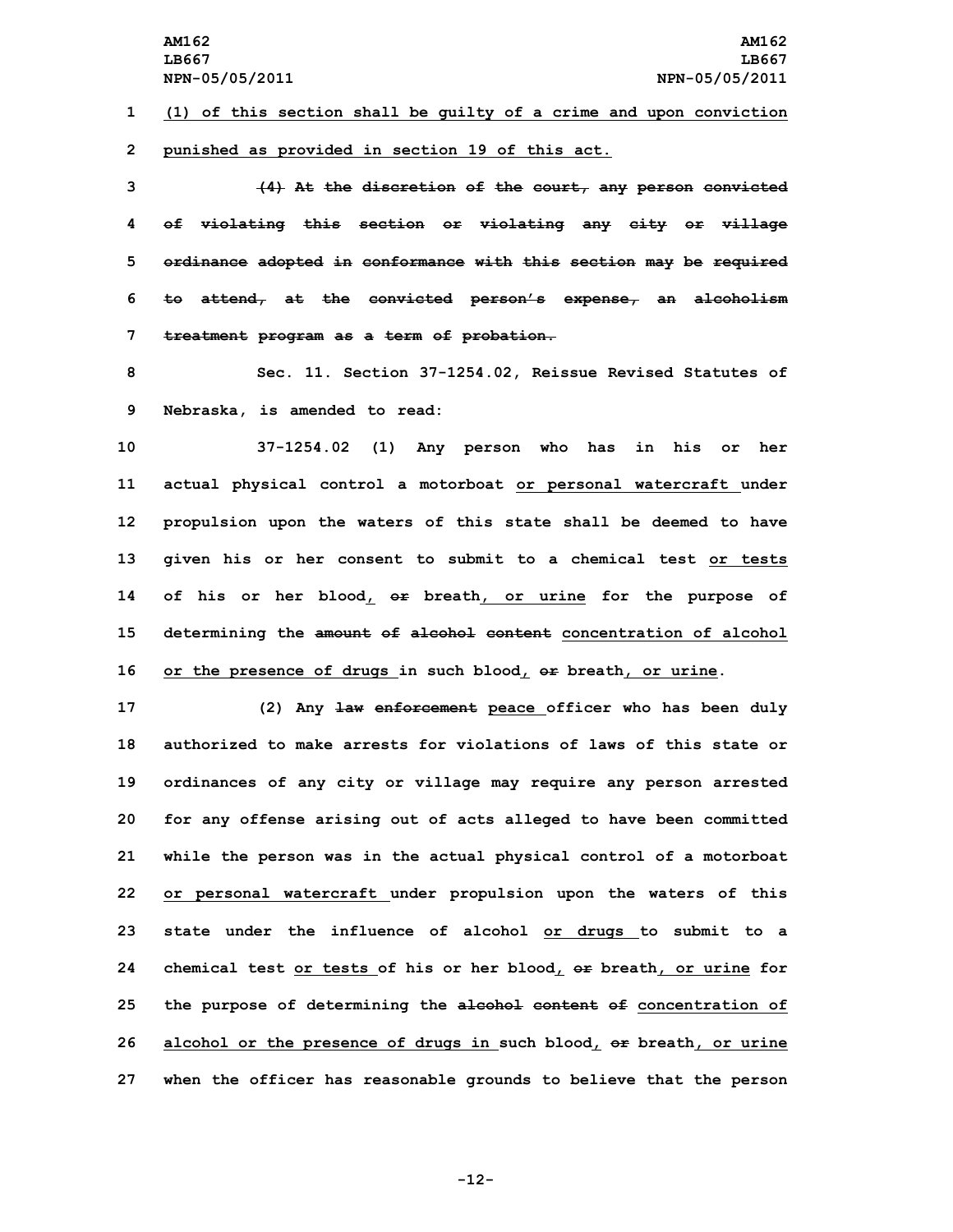(1) of this section shall be guilty of a crime and upon conviction punished as provided in section 19 of this act.

~~(4) At the discretion of the court, any person convicted of violating this section or violating any city or village ordinance adopted in conformance with this section may be required to attend, at the convicted person's expense, an alcoholism treatment program as a term of probation.~~

Sec. 11. Section 37-1254.02, Reissue Revised Statutes of Nebraska, is amended to read:

37-1254.02 (1) Any person who has in his or her actual physical control a motorboat <u>or personal watercraft</u> under propulsion upon the waters of this state shall be deemed to have given his or her consent to submit to a chemical test <u>or tests</u> of his or her blood<u>,</u> ~~or~~ breath<u>, or urine</u> for the purpose of determining the ~~amount of alcohol content~~ <u>concentration of alcohol or the presence of drugs</u> in such blood<u>,</u> ~~or~~ breath<u>, or urine</u>.

(2) Any ~~law enforcement~~ <u>peace</u> officer who has been duly authorized to make arrests for violations of laws of this state or ordinances of any city or village may require any person arrested for any offense arising out of acts alleged to have been committed while the person was in the actual physical control of a motorboat <u>or personal watercraft</u> under propulsion upon the waters of this state under the influence of alcohol <u>or drugs</u> to submit to a chemical test <u>or tests</u> of his or her blood<u>,</u> ~~or~~ breath<u>, or urine</u> for the purpose of determining the ~~alcohol content of~~ <u>concentration of alcohol or the presence of drugs in</u> such blood<u>,</u> ~~or~~ breath<u>, or urine</u> when the officer has reasonable grounds to believe that the person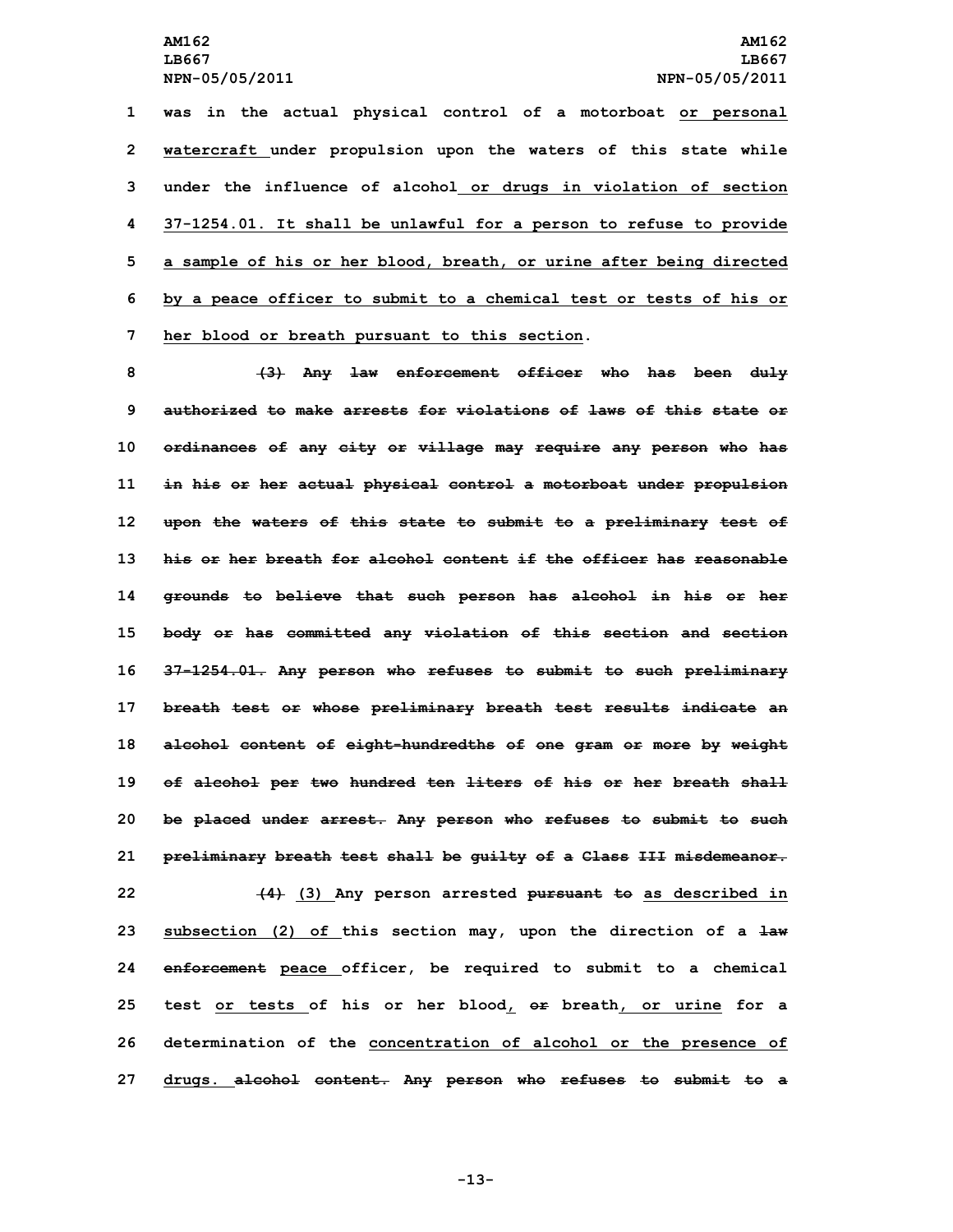was in the actual physical control of a motorboat or personal watercraft under propulsion upon the waters of this state while under the influence of alcohol or drugs in violation of section 37-1254.01. It shall be unlawful for a person to refuse to provide a sample of his or her blood, breath, or urine after being directed by a peace officer to submit to a chemical test or tests of his or her blood or breath pursuant to this section.

~~(3) Any law enforcement officer who has been duly authorized to make arrests for violations of laws of this state or ordinances of any city or village may require any person who has in his or her actual physical control a motorboat under propulsion upon the waters of this state to submit to a preliminary test of his or her breath for alcohol content if the officer has reasonable grounds to believe that such person has alcohol in his or her body or has committed any violation of this section and section 37-1254.01. Any person who refuses to submit to such preliminary breath test or whose preliminary breath test results indicate an alcohol content of eight-hundredths of one gram or more by weight of alcohol per two hundred ten liters of his or her breath shall be placed under arrest. Any person who refuses to submit to such preliminary breath test shall be guilty of a Class III misdemeanor.~~

~~(4)~~ (3) Any person arrested ~~pursuant to~~ as described in subsection (2) of this section may, upon the direction of a ~~law enforcement~~ peace officer, be required to submit to a chemical test or tests of his or her blood, ~~or~~ breath, or urine for a determination of the concentration of alcohol or the presence of drugs. ~~alcohol content. Any person who refuses to submit to a~~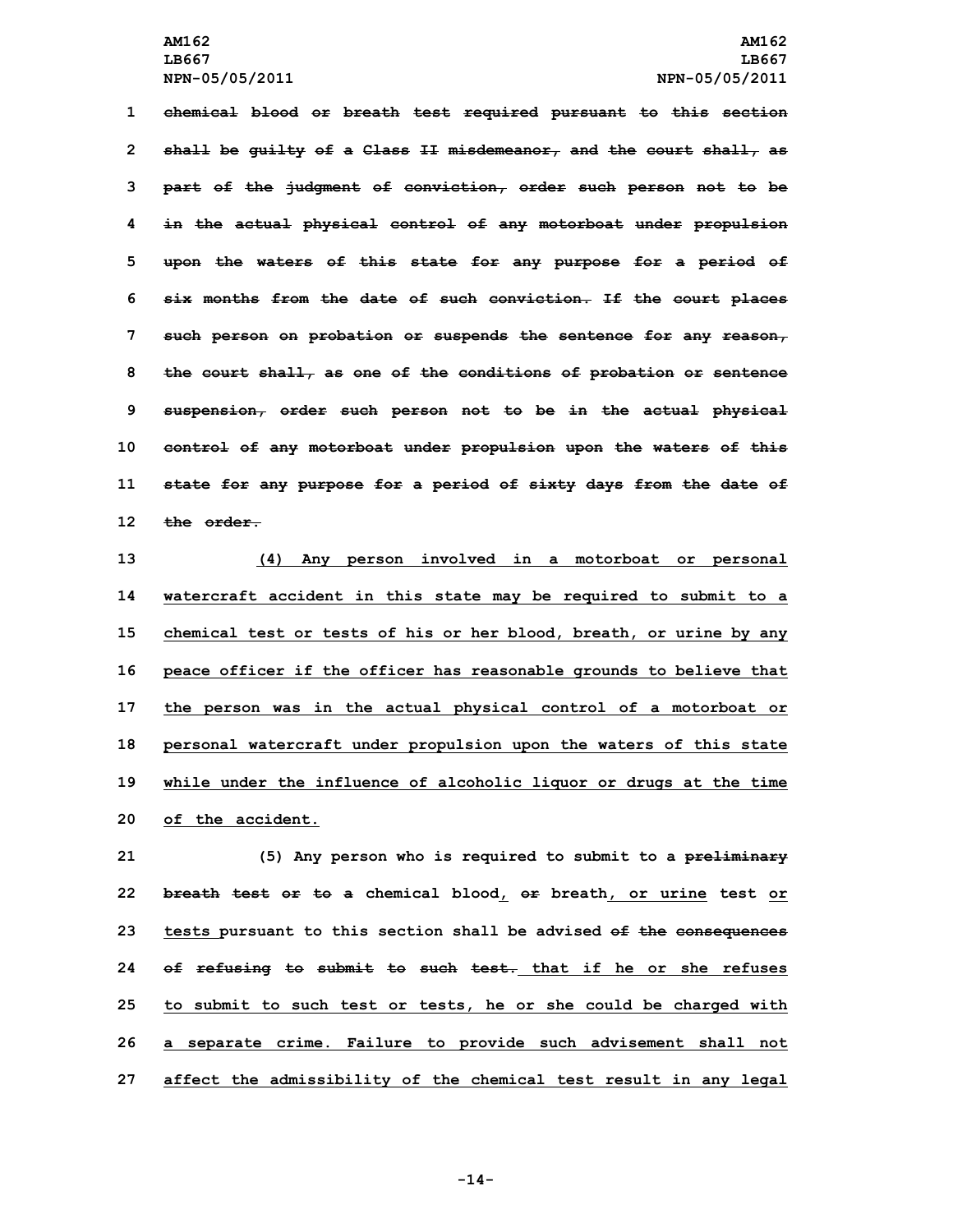~~chemical blood or breath test required pursuant to this section shall be guilty of a Class II misdemeanor, and the court shall, as part of the judgment of conviction, order such person not to be in the actual physical control of any motorboat under propulsion upon the waters of this state for any purpose for a period of six months from the date of such conviction. If the court places such person on probation or suspends the sentence for any reason, the court shall, as one of the conditions of probation or sentence suspension, order such person not to be in the actual physical control of any motorboat under propulsion upon the waters of this state for any purpose for a period of sixty days from the date of the order.~~

<u>(4) Any person involved in a motorboat or personal watercraft accident in this state may be required to submit to a chemical test or tests of his or her blood, breath, or urine by any peace officer if the officer has reasonable grounds to believe that the person was in the actual physical control of a motorboat or personal watercraft under propulsion upon the waters of this state while under the influence of alcoholic liquor or drugs at the time of the accident.</u>

(5) Any person who is required to submit to a ~~preliminary breath test or to a~~ chemical blood<u>,</u> ~~or~~ breath<u>, or urine</u> test <u>or tests</u> pursuant to this section shall be advised ~~of the consequences of refusing to submit to such test.~~ <u>that if he or she refuses to submit to such test or tests, he or she could be charged with a separate crime. Failure to provide such advisement shall not affect the admissibility of the chemical test result in any legal</u>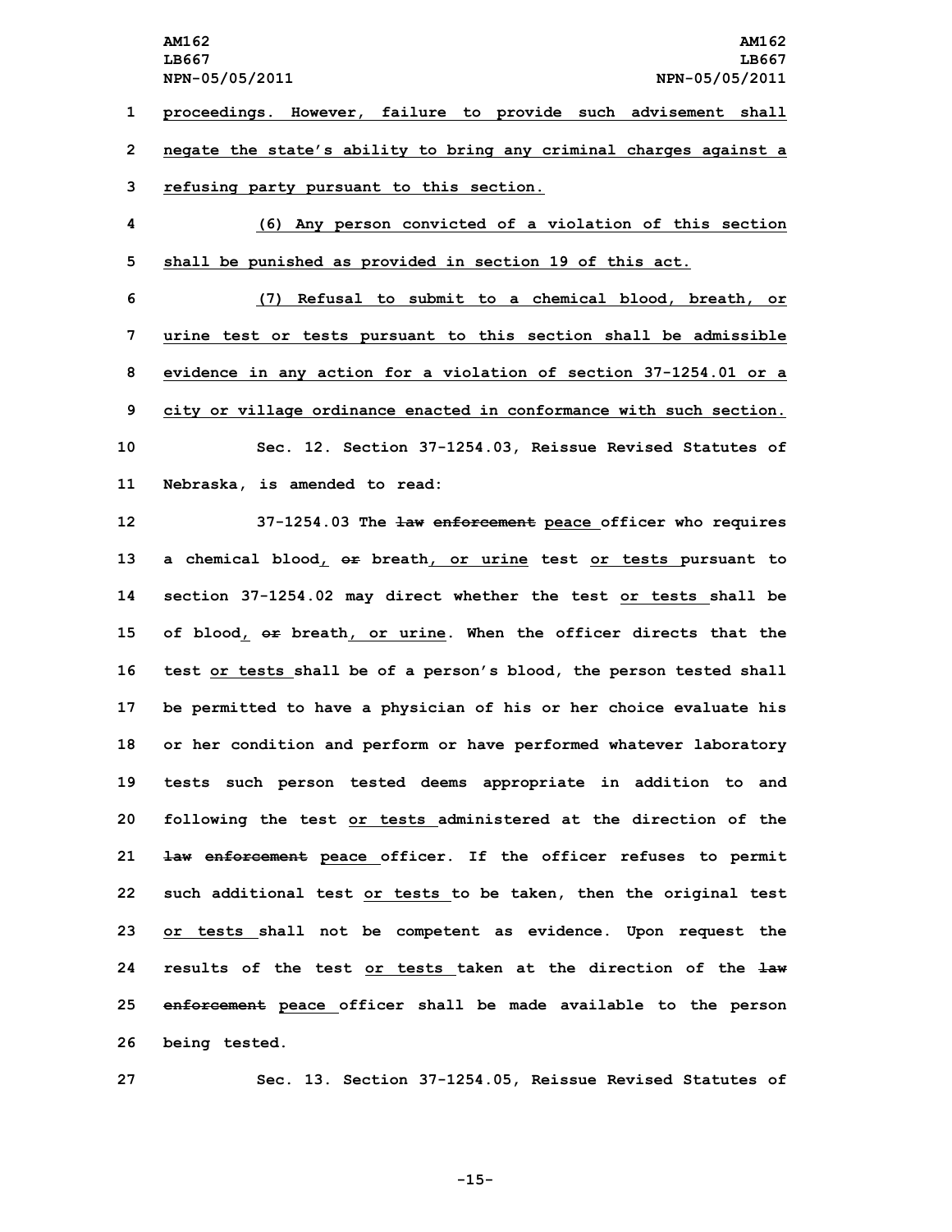proceedings. However, failure to provide such advisement shall negate the state's ability to bring any criminal charges against a refusing party pursuant to this section.

(6) Any person convicted of a violation of this section shall be punished as provided in section 19 of this act.

(7) Refusal to submit to a chemical blood, breath, or urine test or tests pursuant to this section shall be admissible evidence in any action for a violation of section 37-1254.01 or a city or village ordinance enacted in conformance with such section.

Sec. 12. Section 37-1254.03, Reissue Revised Statutes of Nebraska, is amended to read:

37-1254.03 The ~~law enforcement~~ peace officer who requires a chemical blood, ~~or~~ breath, or urine test or tests pursuant to section 37-1254.02 may direct whether the test or tests shall be of blood, ~~or~~ breath, or urine. When the officer directs that the test or tests shall be of a person's blood, the person tested shall be permitted to have a physician of his or her choice evaluate his or her condition and perform or have performed whatever laboratory tests such person tested deems appropriate in addition to and following the test or tests administered at the direction of the ~~law enforcement~~ peace officer. If the officer refuses to permit such additional test or tests to be taken, then the original test or tests shall not be competent as evidence. Upon request the results of the test or tests taken at the direction of the ~~law enforcement~~ peace officer shall be made available to the person being tested.

Sec. 13. Section 37-1254.05, Reissue Revised Statutes of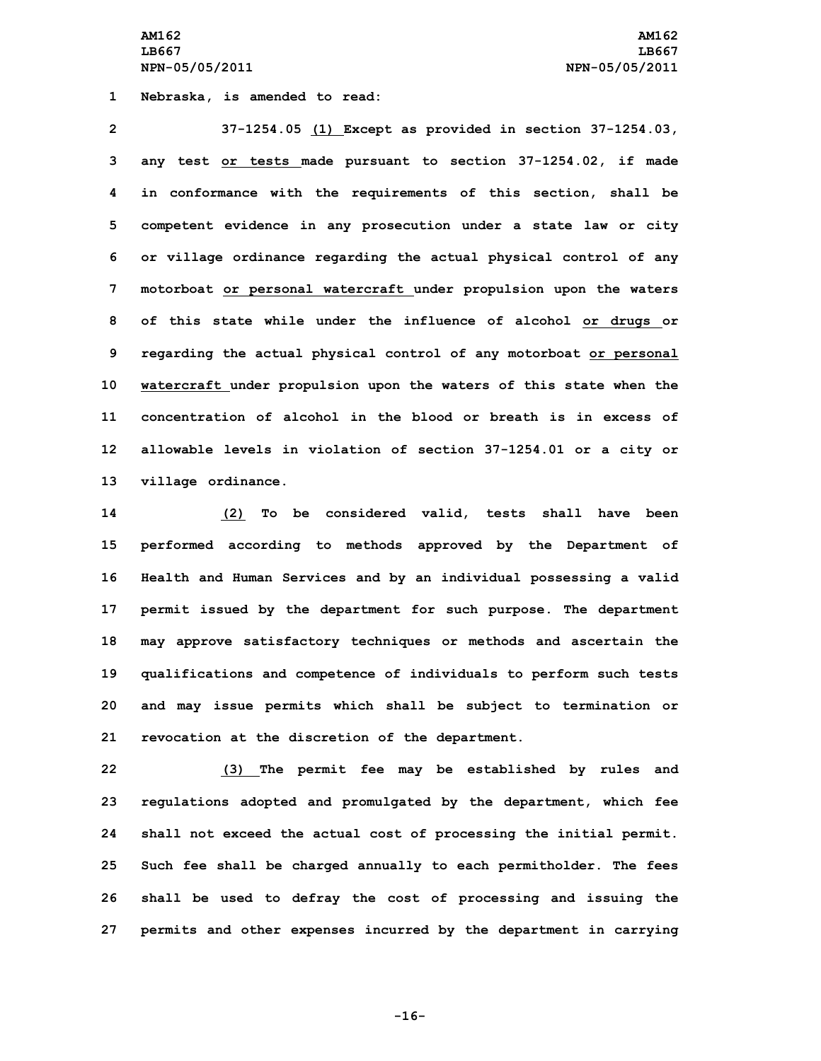Nebraska, is amended to read:

37-1254.05 (1) Except as provided in section 37-1254.03, any test or tests made pursuant to section 37-1254.02, if made in conformance with the requirements of this section, shall be competent evidence in any prosecution under a state law or city or village ordinance regarding the actual physical control of any motorboat or personal watercraft under propulsion upon the waters of this state while under the influence of alcohol or drugs or regarding the actual physical control of any motorboat or personal watercraft under propulsion upon the waters of this state when the concentration of alcohol in the blood or breath is in excess of allowable levels in violation of section 37-1254.01 or a city or village ordinance.

(2) To be considered valid, tests shall have been performed according to methods approved by the Department of Health and Human Services and by an individual possessing a valid permit issued by the department for such purpose. The department may approve satisfactory techniques or methods and ascertain the qualifications and competence of individuals to perform such tests and may issue permits which shall be subject to termination or revocation at the discretion of the department.

(3) The permit fee may be established by rules and regulations adopted and promulgated by the department, which fee shall not exceed the actual cost of processing the initial permit. Such fee shall be charged annually to each permitholder. The fees shall be used to defray the cost of processing and issuing the permits and other expenses incurred by the department in carrying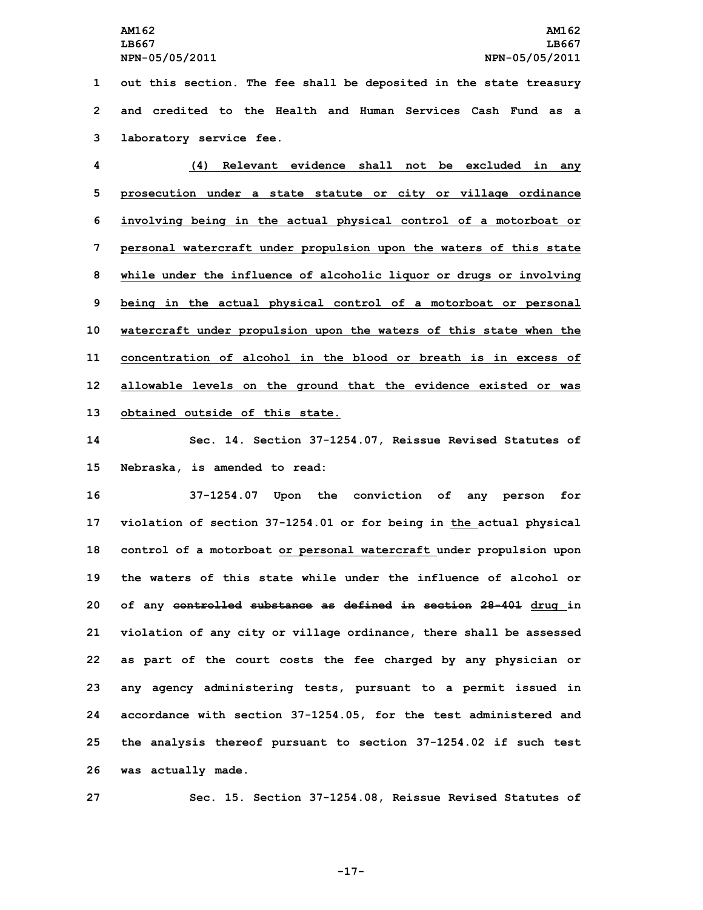out this section. The fee shall be deposited in the state treasury and credited to the Health and Human Services Cash Fund as a laboratory service fee.

(4) Relevant evidence shall not be excluded in any prosecution under a state statute or city or village ordinance involving being in the actual physical control of a motorboat or personal watercraft under propulsion upon the waters of this state while under the influence of alcoholic liquor or drugs or involving being in the actual physical control of a motorboat or personal watercraft under propulsion upon the waters of this state when the concentration of alcohol in the blood or breath is in excess of allowable levels on the ground that the evidence existed or was obtained outside of this state.

Sec. 14. Section 37-1254.07, Reissue Revised Statutes of Nebraska, is amended to read:

37-1254.07 Upon the conviction of any person for violation of section 37-1254.01 or for being in the actual physical control of a motorboat or personal watercraft under propulsion upon the waters of this state while under the influence of alcohol or of any ~~controlled substance as defined in section 28-401~~ drug in violation of any city or village ordinance, there shall be assessed as part of the court costs the fee charged by any physician or any agency administering tests, pursuant to a permit issued in accordance with section 37-1254.05, for the test administered and the analysis thereof pursuant to section 37-1254.02 if such test was actually made.

Sec. 15. Section 37-1254.08, Reissue Revised Statutes of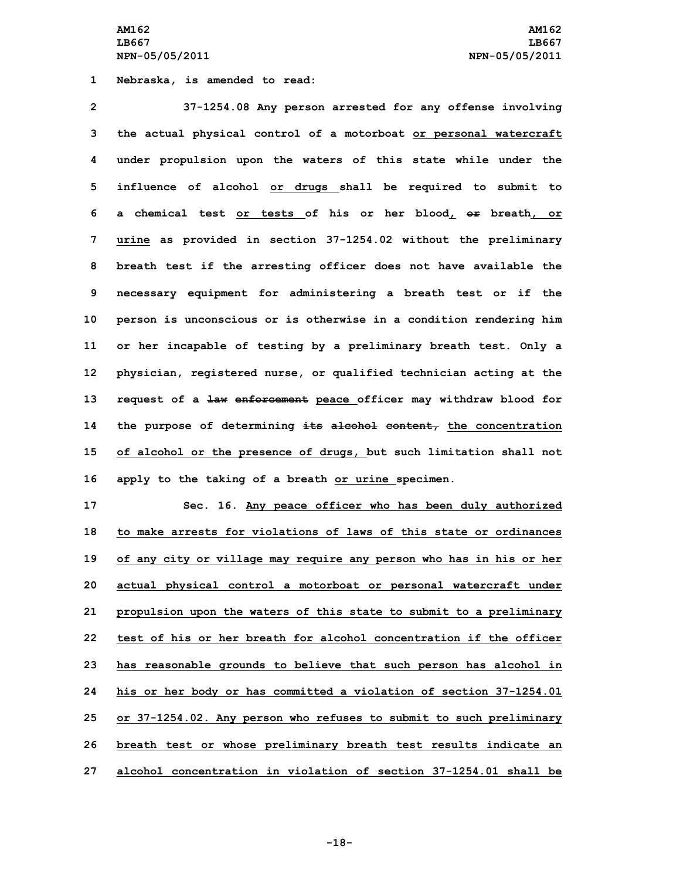Nebraska, is amended to read:

37-1254.08 Any person arrested for any offense involving the actual physical control of a motorboat or personal watercraft under propulsion upon the waters of this state while under the influence of alcohol or drugs shall be required to submit to a chemical test or tests of his or her blood, ~~or~~ breath, or urine as provided in section 37-1254.02 without the preliminary breath test if the arresting officer does not have available the necessary equipment for administering a breath test or if the person is unconscious or is otherwise in a condition rendering him or her incapable of testing by a preliminary breath test. Only a physician, registered nurse, or qualified technician acting at the request of a ~~law enforcement~~ peace officer may withdraw blood for the purpose of determining ~~its alcohol content,~~ the concentration of alcohol or the presence of drugs, but such limitation shall not apply to the taking of a breath or urine specimen.

Sec. 16. Any peace officer who has been duly authorized to make arrests for violations of laws of this state or ordinances of any city or village may require any person who has in his or her actual physical control a motorboat or personal watercraft under propulsion upon the waters of this state to submit to a preliminary test of his or her breath for alcohol concentration if the officer has reasonable grounds to believe that such person has alcohol in his or her body or has committed a violation of section 37-1254.01 or 37-1254.02. Any person who refuses to submit to such preliminary breath test or whose preliminary breath test results indicate an alcohol concentration in violation of section 37-1254.01 shall be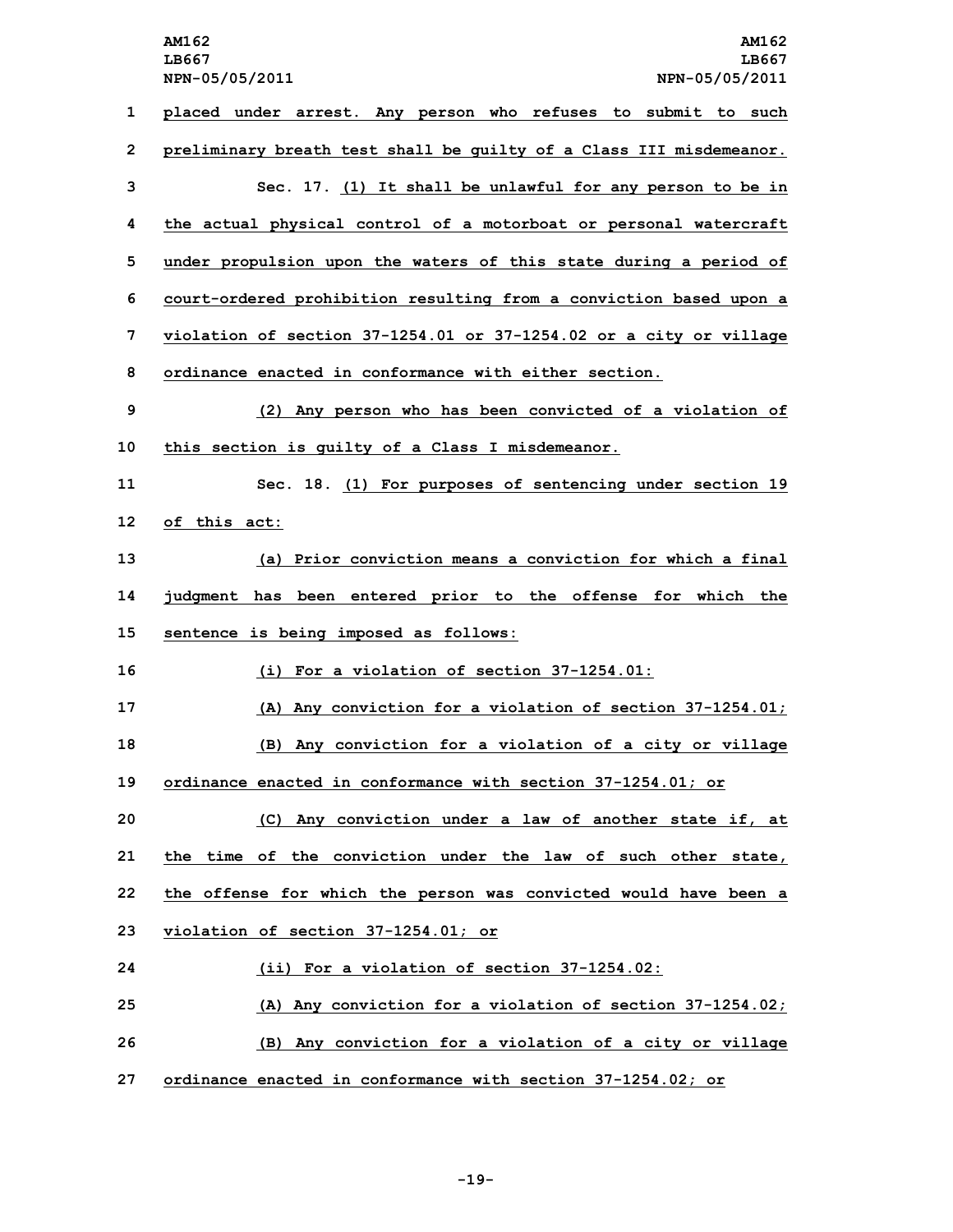placed under arrest. Any person who refuses to submit to such preliminary breath test shall be guilty of a Class III misdemeanor.

Sec. 17. (1) It shall be unlawful for any person to be in the actual physical control of a motorboat or personal watercraft under propulsion upon the waters of this state during a period of court-ordered prohibition resulting from a conviction based upon a violation of section 37-1254.01 or 37-1254.02 or a city or village ordinance enacted in conformance with either section.

(2) Any person who has been convicted of a violation of this section is guilty of a Class I misdemeanor.

Sec. 18. (1) For purposes of sentencing under section 19 of this act:

(a) Prior conviction means a conviction for which a final judgment has been entered prior to the offense for which the sentence is being imposed as follows:

(i) For a violation of section 37-1254.01:

(A) Any conviction for a violation of section 37-1254.01;

(B) Any conviction for a violation of a city or village ordinance enacted in conformance with section 37-1254.01; or

(C) Any conviction under a law of another state if, at the time of the conviction under the law of such other state, the offense for which the person was convicted would have been a violation of section 37-1254.01; or

(ii) For a violation of section 37-1254.02:

(A) Any conviction for a violation of section 37-1254.02;

(B) Any conviction for a violation of a city or village ordinance enacted in conformance with section 37-1254.02; or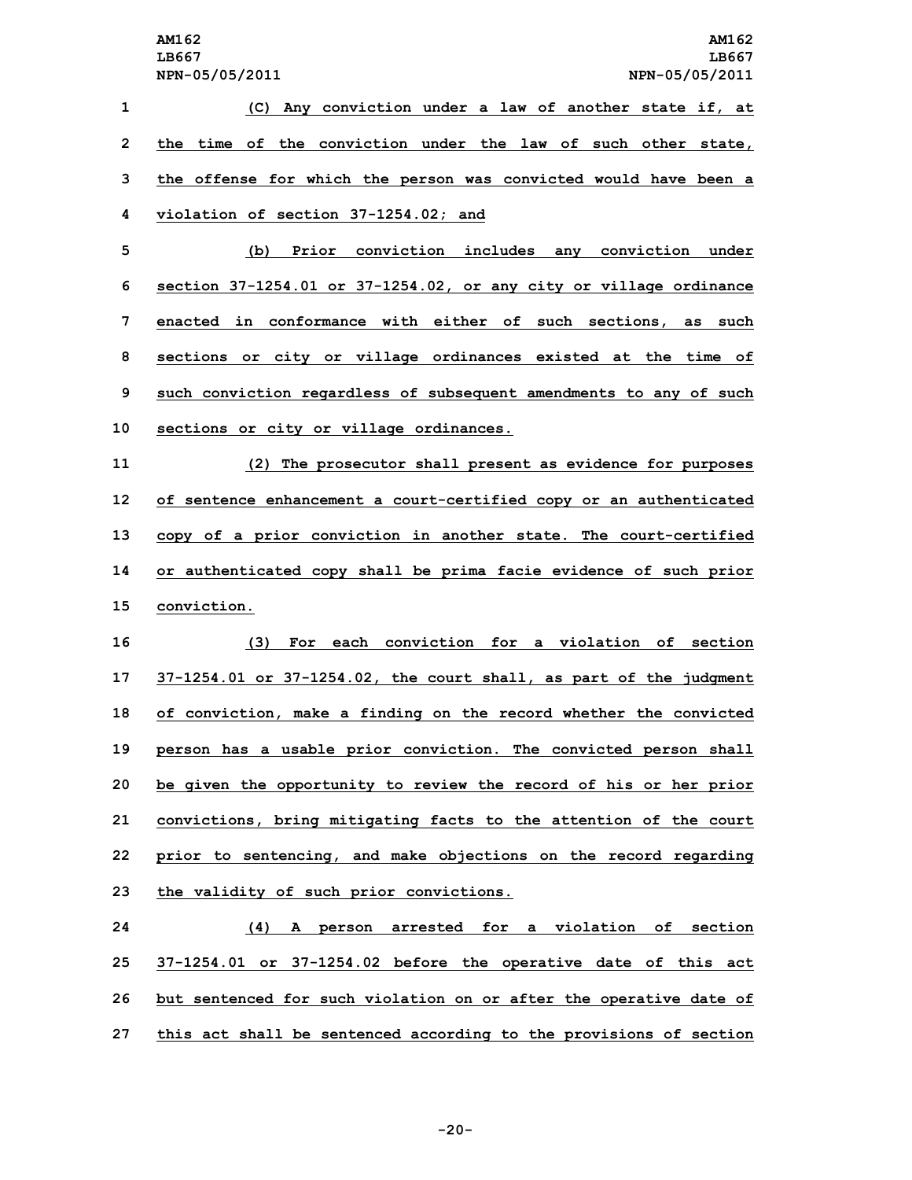(C) Any conviction under a law of another state if, at the time of the conviction under the law of such other state, the offense for which the person was convicted would have been a violation of section 37-1254.02; and

(b) Prior conviction includes any conviction under section 37-1254.01 or 37-1254.02, or any city or village ordinance enacted in conformance with either of such sections, as such sections or city or village ordinances existed at the time of such conviction regardless of subsequent amendments to any of such sections or city or village ordinances.

(2) The prosecutor shall present as evidence for purposes of sentence enhancement a court-certified copy or an authenticated copy of a prior conviction in another state. The court-certified or authenticated copy shall be prima facie evidence of such prior conviction.

(3) For each conviction for a violation of section 37-1254.01 or 37-1254.02, the court shall, as part of the judgment of conviction, make a finding on the record whether the convicted person has a usable prior conviction. The convicted person shall be given the opportunity to review the record of his or her prior convictions, bring mitigating facts to the attention of the court prior to sentencing, and make objections on the record regarding the validity of such prior convictions.

(4) A person arrested for a violation of section 37-1254.01 or 37-1254.02 before the operative date of this act but sentenced for such violation on or after the operative date of this act shall be sentenced according to the provisions of section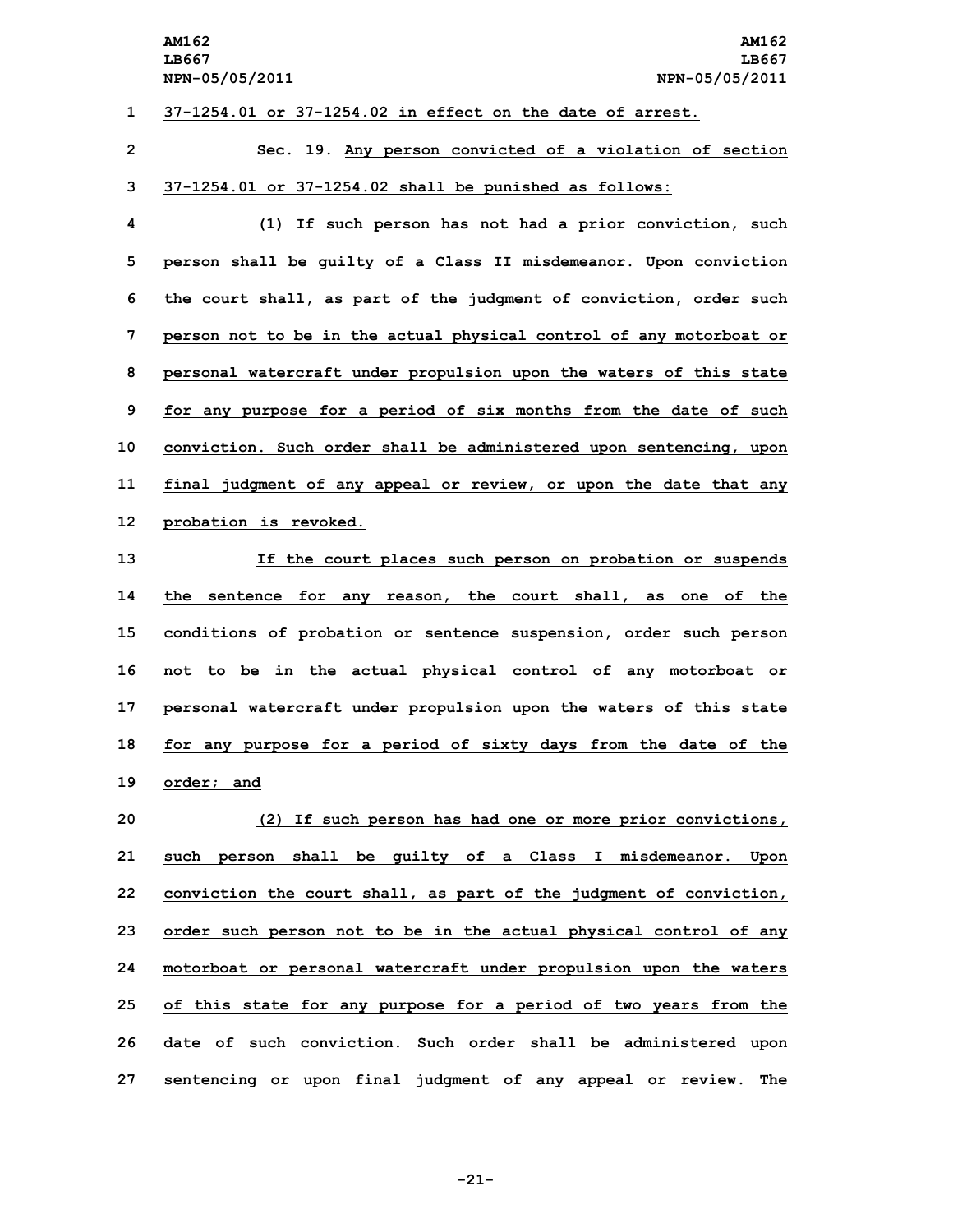37-1254.01 or 37-1254.02 in effect on the date of arrest.

Sec. 19. Any person convicted of a violation of section 37-1254.01 or 37-1254.02 shall be punished as follows:

(1) If such person has not had a prior conviction, such person shall be guilty of a Class II misdemeanor. Upon conviction the court shall, as part of the judgment of conviction, order such person not to be in the actual physical control of any motorboat or personal watercraft under propulsion upon the waters of this state for any purpose for a period of six months from the date of such conviction. Such order shall be administered upon sentencing, upon final judgment of any appeal or review, or upon the date that any probation is revoked.

If the court places such person on probation or suspends the sentence for any reason, the court shall, as one of the conditions of probation or sentence suspension, order such person not to be in the actual physical control of any motorboat or personal watercraft under propulsion upon the waters of this state for any purpose for a period of sixty days from the date of the order; and

(2) If such person has had one or more prior convictions, such person shall be guilty of a Class I misdemeanor. Upon conviction the court shall, as part of the judgment of conviction, order such person not to be in the actual physical control of any motorboat or personal watercraft under propulsion upon the waters of this state for any purpose for a period of two years from the date of such conviction. Such order shall be administered upon sentencing or upon final judgment of any appeal or review. The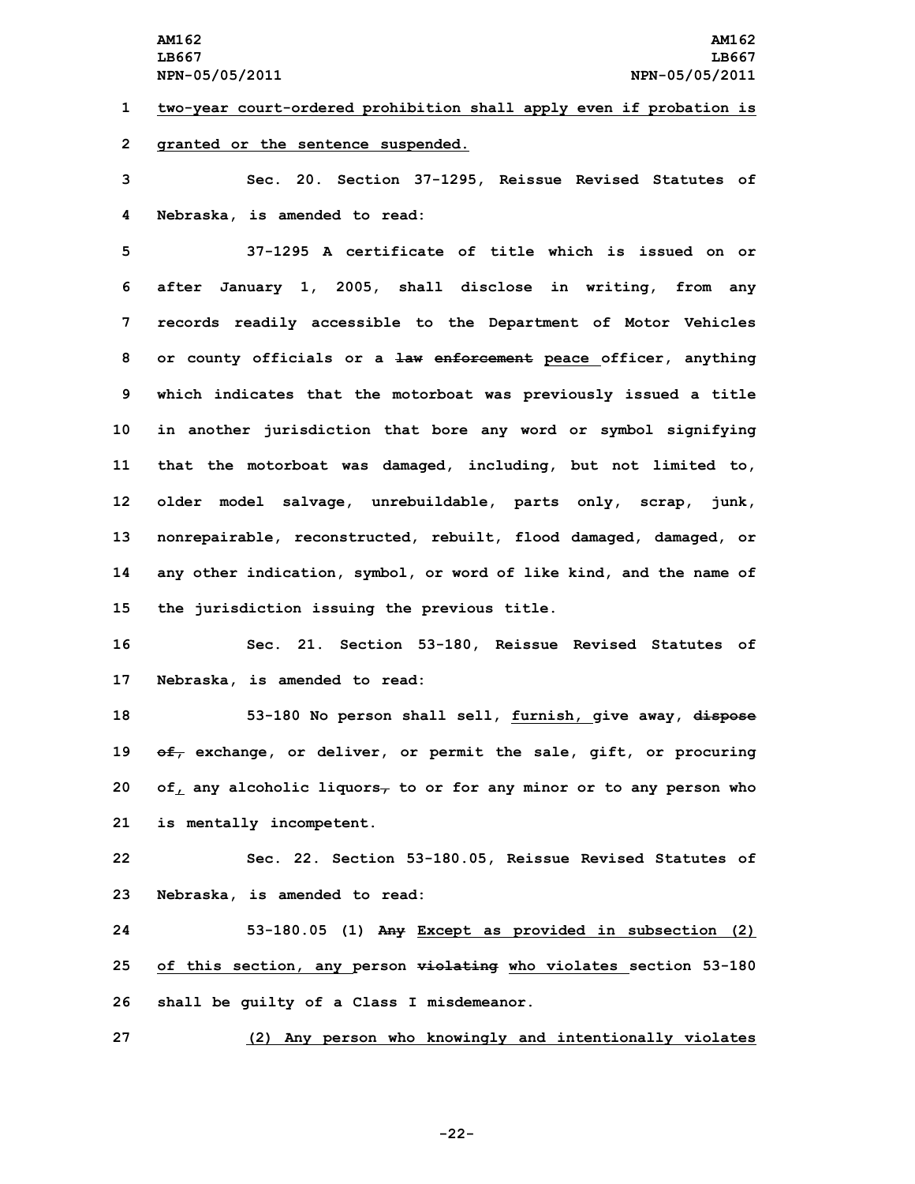two-year court-ordered prohibition shall apply even if probation is granted or the sentence suspended.

Sec. 20. Section 37-1295, Reissue Revised Statutes of Nebraska, is amended to read:

37-1295 A certificate of title which is issued on or after January 1, 2005, shall disclose in writing, from any records readily accessible to the Department of Motor Vehicles or county officials or a ~~law enforcement~~ peace officer, anything which indicates that the motorboat was previously issued a title in another jurisdiction that bore any word or symbol signifying that the motorboat was damaged, including, but not limited to, older model salvage, unrebuildable, parts only, scrap, junk, nonrepairable, reconstructed, rebuilt, flood damaged, damaged, or any other indication, symbol, or word of like kind, and the name of the jurisdiction issuing the previous title.

Sec. 21. Section 53-180, Reissue Revised Statutes of Nebraska, is amended to read:

53-180 No person shall sell, furnish, give away, ~~dispose of,~~ exchange, or deliver, or permit the sale, gift, or procuring of, any alcoholic liquors~~,~~ to or for any minor or to any person who is mentally incompetent.

Sec. 22. Section 53-180.05, Reissue Revised Statutes of Nebraska, is amended to read:

53-180.05 (1) ~~Any~~ Except as provided in subsection (2) of this section, any person ~~violating~~ who violates section 53-180 shall be guilty of a Class I misdemeanor.

(2) Any person who knowingly and intentionally violates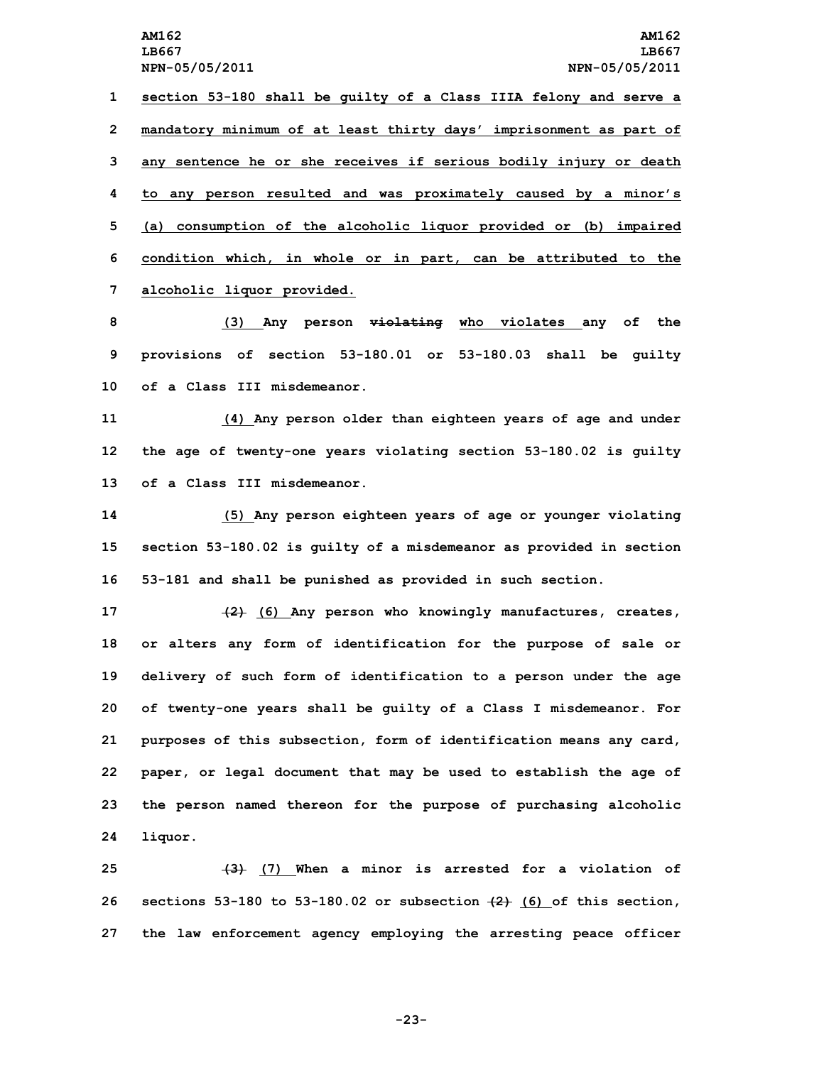section 53-180 shall be guilty of a Class IIIA felony and serve a mandatory minimum of at least thirty days' imprisonment as part of any sentence he or she receives if serious bodily injury or death to any person resulted and was proximately caused by a minor's (a) consumption of the alcoholic liquor provided or (b) impaired condition which, in whole or in part, can be attributed to the alcoholic liquor provided.

(3) Any person ~~violating~~ who violates any of the provisions of section 53-180.01 or 53-180.03 shall be guilty of a Class III misdemeanor.

(4) Any person older than eighteen years of age and under the age of twenty-one years violating section 53-180.02 is guilty of a Class III misdemeanor.

(5) Any person eighteen years of age or younger violating section 53-180.02 is guilty of a misdemeanor as provided in section 53-181 and shall be punished as provided in such section.

~~(2)~~ (6) Any person who knowingly manufactures, creates, or alters any form of identification for the purpose of sale or delivery of such form of identification to a person under the age of twenty-one years shall be guilty of a Class I misdemeanor. For purposes of this subsection, form of identification means any card, paper, or legal document that may be used to establish the age of the person named thereon for the purpose of purchasing alcoholic liquor.

~~(3)~~ (7) When a minor is arrested for a violation of sections 53-180 to 53-180.02 or subsection ~~(2)~~ (6) of this section, the law enforcement agency employing the arresting peace officer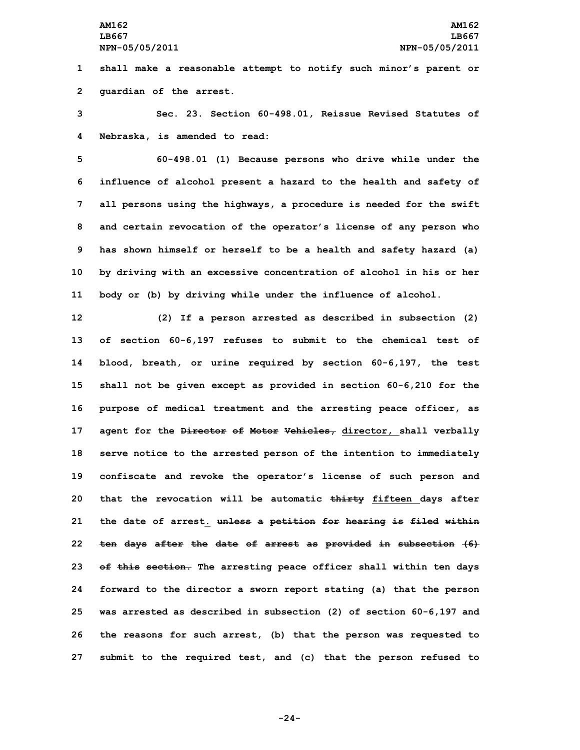shall make a reasonable attempt to notify such minor's parent or guardian of the arrest.

Sec. 23. Section 60-498.01, Reissue Revised Statutes of Nebraska, is amended to read:

60-498.01 (1) Because persons who drive while under the influence of alcohol present a hazard to the health and safety of all persons using the highways, a procedure is needed for the swift and certain revocation of the operator's license of any person who has shown himself or herself to be a health and safety hazard (a) by driving with an excessive concentration of alcohol in his or her body or (b) by driving while under the influence of alcohol.

(2) If a person arrested as described in subsection (2) of section 60-6,197 refuses to submit to the chemical test of blood, breath, or urine required by section 60-6,197, the test shall not be given except as provided in section 60-6,210 for the purpose of medical treatment and the arresting peace officer, as agent for the ~~Director of Motor Vehicles,~~ director, shall verbally serve notice to the arrested person of the intention to immediately confiscate and revoke the operator's license of such person and that the revocation will be automatic ~~thirty~~ fifteen days after the date of arrest. ~~unless a petition for hearing is filed within ten days after the date of arrest as provided in subsection (6) of this section.~~ The arresting peace officer shall within ten days forward to the director a sworn report stating (a) that the person was arrested as described in subsection (2) of section 60-6,197 and the reasons for such arrest, (b) that the person was requested to submit to the required test, and (c) that the person refused to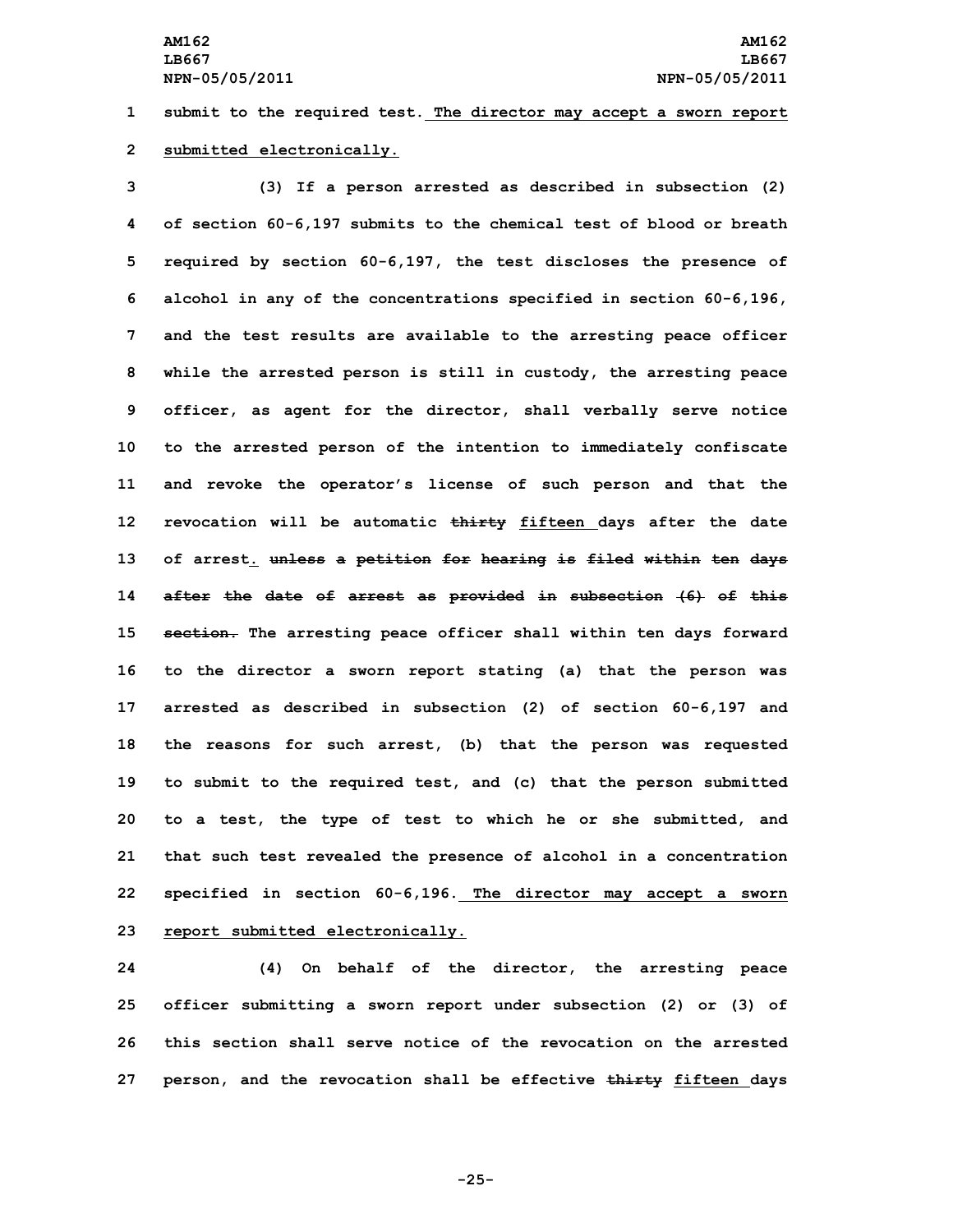submit to the required test. The director may accept a sworn report submitted electronically.

(3) If a person arrested as described in subsection (2) of section 60-6,197 submits to the chemical test of blood or breath required by section 60-6,197, the test discloses the presence of alcohol in any of the concentrations specified in section 60-6,196, and the test results are available to the arresting peace officer while the arrested person is still in custody, the arresting peace officer, as agent for the director, shall verbally serve notice to the arrested person of the intention to immediately confiscate and revoke the operator's license of such person and that the revocation will be automatic ~~thirty~~ fifteen days after the date of arrest. ~~unless a petition for hearing is filed within ten days after the date of arrest as provided in subsection (6) of this section.~~ The arresting peace officer shall within ten days forward to the director a sworn report stating (a) that the person was arrested as described in subsection (2) of section 60-6,197 and the reasons for such arrest, (b) that the person was requested to submit to the required test, and (c) that the person submitted to a test, the type of test to which he or she submitted, and that such test revealed the presence of alcohol in a concentration specified in section 60-6,196. The director may accept a sworn report submitted electronically.

(4) On behalf of the director, the arresting peace officer submitting a sworn report under subsection (2) or (3) of this section shall serve notice of the revocation on the arrested person, and the revocation shall be effective ~~thirty~~ fifteen days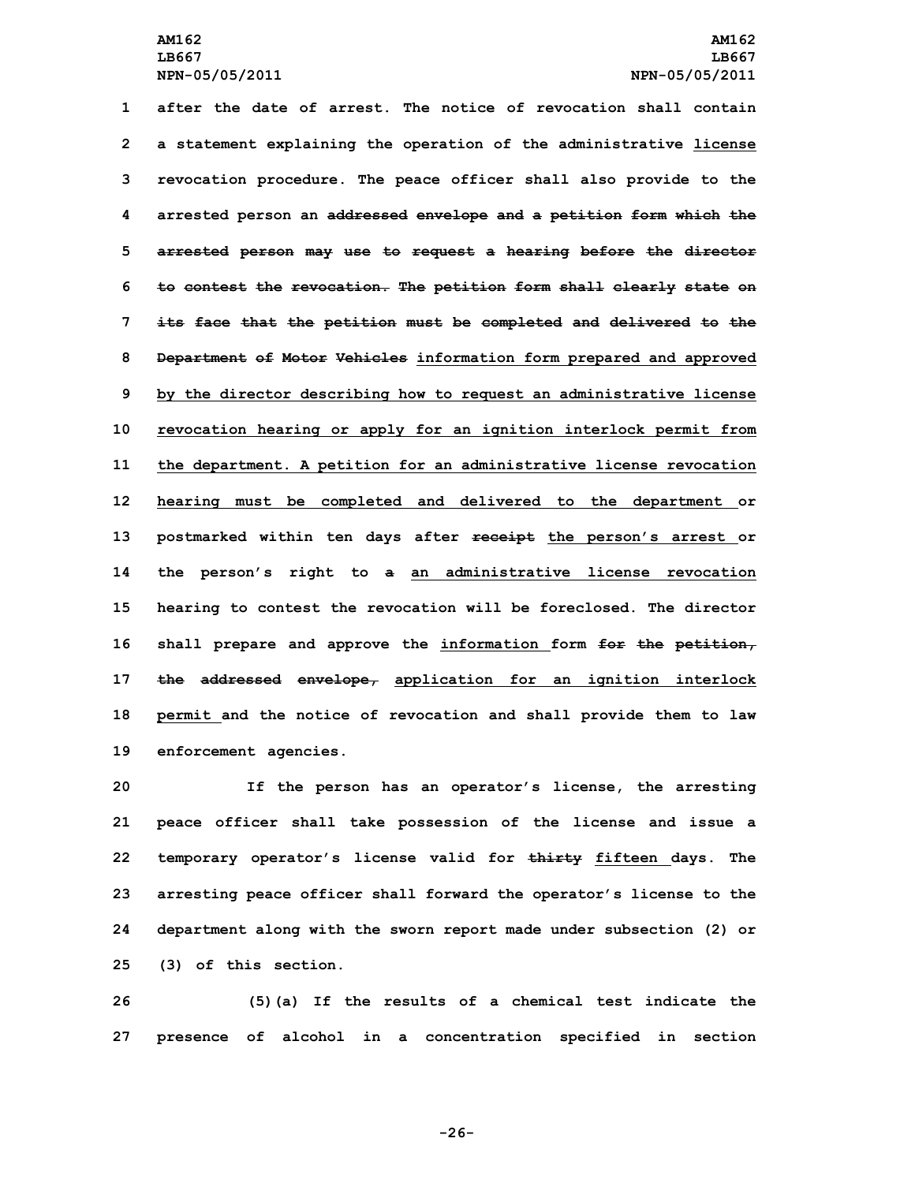after the date of arrest. The notice of revocation shall contain a statement explaining the operation of the administrative license revocation procedure. The peace officer shall also provide to the arrested person an ~~addressed envelope and a petition form which the arrested person may use to request a hearing before the director to contest the revocation. The petition form shall clearly state on its face that the petition must be completed and delivered to the Department of Motor Vehicles~~ information form prepared and approved by the director describing how to request an administrative license revocation hearing or apply for an ignition interlock permit from the department. A petition for an administrative license revocation hearing must be completed and delivered to the department or postmarked within ten days after ~~receipt~~ the person's arrest or the person's right to ~~a~~ an administrative license revocation hearing to contest the revocation will be foreclosed. The director shall prepare and approve the information form ~~for the petition, the addressed envelope,~~ application for an ignition interlock permit and the notice of revocation and shall provide them to law enforcement agencies.

If the person has an operator's license, the arresting peace officer shall take possession of the license and issue a temporary operator's license valid for ~~thirty~~ fifteen days. The arresting peace officer shall forward the operator's license to the department along with the sworn report made under subsection (2) or (3) of this section.

(5)(a) If the results of a chemical test indicate the presence of alcohol in a concentration specified in section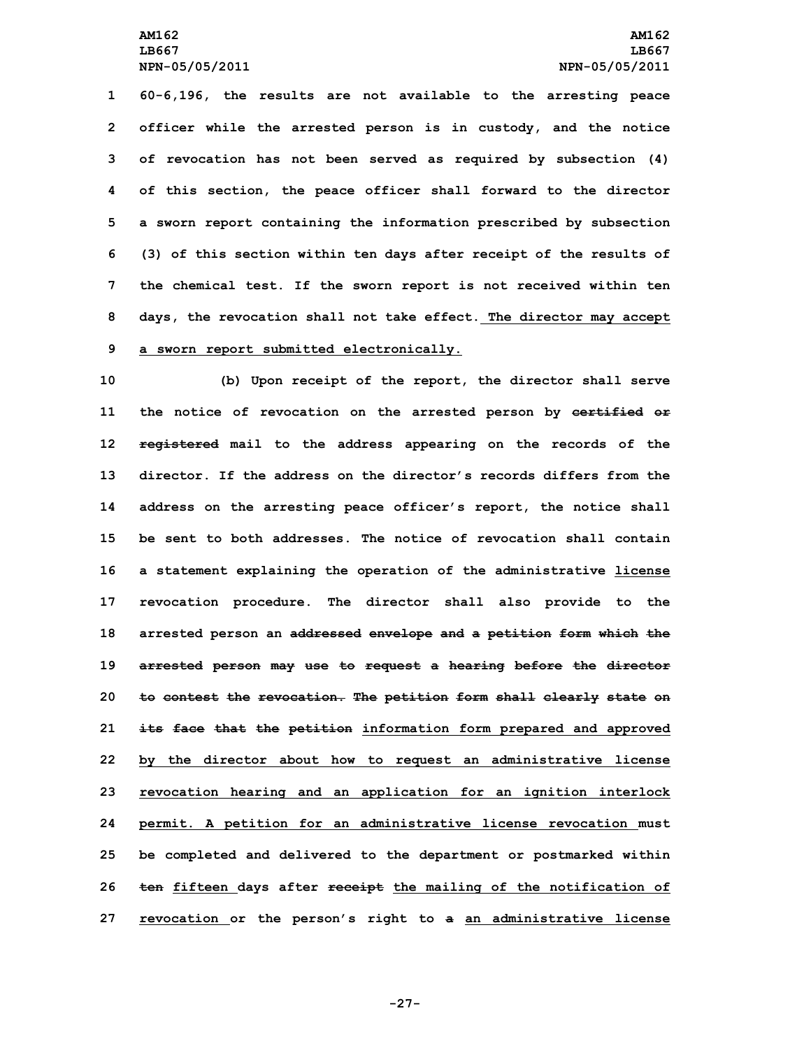60-6,196, the results are not available to the arresting peace officer while the arrested person is in custody, and the notice of revocation has not been served as required by subsection (4) of this section, the peace officer shall forward to the director a sworn report containing the information prescribed by subsection (3) of this section within ten days after receipt of the results of the chemical test. If the sworn report is not received within ten days, the revocation shall not take effect.<u> The director may accept a sworn report submitted electronically.</u>

(b) Upon receipt of the report, the director shall serve the notice of revocation on the arrested person by ~~certified or registered~~ mail to the address appearing on the records of the director. If the address on the director's records differs from the address on the arresting peace officer's report, the notice shall be sent to both addresses. The notice of revocation shall contain a statement explaining the operation of the administrative <u>license</u> revocation procedure. The director shall also provide to the arrested person an ~~addressed envelope and a petition form which the arrested person may use to request a hearing before the director to contest the revocation. The petition form shall clearly state on its face that the petition~~ <u>information form prepared and approved by the director about how to request an administrative license revocation hearing and an application for an ignition interlock permit. A petition for an administrative license revocation </u>must be completed and delivered to the department or postmarked within ~~ten~~ <u>fifteen </u>days after ~~receipt~~ <u>the mailing of the notification of revocation </u>or the person's right to ~~a~~ <u>an administrative license</u>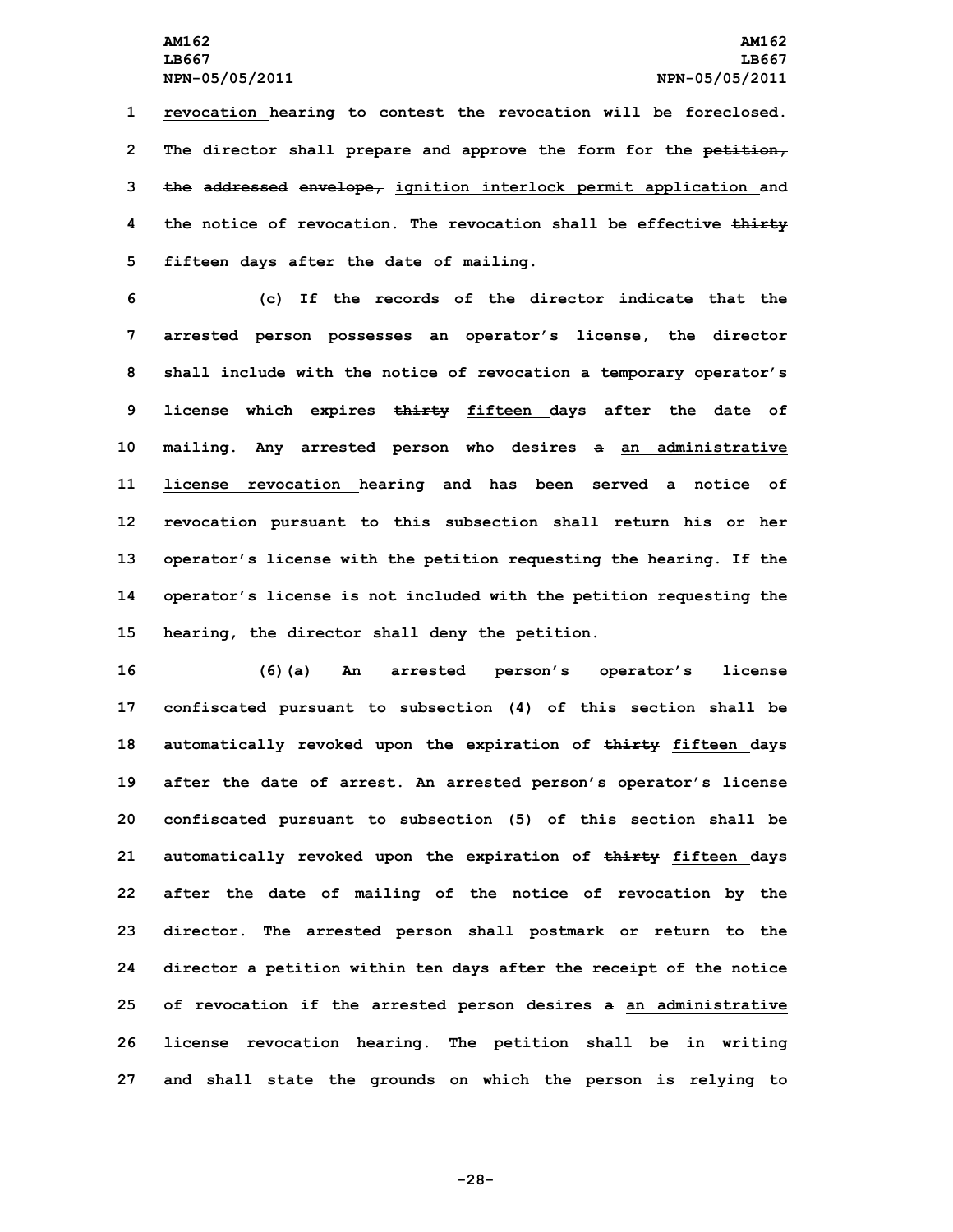revocation hearing to contest the revocation will be foreclosed. The director shall prepare and approve the form for the ~~petition, the addressed envelope,~~ ignition interlock permit application and the notice of revocation. The revocation shall be effective ~~thirty~~ fifteen days after the date of mailing.

(c) If the records of the director indicate that the arrested person possesses an operator's license, the director shall include with the notice of revocation a temporary operator's license which expires ~~thirty~~ fifteen days after the date of mailing. Any arrested person who desires ~~a~~ an administrative license revocation hearing and has been served a notice of revocation pursuant to this subsection shall return his or her operator's license with the petition requesting the hearing. If the operator's license is not included with the petition requesting the hearing, the director shall deny the petition.

(6)(a) An arrested person's operator's license confiscated pursuant to subsection (4) of this section shall be automatically revoked upon the expiration of ~~thirty~~ fifteen days after the date of arrest. An arrested person's operator's license confiscated pursuant to subsection (5) of this section shall be automatically revoked upon the expiration of ~~thirty~~ fifteen days after the date of mailing of the notice of revocation by the director. The arrested person shall postmark or return to the director a petition within ten days after the receipt of the notice of revocation if the arrested person desires ~~a~~ an administrative license revocation hearing. The petition shall be in writing and shall state the grounds on which the person is relying to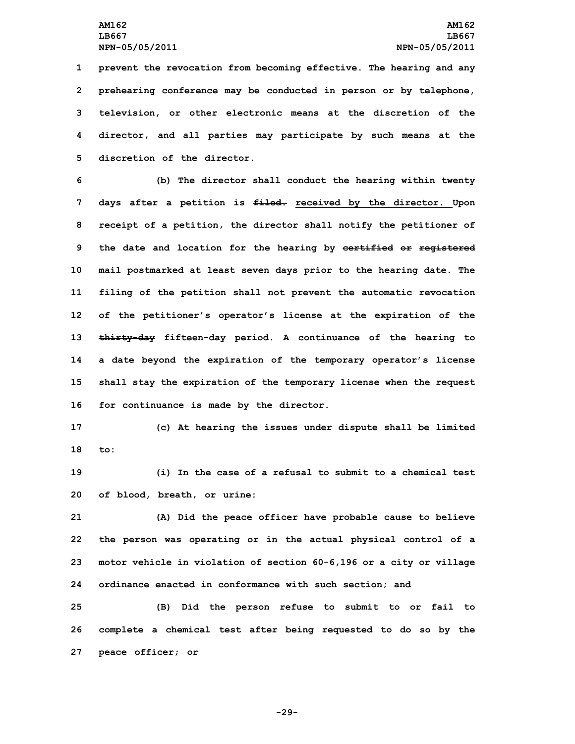prevent the revocation from becoming effective. The hearing and any prehearing conference may be conducted in person or by telephone, television, or other electronic means at the discretion of the director, and all parties may participate by such means at the discretion of the director.

(b) The director shall conduct the hearing within twenty days after a petition is ~~filed.~~ received by the director. Upon receipt of a petition, the director shall notify the petitioner of the date and location for the hearing by ~~certified or registered~~ mail postmarked at least seven days prior to the hearing date. The filing of the petition shall not prevent the automatic revocation of the petitioner's operator's license at the expiration of the ~~thirty-day~~ fifteen-day period. A continuance of the hearing to a date beyond the expiration of the temporary operator's license shall stay the expiration of the temporary license when the request for continuance is made by the director.

(c) At hearing the issues under dispute shall be limited to:

(i) In the case of a refusal to submit to a chemical test of blood, breath, or urine:

(A) Did the peace officer have probable cause to believe the person was operating or in the actual physical control of a motor vehicle in violation of section 60-6,196 or a city or village ordinance enacted in conformance with such section; and

(B) Did the person refuse to submit to or fail to complete a chemical test after being requested to do so by the peace officer; or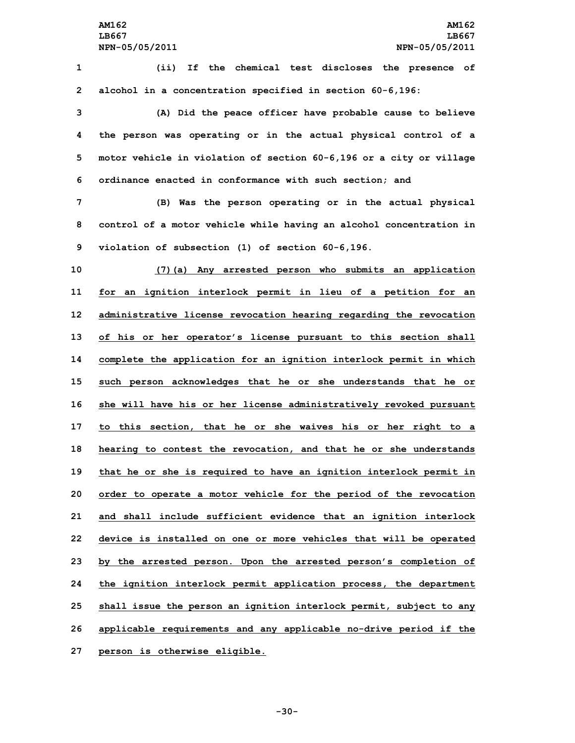(ii) If the chemical test discloses the presence of alcohol in a concentration specified in section 60-6,196:

(A) Did the peace officer have probable cause to believe the person was operating or in the actual physical control of a motor vehicle in violation of section 60-6,196 or a city or village ordinance enacted in conformance with such section; and

(B) Was the person operating or in the actual physical control of a motor vehicle while having an alcohol concentration in violation of subsection (1) of section 60-6,196.

(7)(a) Any arrested person who submits an application for an ignition interlock permit in lieu of a petition for an administrative license revocation hearing regarding the revocation of his or her operator's license pursuant to this section shall complete the application for an ignition interlock permit in which such person acknowledges that he or she understands that he or she will have his or her license administratively revoked pursuant to this section, that he or she waives his or her right to a hearing to contest the revocation, and that he or she understands that he or she is required to have an ignition interlock permit in order to operate a motor vehicle for the period of the revocation and shall include sufficient evidence that an ignition interlock device is installed on one or more vehicles that will be operated by the arrested person. Upon the arrested person's completion of the ignition interlock permit application process, the department shall issue the person an ignition interlock permit, subject to any applicable requirements and any applicable no-drive period if the person is otherwise eligible.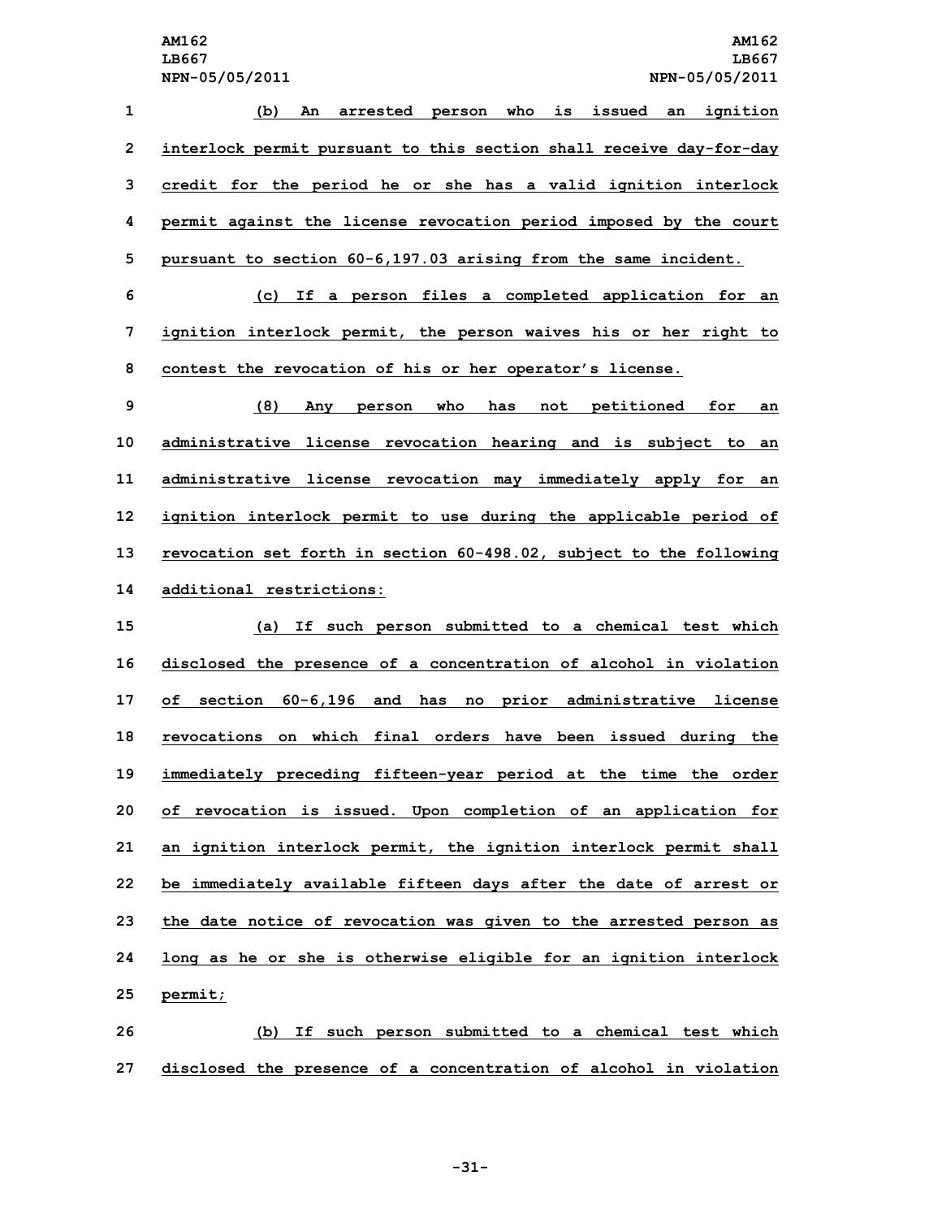(b) An arrested person who is issued an ignition interlock permit pursuant to this section shall receive day-for-day credit for the period he or she has a valid ignition interlock permit against the license revocation period imposed by the court pursuant to section 60-6,197.03 arising from the same incident.

(c) If a person files a completed application for an ignition interlock permit, the person waives his or her right to contest the revocation of his or her operator's license.

(8) Any person who has not petitioned for an administrative license revocation hearing and is subject to an administrative license revocation may immediately apply for an ignition interlock permit to use during the applicable period of revocation set forth in section 60-498.02, subject to the following additional restrictions:

(a) If such person submitted to a chemical test which disclosed the presence of a concentration of alcohol in violation of section 60-6,196 and has no prior administrative license revocations on which final orders have been issued during the immediately preceding fifteen-year period at the time the order of revocation is issued. Upon completion of an application for an ignition interlock permit, the ignition interlock permit shall be immediately available fifteen days after the date of arrest or the date notice of revocation was given to the arrested person as long as he or she is otherwise eligible for an ignition interlock permit;

(b) If such person submitted to a chemical test which disclosed the presence of a concentration of alcohol in violation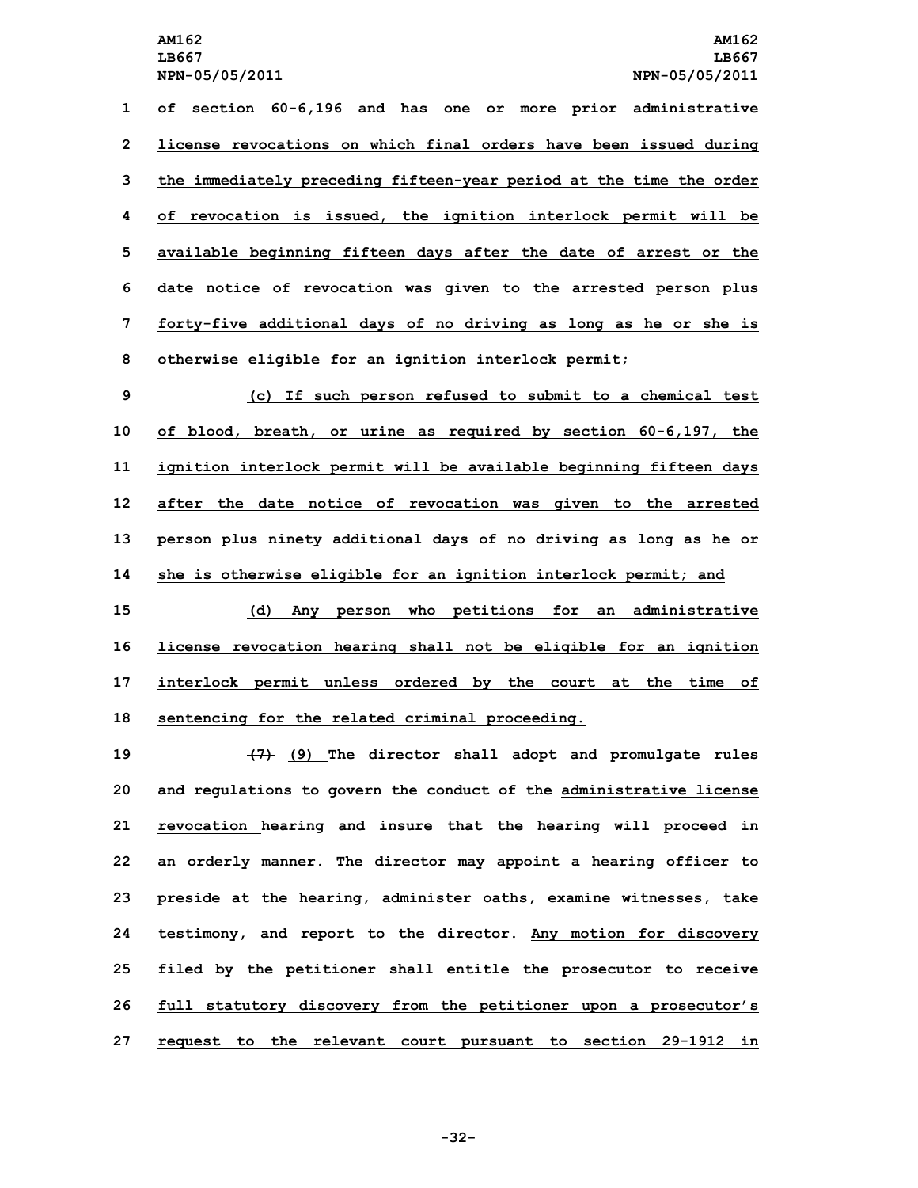of section 60-6,196 and has one or more prior administrative license revocations on which final orders have been issued during the immediately preceding fifteen-year period at the time the order of revocation is issued, the ignition interlock permit will be available beginning fifteen days after the date of arrest or the date notice of revocation was given to the arrested person plus forty-five additional days of no driving as long as he or she is otherwise eligible for an ignition interlock permit;

(c) If such person refused to submit to a chemical test of blood, breath, or urine as required by section 60-6,197, the ignition interlock permit will be available beginning fifteen days after the date notice of revocation was given to the arrested person plus ninety additional days of no driving as long as he or she is otherwise eligible for an ignition interlock permit; and

(d) Any person who petitions for an administrative license revocation hearing shall not be eligible for an ignition interlock permit unless ordered by the court at the time of sentencing for the related criminal proceeding.

~~(7)~~ (9) The director shall adopt and promulgate rules and regulations to govern the conduct of the administrative license revocation hearing and insure that the hearing will proceed in an orderly manner. The director may appoint a hearing officer to preside at the hearing, administer oaths, examine witnesses, take testimony, and report to the director. Any motion for discovery filed by the petitioner shall entitle the prosecutor to receive full statutory discovery from the petitioner upon a prosecutor's request to the relevant court pursuant to section 29-1912 in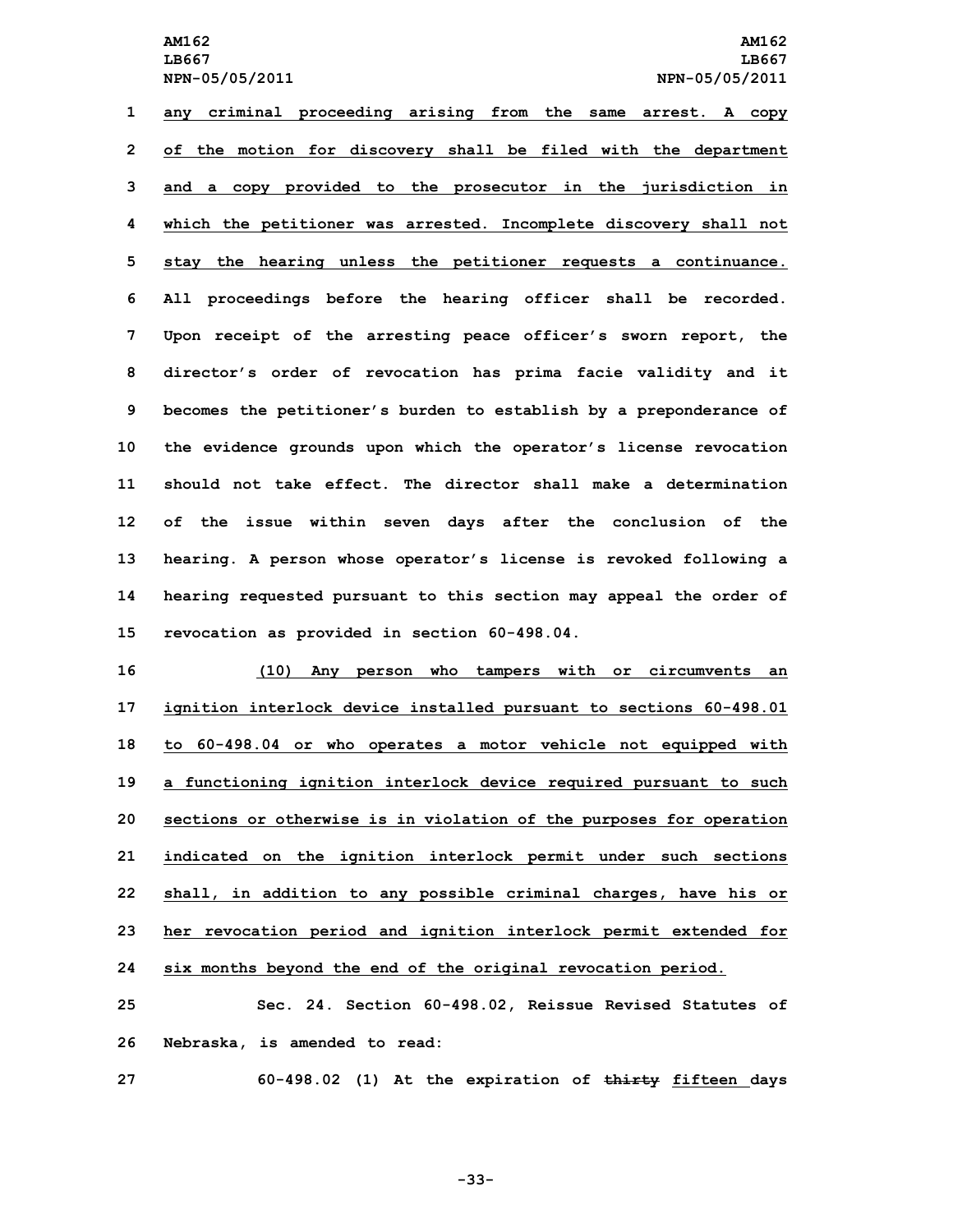any criminal proceeding arising from the same arrest. A copy of the motion for discovery shall be filed with the department and a copy provided to the prosecutor in the jurisdiction in which the petitioner was arrested. Incomplete discovery shall not stay the hearing unless the petitioner requests a continuance. All proceedings before the hearing officer shall be recorded. Upon receipt of the arresting peace officer's sworn report, the director's order of revocation has prima facie validity and it becomes the petitioner's burden to establish by a preponderance of the evidence grounds upon which the operator's license revocation should not take effect. The director shall make a determination of the issue within seven days after the conclusion of the hearing. A person whose operator's license is revoked following a hearing requested pursuant to this section may appeal the order of revocation as provided in section 60-498.04.

(10) Any person who tampers with or circumvents an ignition interlock device installed pursuant to sections 60-498.01 to 60-498.04 or who operates a motor vehicle not equipped with a functioning ignition interlock device required pursuant to such sections or otherwise is in violation of the purposes for operation indicated on the ignition interlock permit under such sections shall, in addition to any possible criminal charges, have his or her revocation period and ignition interlock permit extended for six months beyond the end of the original revocation period.

Sec. 24. Section 60-498.02, Reissue Revised Statutes of Nebraska, is amended to read:

60-498.02 (1) At the expiration of ~~thirty~~ fifteen days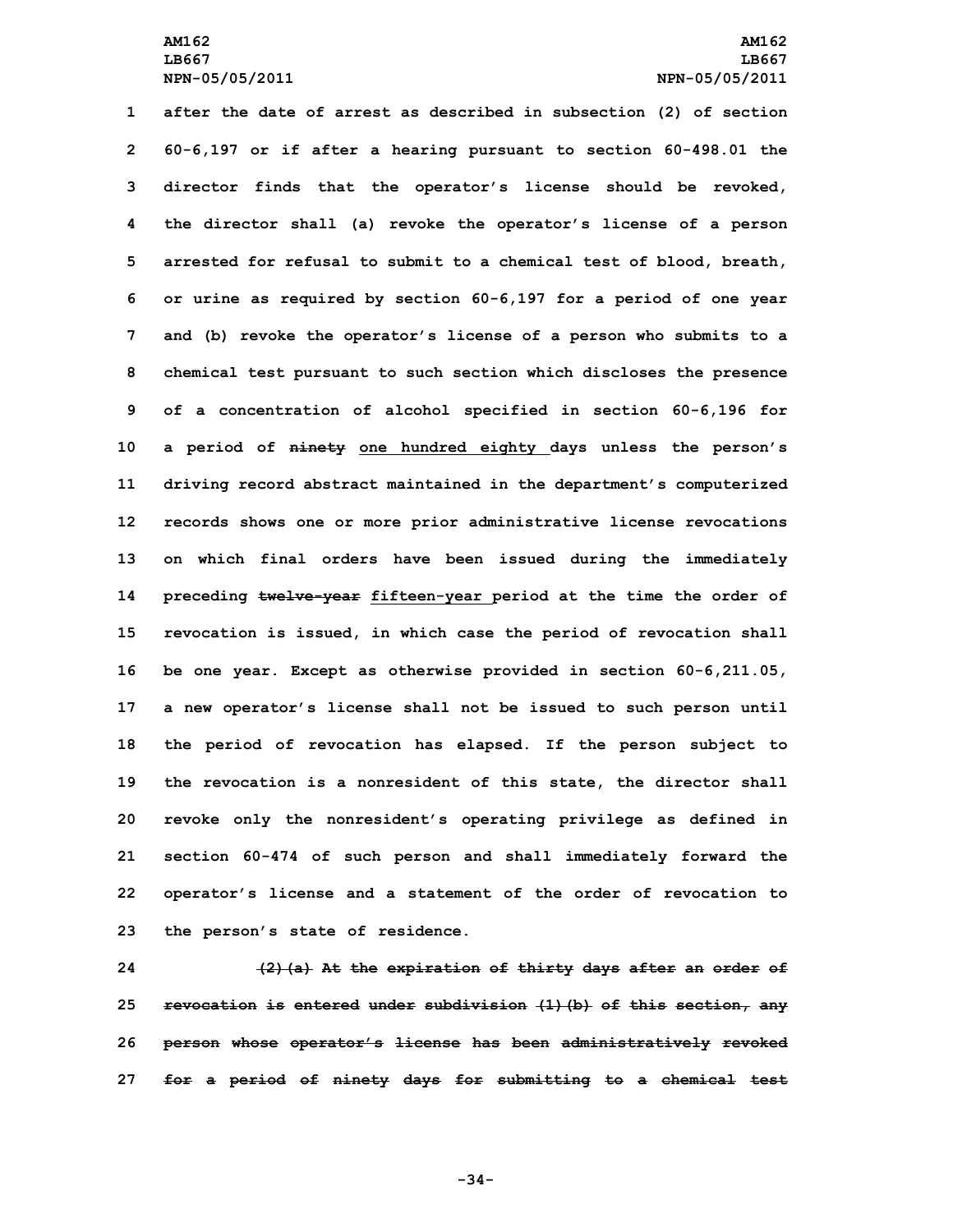after the date of arrest as described in subsection (2) of section 60-6,197 or if after a hearing pursuant to section 60-498.01 the director finds that the operator's license should be revoked, the director shall (a) revoke the operator's license of a person arrested for refusal to submit to a chemical test of blood, breath, or urine as required by section 60-6,197 for a period of one year and (b) revoke the operator's license of a person who submits to a chemical test pursuant to such section which discloses the presence of a concentration of alcohol specified in section 60-6,196 for a period of ~~ninety~~ one hundred eighty days unless the person's driving record abstract maintained in the department's computerized records shows one or more prior administrative license revocations on which final orders have been issued during the immediately preceding ~~twelve-year~~ fifteen-year period at the time the order of revocation is issued, in which case the period of revocation shall be one year. Except as otherwise provided in section 60-6,211.05, a new operator's license shall not be issued to such person until the period of revocation has elapsed. If the person subject to the revocation is a nonresident of this state, the director shall revoke only the nonresident's operating privilege as defined in section 60-474 of such person and shall immediately forward the operator's license and a statement of the order of revocation to the person's state of residence.

~~(2)(a) At the expiration of thirty days after an order of revocation is entered under subdivision (1)(b) of this section, any person whose operator's license has been administratively revoked for a period of ninety days for submitting to a chemical test~~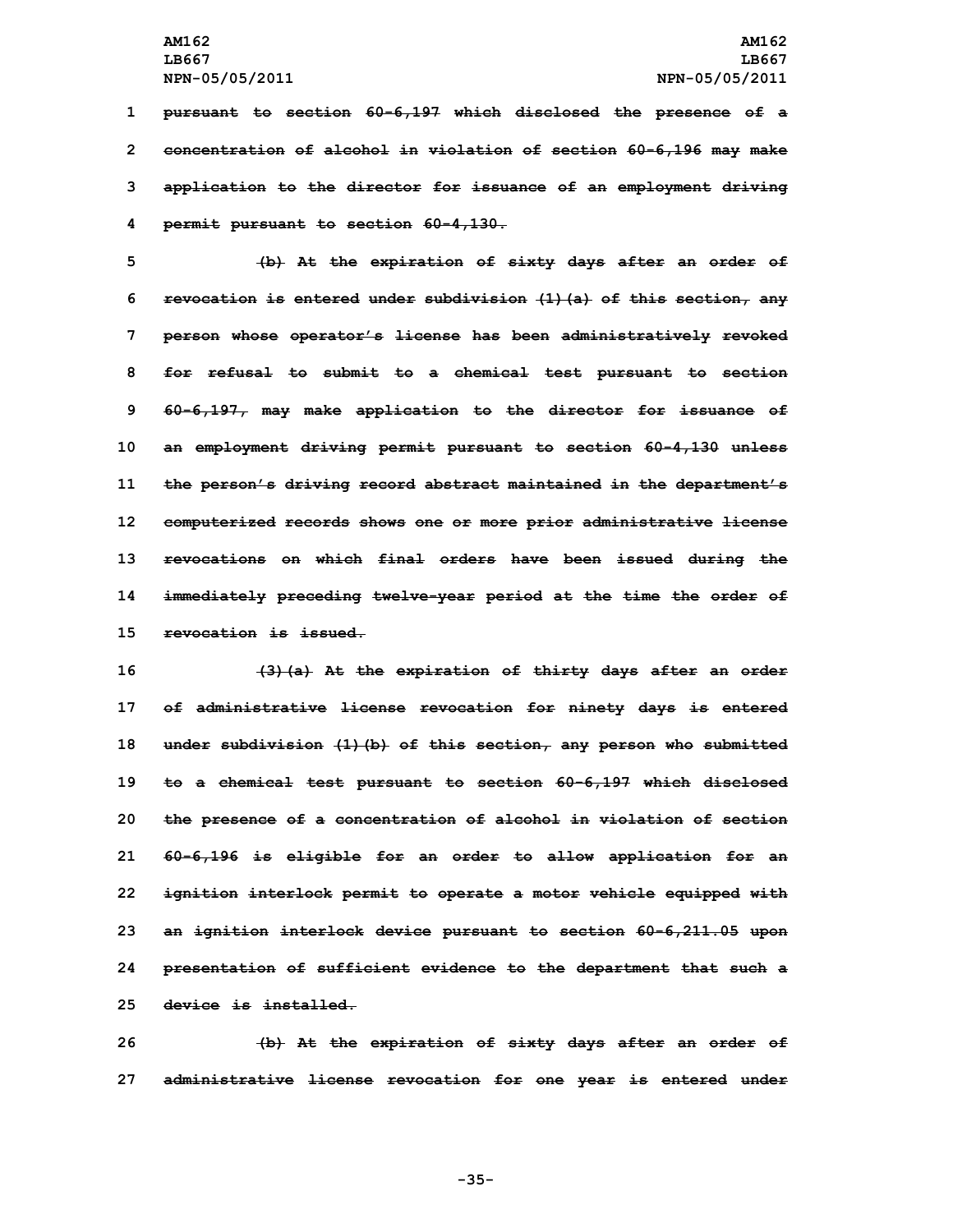~~pursuant to section 60-6,197 which disclosed the presence of a concentration of alcohol in violation of section 60-6,196 may make application to the director for issuance of an employment driving permit pursuant to section 60-4,130.~~

~~(b) At the expiration of sixty days after an order of revocation is entered under subdivision (1)(a) of this section, any person whose operator's license has been administratively revoked for refusal to submit to a chemical test pursuant to section 60-6,197, may make application to the director for issuance of an employment driving permit pursuant to section 60-4,130 unless the person's driving record abstract maintained in the department's computerized records shows one or more prior administrative license revocations on which final orders have been issued during the immediately preceding twelve-year period at the time the order of revocation is issued.~~

~~(3)(a) At the expiration of thirty days after an order of administrative license revocation for ninety days is entered under subdivision (1)(b) of this section, any person who submitted to a chemical test pursuant to section 60-6,197 which disclosed the presence of a concentration of alcohol in violation of section 60-6,196 is eligible for an order to allow application for an ignition interlock permit to operate a motor vehicle equipped with an ignition interlock device pursuant to section 60-6,211.05 upon presentation of sufficient evidence to the department that such a device is installed.~~

~~(b) At the expiration of sixty days after an order of administrative license revocation for one year is entered under~~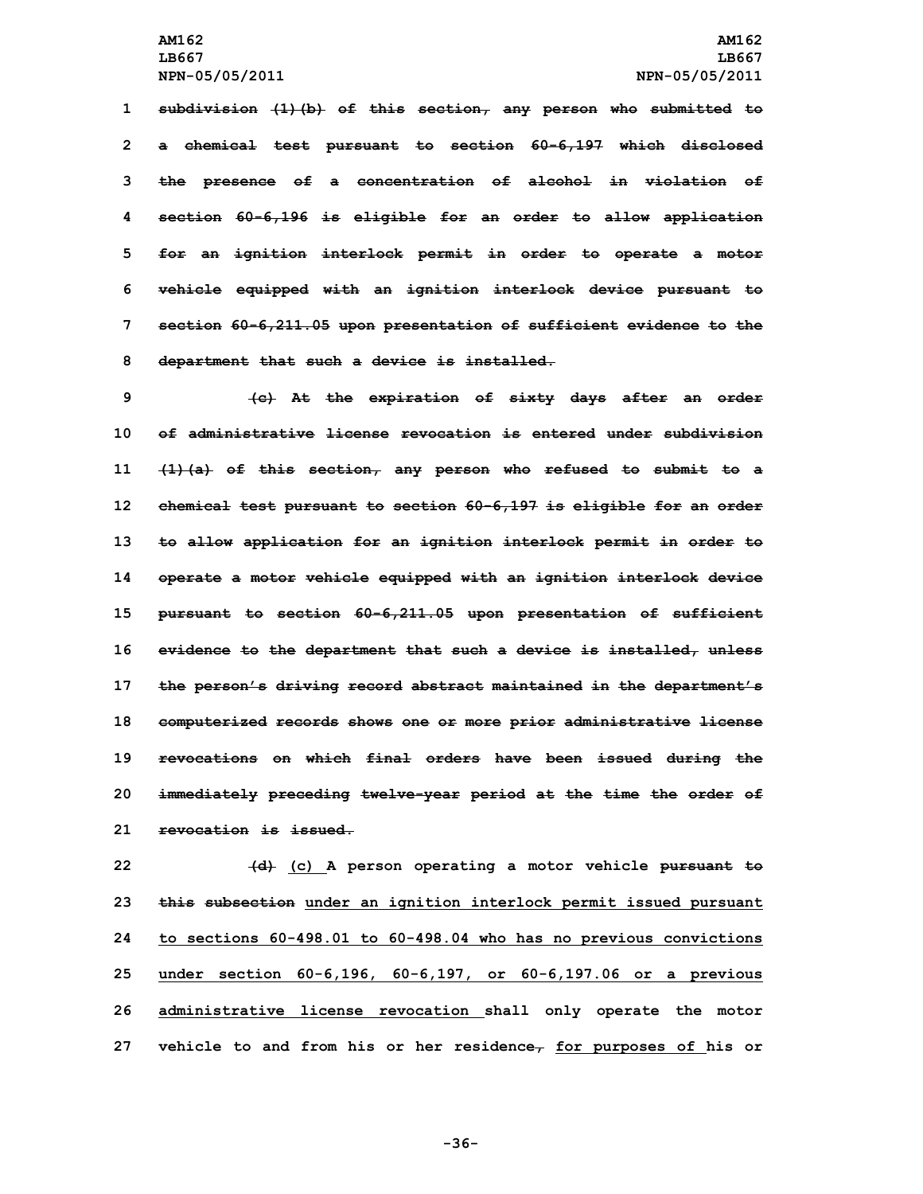~~subdivision (1)(b) of this section, any person who submitted to a chemical test pursuant to section 60-6,197 which disclosed the presence of a concentration of alcohol in violation of section 60-6,196 is eligible for an order to allow application for an ignition interlock permit in order to operate a motor vehicle equipped with an ignition interlock device pursuant to section 60-6,211.05 upon presentation of sufficient evidence to the department that such a device is installed.~~

~~(c) At the expiration of sixty days after an order of administrative license revocation is entered under subdivision (1)(a) of this section, any person who refused to submit to a chemical test pursuant to section 60-6,197 is eligible for an order to allow application for an ignition interlock permit in order to operate a motor vehicle equipped with an ignition interlock device pursuant to section 60-6,211.05 upon presentation of sufficient evidence to the department that such a device is installed, unless the person's driving record abstract maintained in the department's computerized records shows one or more prior administrative license revocations on which final orders have been issued during the immediately preceding twelve-year period at the time the order of revocation is issued.~~

~~(d)~~ <u>(c)</u> A person operating a motor vehicle ~~pursuant to this subsection~~ <u>under an ignition interlock permit issued pursuant to sections 60-498.01 to 60-498.04 who has no previous convictions under section 60-6,196, 60-6,197, or 60-6,197.06 or a previous administrative license revocation</u> shall only operate the motor vehicle to and from his or her residence~~,~~ <u>for purposes of</u> his or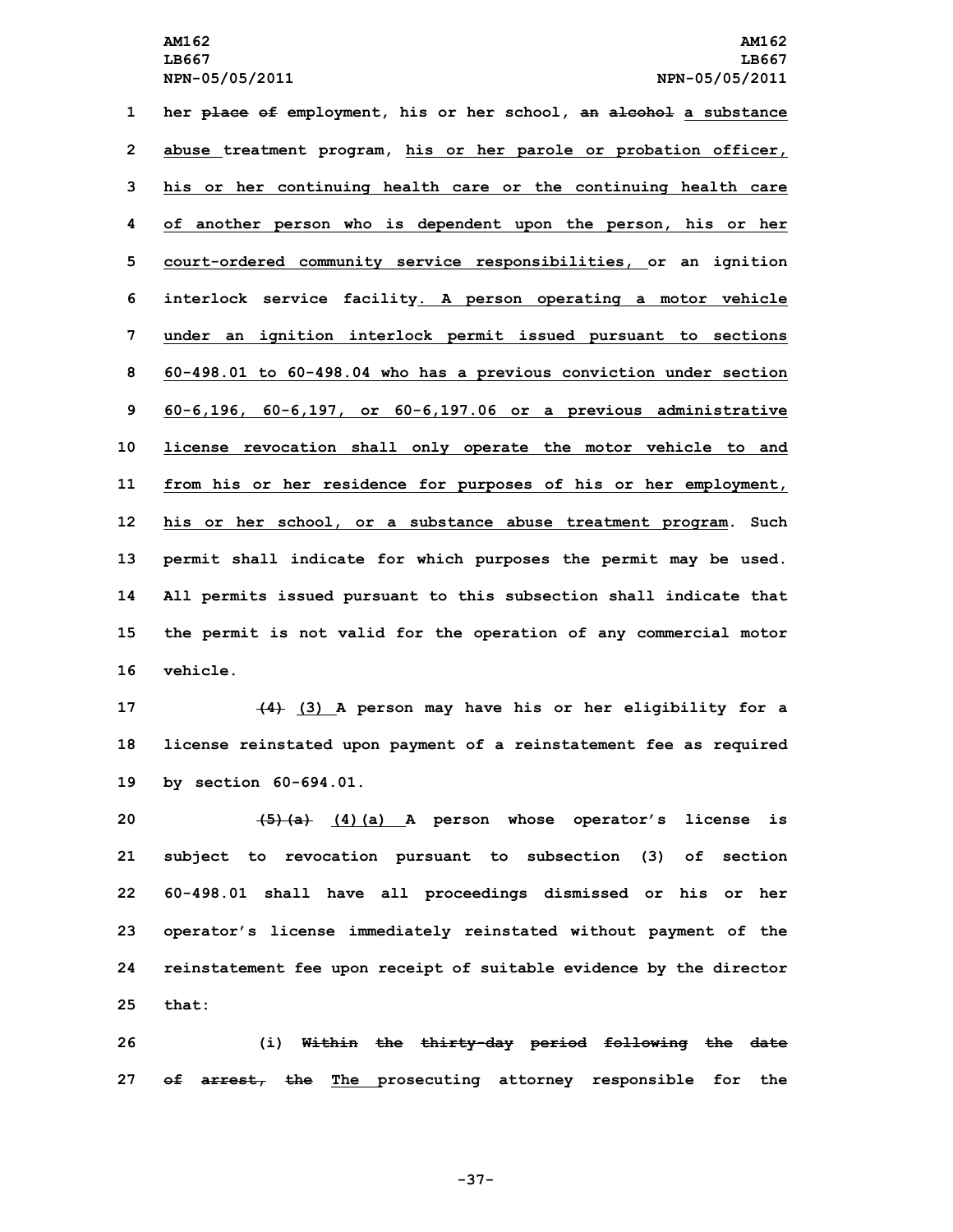her ~~place of~~ employment, his or her school, ~~an alcohol~~ a substance abuse treatment program, his or her parole or probation officer, his or her continuing health care or the continuing health care of another person who is dependent upon the person, his or her court-ordered community service responsibilities, or an ignition interlock service facility. A person operating a motor vehicle under an ignition interlock permit issued pursuant to sections 60-498.01 to 60-498.04 who has a previous conviction under section 60-6,196, 60-6,197, or 60-6,197.06 or a previous administrative license revocation shall only operate the motor vehicle to and from his or her residence for purposes of his or her employment, his or her school, or a substance abuse treatment program. Such permit shall indicate for which purposes the permit may be used. All permits issued pursuant to this subsection shall indicate that the permit is not valid for the operation of any commercial motor vehicle.

~~(4)~~ (3) A person may have his or her eligibility for a license reinstated upon payment of a reinstatement fee as required by section 60-694.01.

~~(5)(a)~~ (4)(a) A person whose operator's license is subject to revocation pursuant to subsection (3) of section 60-498.01 shall have all proceedings dismissed or his or her operator's license immediately reinstated without payment of the reinstatement fee upon receipt of suitable evidence by the director that:

(i) ~~Within the thirty-day period following the date of arrest, the~~ The prosecuting attorney responsible for the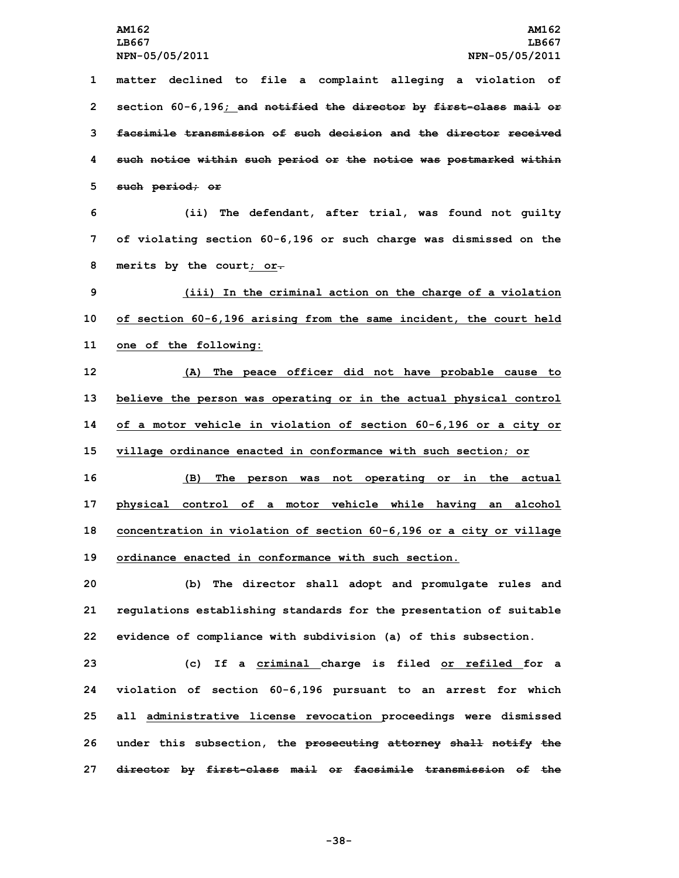matter declined to file a complaint alleging a violation of section 60-6,196; ~~and notified the director by first-class mail or facsimile transmission of such decision and the director received such notice within such period or the notice was postmarked within such period; or~~

(ii) The defendant, after trial, was found not guilty of violating section 60-6,196 or such charge was dismissed on the merits by the court; or~~.~~

(iii) In the criminal action on the charge of a violation of section 60-6,196 arising from the same incident, the court held one of the following:

(A) The peace officer did not have probable cause to believe the person was operating or in the actual physical control of a motor vehicle in violation of section 60-6,196 or a city or village ordinance enacted in conformance with such section; or

(B) The person was not operating or in the actual physical control of a motor vehicle while having an alcohol concentration in violation of section 60-6,196 or a city or village ordinance enacted in conformance with such section.

(b) The director shall adopt and promulgate rules and regulations establishing standards for the presentation of suitable evidence of compliance with subdivision (a) of this subsection.

(c) If a criminal charge is filed or refiled for a violation of section 60-6,196 pursuant to an arrest for which all administrative license revocation proceedings were dismissed under this subsection, the ~~prosecuting attorney shall notify the director by first-class mail or facsimile transmission of the~~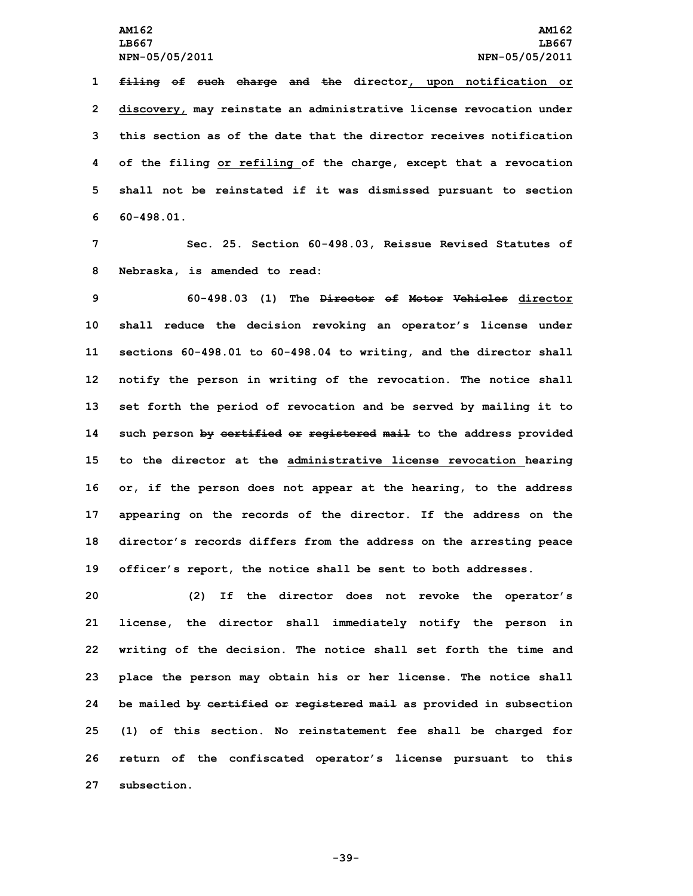~~filing of such charge and the~~ director, upon notification or discovery, may reinstate an administrative license revocation under this section as of the date that the director receives notification of the filing or refiling of the charge, except that a revocation shall not be reinstated if it was dismissed pursuant to section 60-498.01.

Sec. 25. Section 60-498.03, Reissue Revised Statutes of Nebraska, is amended to read:

60-498.03 (1) The ~~Director of Motor Vehicles~~ director shall reduce the decision revoking an operator's license under sections 60-498.01 to 60-498.04 to writing, and the director shall notify the person in writing of the revocation. The notice shall set forth the period of revocation and be served by mailing it to such person ~~by certified or registered mail~~ to the address provided to the director at the administrative license revocation hearing or, if the person does not appear at the hearing, to the address appearing on the records of the director. If the address on the director's records differs from the address on the arresting peace officer's report, the notice shall be sent to both addresses.

(2) If the director does not revoke the operator's license, the director shall immediately notify the person in writing of the decision. The notice shall set forth the time and place the person may obtain his or her license. The notice shall be mailed ~~by certified or registered mail~~ as provided in subsection (1) of this section. No reinstatement fee shall be charged for return of the confiscated operator's license pursuant to this subsection.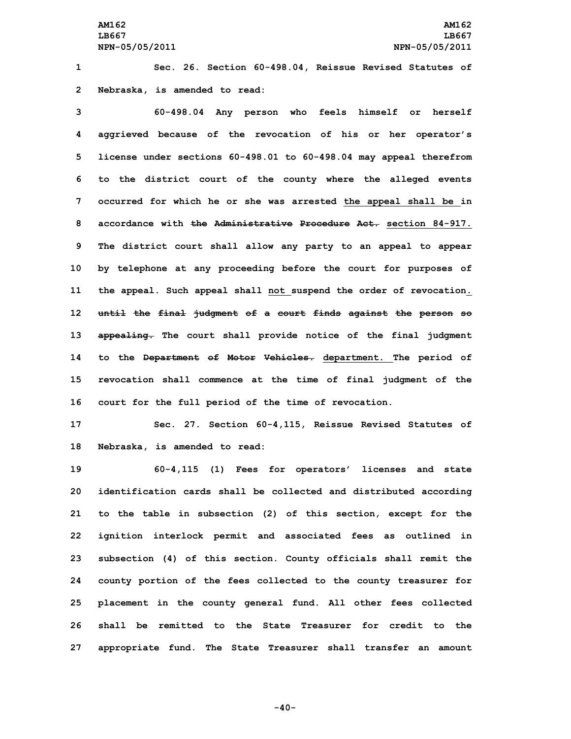Sec. 26. Section 60-498.04, Reissue Revised Statutes of Nebraska, is amended to read:

60-498.04 Any person who feels himself or herself aggrieved because of the revocation of his or her operator's license under sections 60-498.01 to 60-498.04 may appeal therefrom to the district court of the county where the alleged events occurred for which he or she was arrested the appeal shall be in accordance with ~~the Administrative Procedure Act.~~ section 84-917. The district court shall allow any party to an appeal to appear by telephone at any proceeding before the court for purposes of the appeal. Such appeal shall not suspend the order of revocation. ~~until the final judgment of a court finds against the person so appealing.~~ The court shall provide notice of the final judgment to the ~~Department of Motor Vehicles.~~ department. The period of revocation shall commence at the time of final judgment of the court for the full period of the time of revocation.

Sec. 27. Section 60-4,115, Reissue Revised Statutes of Nebraska, is amended to read:

60-4,115 (1) Fees for operators' licenses and state identification cards shall be collected and distributed according to the table in subsection (2) of this section, except for the ignition interlock permit and associated fees as outlined in subsection (4) of this section. County officials shall remit the county portion of the fees collected to the county treasurer for placement in the county general fund. All other fees collected shall be remitted to the State Treasurer for credit to the appropriate fund. The State Treasurer shall transfer an amount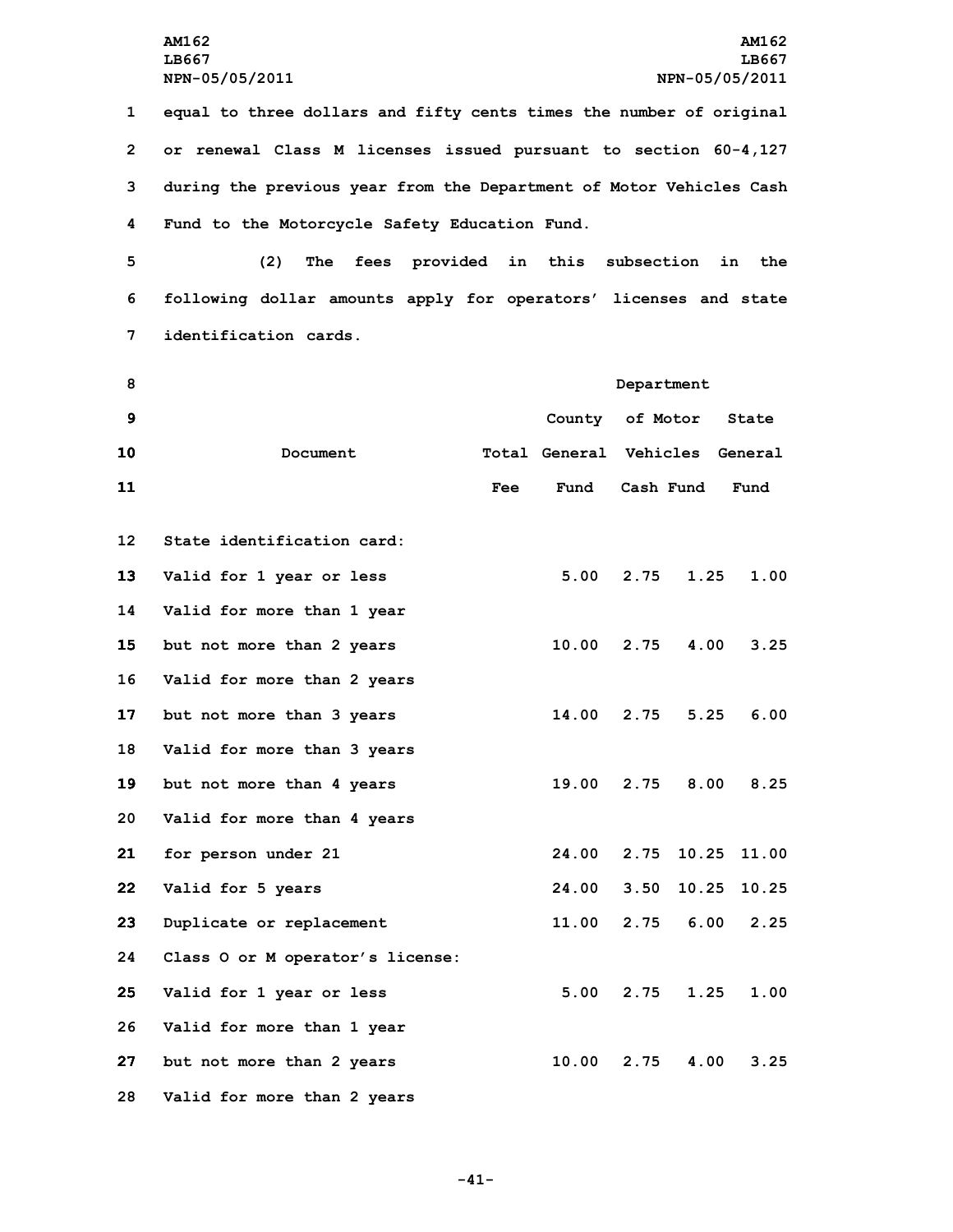equal to three dollars and fifty cents times the number of original or renewal Class M licenses issued pursuant to section 60-4,127 during the previous year from the Department of Motor Vehicles Cash Fund to the Motorcycle Safety Education Fund.

(2) The fees provided in this subsection in the following dollar amounts apply for operators' licenses and state identification cards.

| Document | Total Fee | County General Fund | Department of Motor Vehicles Cash Fund | State General Fund |
|---|---|---|---|---|
| State identification card: | | | | |
| Valid for 1 year or less | 5.00 | 2.75 | 1.25 | 1.00 |
| Valid for more than 1 year but not more than 2 years | 10.00 | 2.75 | 4.00 | 3.25 |
| Valid for more than 2 years but not more than 3 years | 14.00 | 2.75 | 5.25 | 6.00 |
| Valid for more than 3 years but not more than 4 years | 19.00 | 2.75 | 8.00 | 8.25 |
| Valid for more than 4 years for person under 21 | 24.00 | 2.75 | 10.25 | 11.00 |
| Valid for 5 years | 24.00 | 3.50 | 10.25 | 10.25 |
| Duplicate or replacement | 11.00 | 2.75 | 6.00 | 2.25 |
| Class O or M operator's license: | | | | |
| Valid for 1 year or less | 5.00 | 2.75 | 1.25 | 1.00 |
| Valid for more than 1 year but not more than 2 years | 10.00 | 2.75 | 4.00 | 3.25 |
| Valid for more than 2 years | | | | |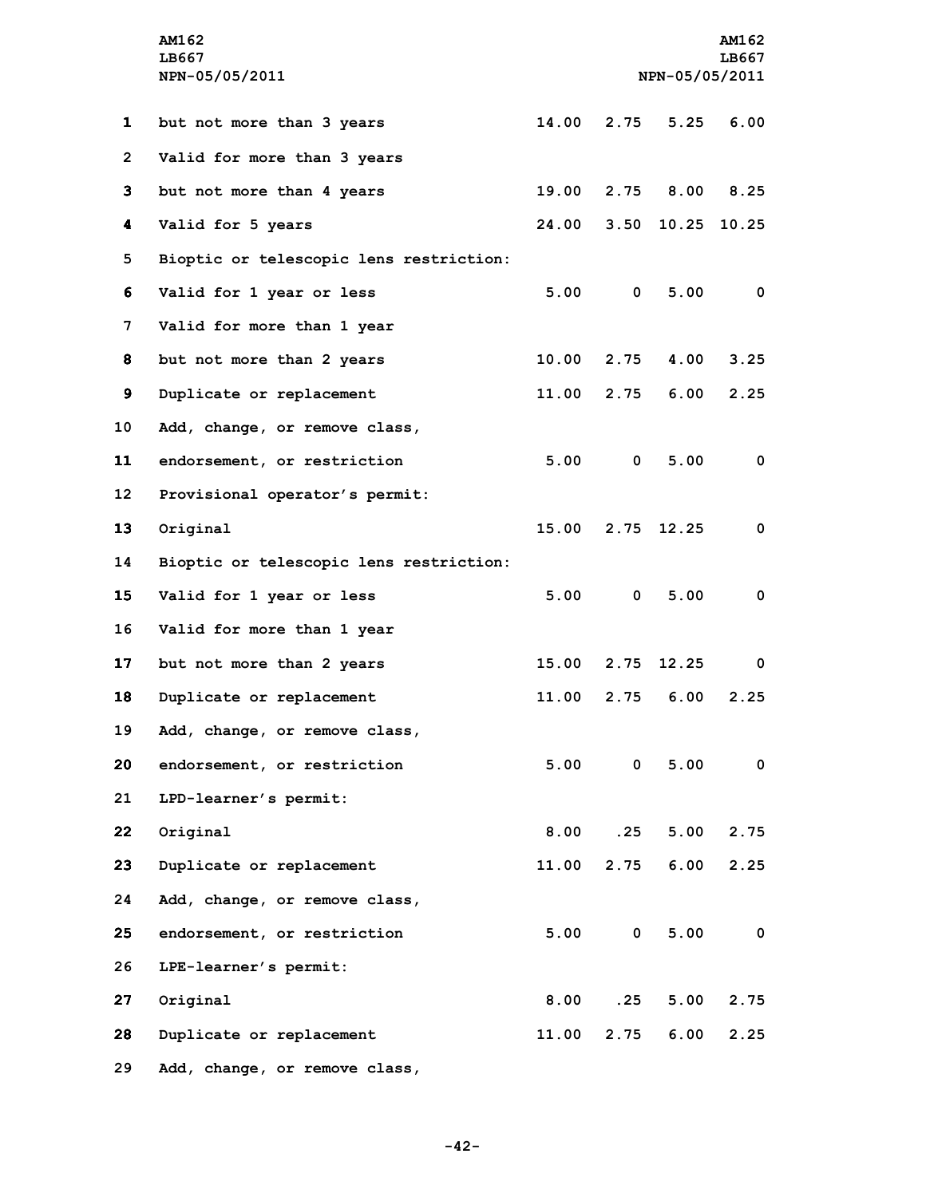| | | | | |
|---|---|---|---|---|
| but not more than 3 years | 14.00 | 2.75 | 5.25 | 6.00 |
| Valid for more than 3 years | | | | |
| but not more than 4 years | 19.00 | 2.75 | 8.00 | 8.25 |
| Valid for 5 years | 24.00 | 3.50 | 10.25 | 10.25 |
| Bioptic or telescopic lens restriction: | | | | |
| Valid for 1 year or less | 5.00 | 0 | 5.00 | 0 |
| Valid for more than 1 year | | | | |
| but not more than 2 years | 10.00 | 2.75 | 4.00 | 3.25 |
| Duplicate or replacement | 11.00 | 2.75 | 6.00 | 2.25 |
| Add, change, or remove class, | | | | |
| endorsement, or restriction | 5.00 | 0 | 5.00 | 0 |
| Provisional operator's permit: | | | | |
| Original | 15.00 | 2.75 | 12.25 | 0 |
| Bioptic or telescopic lens restriction: | | | | |
| Valid for 1 year or less | 5.00 | 0 | 5.00 | 0 |
| Valid for more than 1 year | | | | |
| but not more than 2 years | 15.00 | 2.75 | 12.25 | 0 |
| Duplicate or replacement | 11.00 | 2.75 | 6.00 | 2.25 |
| Add, change, or remove class, | | | | |
| endorsement, or restriction | 5.00 | 0 | 5.00 | 0 |
| LPD-learner's permit: | | | | |
| Original | 8.00 | .25 | 5.00 | 2.75 |
| Duplicate or replacement | 11.00 | 2.75 | 6.00 | 2.25 |
| Add, change, or remove class, | | | | |
| endorsement, or restriction | 5.00 | 0 | 5.00 | 0 |
| LPE-learner's permit: | | | | |
| Original | 8.00 | .25 | 5.00 | 2.75 |
| Duplicate or replacement | 11.00 | 2.75 | 6.00 | 2.25 |
| Add, change, or remove class, | | | | |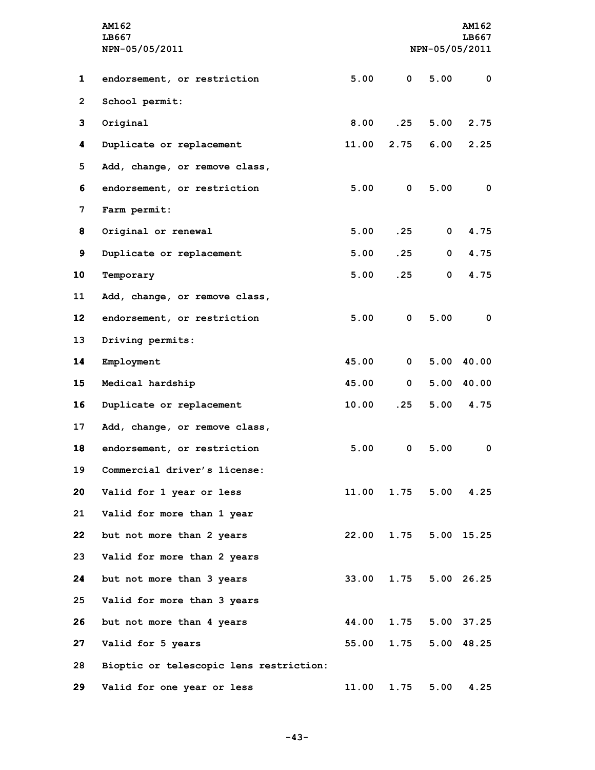| | | | | |
|---|---|---|---|---|
| endorsement, or restriction | 5.00 | 0 | 5.00 | 0 |
| School permit: | | | | |
| Original | 8.00 | .25 | 5.00 | 2.75 |
| Duplicate or replacement | 11.00 | 2.75 | 6.00 | 2.25 |
| Add, change, or remove class, | | | | |
| endorsement, or restriction | 5.00 | 0 | 5.00 | 0 |
| Farm permit: | | | | |
| Original or renewal | 5.00 | .25 | 0 | 4.75 |
| Duplicate or replacement | 5.00 | .25 | 0 | 4.75 |
| Temporary | 5.00 | .25 | 0 | 4.75 |
| Add, change, or remove class, | | | | |
| endorsement, or restriction | 5.00 | 0 | 5.00 | 0 |
| Driving permits: | | | | |
| Employment | 45.00 | 0 | 5.00 | 40.00 |
| Medical hardship | 45.00 | 0 | 5.00 | 40.00 |
| Duplicate or replacement | 10.00 | .25 | 5.00 | 4.75 |
| Add, change, or remove class, | | | | |
| endorsement, or restriction | 5.00 | 0 | 5.00 | 0 |
| Commercial driver's license: | | | | |
| Valid for 1 year or less | 11.00 | 1.75 | 5.00 | 4.25 |
| Valid for more than 1 year | | | | |
| but not more than 2 years | 22.00 | 1.75 | 5.00 | 15.25 |
| Valid for more than 2 years | | | | |
| but not more than 3 years | 33.00 | 1.75 | 5.00 | 26.25 |
| Valid for more than 3 years | | | | |
| but not more than 4 years | 44.00 | 1.75 | 5.00 | 37.25 |
| Valid for 5 years | 55.00 | 1.75 | 5.00 | 48.25 |
| Bioptic or telescopic lens restriction: | | | | |
| Valid for one year or less | 11.00 | 1.75 | 5.00 | 4.25 |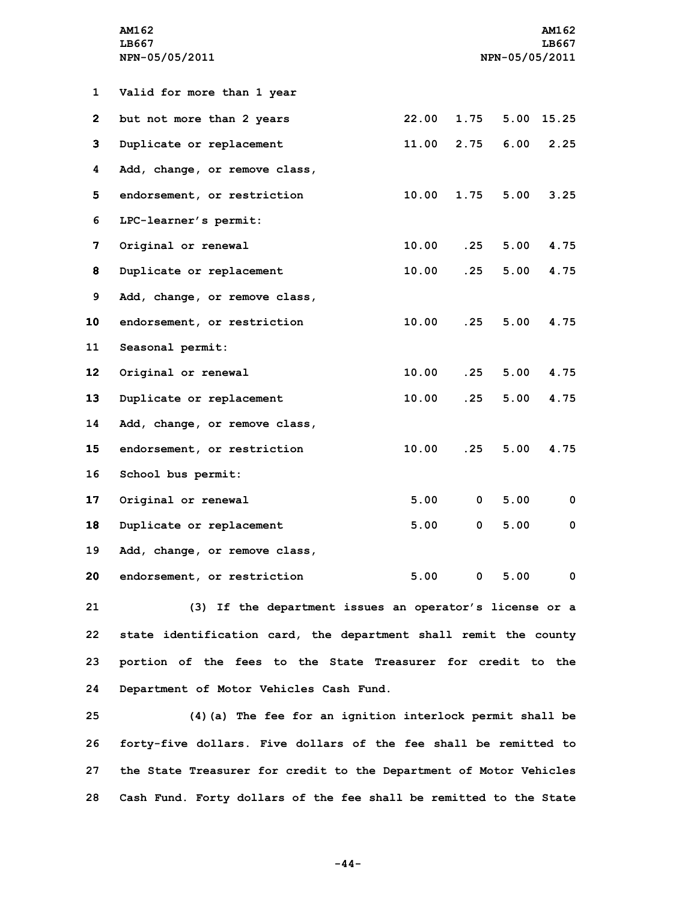| | | | | |
|---|---|---|---|---|
| Valid for more than 1 year | | | | |
| but not more than 2 years | 22.00 | 1.75 | 5.00 | 15.25 |
| Duplicate or replacement | 11.00 | 2.75 | 6.00 | 2.25 |
| Add, change, or remove class, | | | | |
| endorsement, or restriction | 10.00 | 1.75 | 5.00 | 3.25 |
| LPC-learner's permit: | | | | |
| Original or renewal | 10.00 | .25 | 5.00 | 4.75 |
| Duplicate or replacement | 10.00 | .25 | 5.00 | 4.75 |
| Add, change, or remove class, | | | | |
| endorsement, or restriction | 10.00 | .25 | 5.00 | 4.75 |
| Seasonal permit: | | | | |
| Original or renewal | 10.00 | .25 | 5.00 | 4.75 |
| Duplicate or replacement | 10.00 | .25 | 5.00 | 4.75 |
| Add, change, or remove class, | | | | |
| endorsement, or restriction | 10.00 | .25 | 5.00 | 4.75 |
| School bus permit: | | | | |
| Original or renewal | 5.00 | 0 | 5.00 | 0 |
| Duplicate or replacement | 5.00 | 0 | 5.00 | 0 |
| Add, change, or remove class, | | | | |
| endorsement, or restriction | 5.00 | 0 | 5.00 | 0 |

(3) If the department issues an operator's license or a state identification card, the department shall remit the county portion of the fees to the State Treasurer for credit to the Department of Motor Vehicles Cash Fund.

(4)(a) The fee for an ignition interlock permit shall be forty-five dollars. Five dollars of the fee shall be remitted to the State Treasurer for credit to the Department of Motor Vehicles Cash Fund. Forty dollars of the fee shall be remitted to the State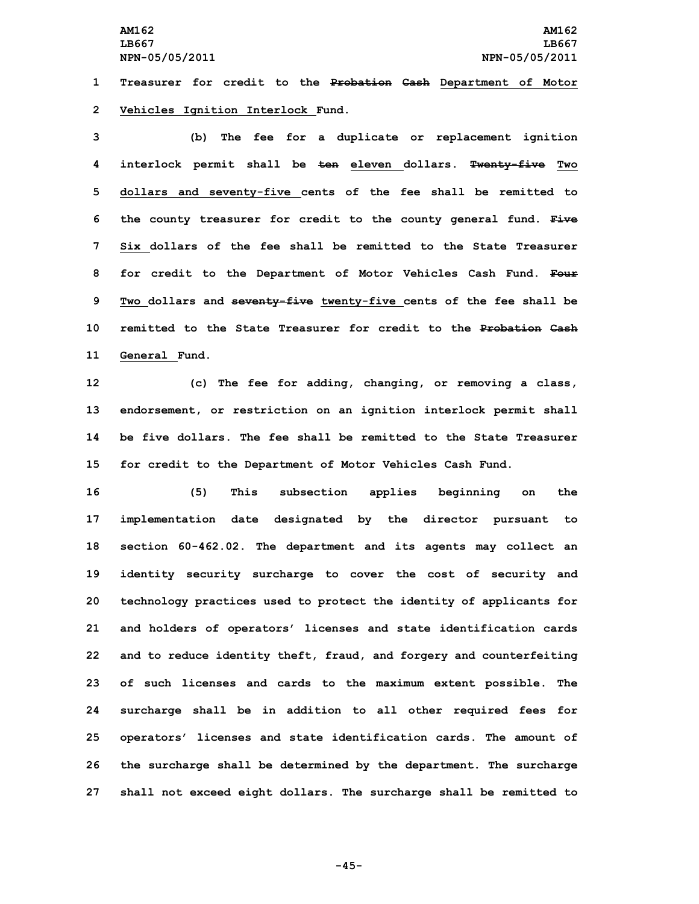Treasurer for credit to the ~~Probation Cash~~ Department of Motor Vehicles Ignition Interlock Fund.

(b) The fee for a duplicate or replacement ignition interlock permit shall be ~~ten~~ eleven dollars. ~~Twenty-five~~ Two dollars and seventy-five cents of the fee shall be remitted to the county treasurer for credit to the county general fund. ~~Five~~ Six dollars of the fee shall be remitted to the State Treasurer for credit to the Department of Motor Vehicles Cash Fund. ~~Four~~ Two dollars and ~~seventy-five~~ twenty-five cents of the fee shall be remitted to the State Treasurer for credit to the ~~Probation Cash~~ General Fund.

(c) The fee for adding, changing, or removing a class, endorsement, or restriction on an ignition interlock permit shall be five dollars. The fee shall be remitted to the State Treasurer for credit to the Department of Motor Vehicles Cash Fund.

(5) This subsection applies beginning on the implementation date designated by the director pursuant to section 60-462.02. The department and its agents may collect an identity security surcharge to cover the cost of security and technology practices used to protect the identity of applicants for and holders of operators' licenses and state identification cards and to reduce identity theft, fraud, and forgery and counterfeiting of such licenses and cards to the maximum extent possible. The surcharge shall be in addition to all other required fees for operators' licenses and state identification cards. The amount of the surcharge shall be determined by the department. The surcharge shall not exceed eight dollars. The surcharge shall be remitted to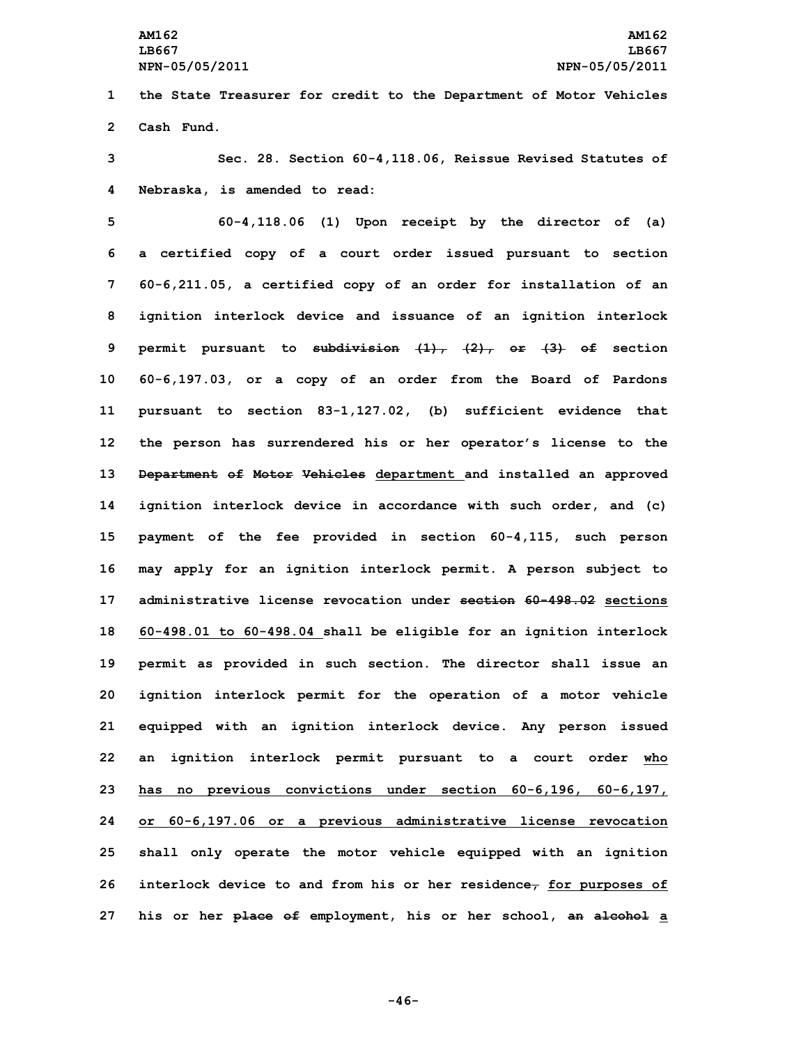the State Treasurer for credit to the Department of Motor Vehicles Cash Fund.

Sec. 28. Section 60-4,118.06, Reissue Revised Statutes of Nebraska, is amended to read:

60-4,118.06 (1) Upon receipt by the director of (a) a certified copy of a court order issued pursuant to section 60-6,211.05, a certified copy of an order for installation of an ignition interlock device and issuance of an ignition interlock permit pursuant to ~~subdivision (1), (2), or (3) of~~ section 60-6,197.03, or a copy of an order from the Board of Pardons pursuant to section 83-1,127.02, (b) sufficient evidence that the person has surrendered his or her operator's license to the ~~Department of Motor Vehicles~~ department and installed an approved ignition interlock device in accordance with such order, and (c) payment of the fee provided in section 60-4,115, such person may apply for an ignition interlock permit. A person subject to administrative license revocation under ~~section 60-498.02~~ sections 60-498.01 to 60-498.04 shall be eligible for an ignition interlock permit as provided in such section. The director shall issue an ignition interlock permit for the operation of a motor vehicle equipped with an ignition interlock device. Any person issued an ignition interlock permit pursuant to a court order who has no previous convictions under section 60-6,196, 60-6,197, or 60-6,197.06 or a previous administrative license revocation shall only operate the motor vehicle equipped with an ignition interlock device to and from his or her residence~~,~~ for purposes of his or her ~~place of~~ employment, his or her school, ~~an alcohol~~ a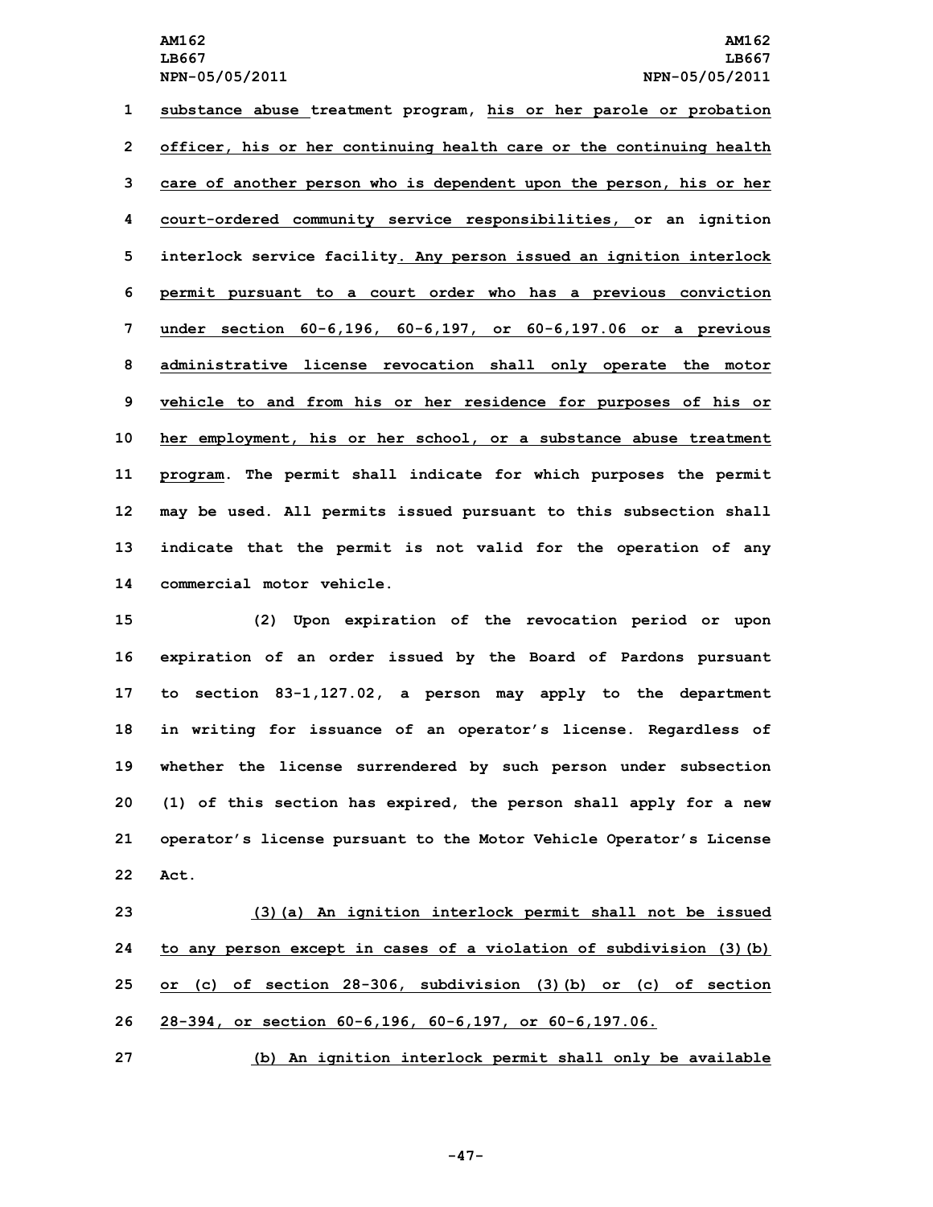substance abuse treatment program, his or her parole or probation officer, his or her continuing health care or the continuing health care of another person who is dependent upon the person, his or her court-ordered community service responsibilities, or an ignition interlock service facility. Any person issued an ignition interlock permit pursuant to a court order who has a previous conviction under section 60-6,196, 60-6,197, or 60-6,197.06 or a previous administrative license revocation shall only operate the motor vehicle to and from his or her residence for purposes of his or her employment, his or her school, or a substance abuse treatment program. The permit shall indicate for which purposes the permit may be used. All permits issued pursuant to this subsection shall indicate that the permit is not valid for the operation of any commercial motor vehicle.

(2) Upon expiration of the revocation period or upon expiration of an order issued by the Board of Pardons pursuant to section 83-1,127.02, a person may apply to the department in writing for issuance of an operator's license. Regardless of whether the license surrendered by such person under subsection (1) of this section has expired, the person shall apply for a new operator's license pursuant to the Motor Vehicle Operator's License Act.

(3)(a) An ignition interlock permit shall not be issued to any person except in cases of a violation of subdivision (3)(b) or (c) of section 28-306, subdivision (3)(b) or (c) of section 28-394, or section 60-6,196, 60-6,197, or 60-6,197.06.

(b) An ignition interlock permit shall only be available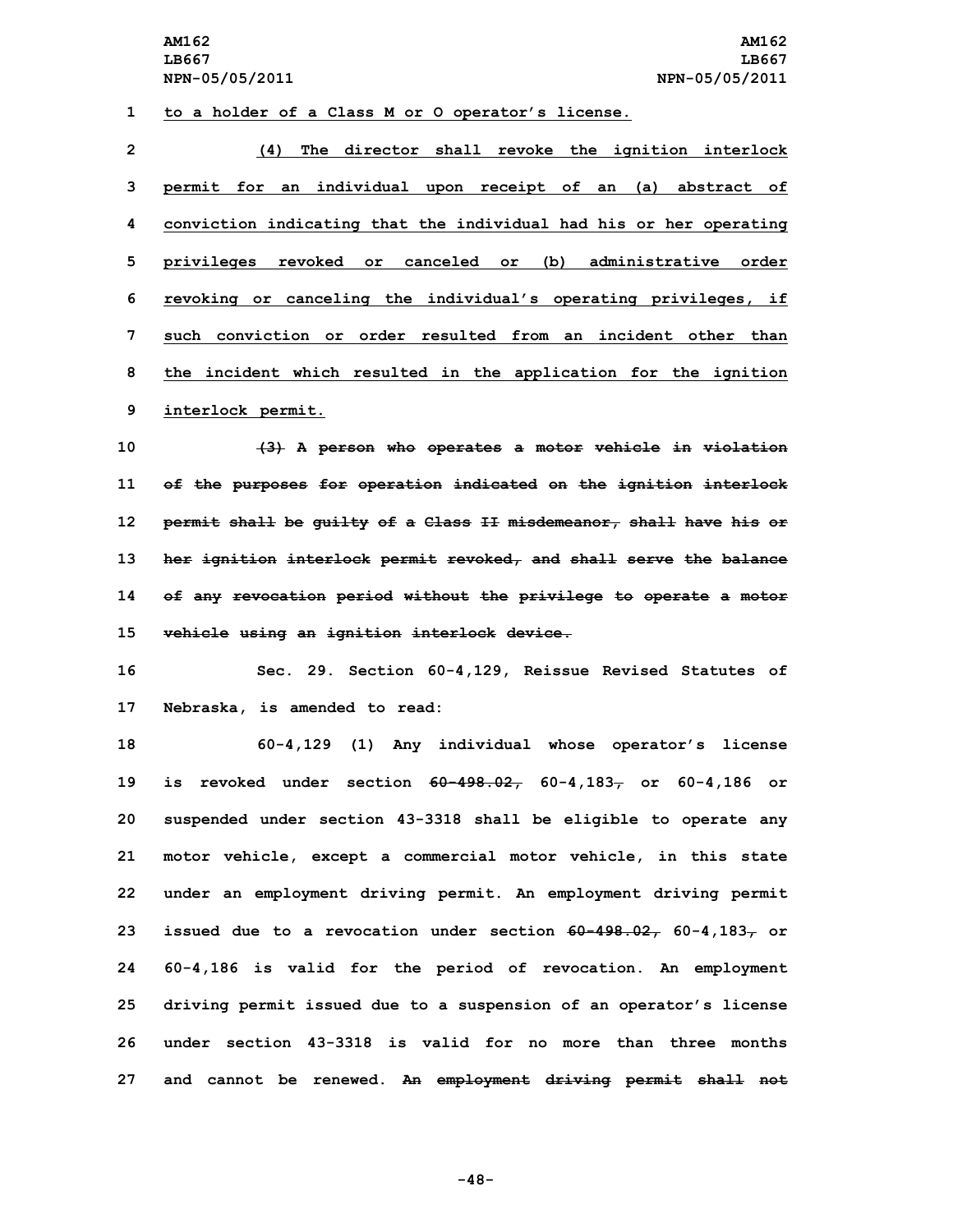to a holder of a Class M or O operator's license.

(4) The director shall revoke the ignition interlock permit for an individual upon receipt of an (a) abstract of conviction indicating that the individual had his or her operating privileges revoked or canceled or (b) administrative order revoking or canceling the individual's operating privileges, if such conviction or order resulted from an incident other than the incident which resulted in the application for the ignition interlock permit.

~~(3) A person who operates a motor vehicle in violation of the purposes for operation indicated on the ignition interlock permit shall be guilty of a Class II misdemeanor, shall have his or her ignition interlock permit revoked, and shall serve the balance of any revocation period without the privilege to operate a motor vehicle using an ignition interlock device.~~

Sec. 29. Section 60-4,129, Reissue Revised Statutes of Nebraska, is amended to read:

60-4,129 (1) Any individual whose operator's license is revoked under section ~~60-498.02,~~ 60-4,183~~,~~ or 60-4,186 or suspended under section 43-3318 shall be eligible to operate any motor vehicle, except a commercial motor vehicle, in this state under an employment driving permit. An employment driving permit issued due to a revocation under section ~~60-498.02,~~ 60-4,183~~,~~ or 60-4,186 is valid for the period of revocation. An employment driving permit issued due to a suspension of an operator's license under section 43-3318 is valid for no more than three months and cannot be renewed. ~~An employment driving permit shall not~~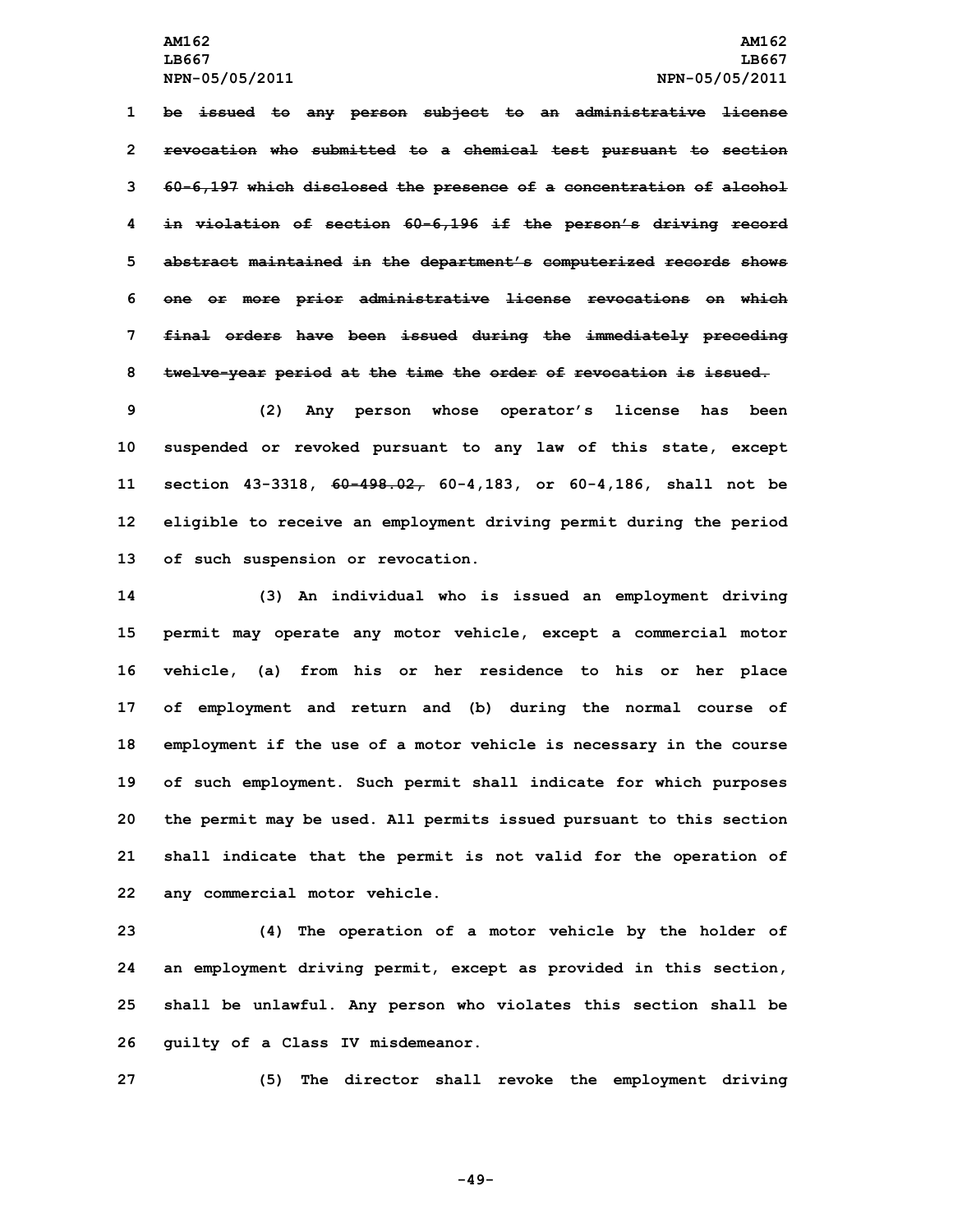1 ~~be issued to any person subject to an administrative license~~
2 ~~revocation who submitted to a chemical test pursuant to section~~
3 ~~60-6,197 which disclosed the presence of a concentration of alcohol~~
4 ~~in violation of section 60-6,196 if the person's driving record~~
5 ~~abstract maintained in the department's computerized records shows~~
6 ~~one or more prior administrative license revocations on which~~
7 ~~final orders have been issued during the immediately preceding~~
8 ~~twelve-year period at the time the order of revocation is issued.~~

9 (2) Any person whose operator's license has been
10 suspended or revoked pursuant to any law of this state, except
11 section 43-3318, ~~60-498.02,~~ 60-4,183, or 60-4,186, shall not be
12 eligible to receive an employment driving permit during the period
13 of such suspension or revocation.

14 (3) An individual who is issued an employment driving
15 permit may operate any motor vehicle, except a commercial motor
16 vehicle, (a) from his or her residence to his or her place
17 of employment and return and (b) during the normal course of
18 employment if the use of a motor vehicle is necessary in the course
19 of such employment. Such permit shall indicate for which purposes
20 the permit may be used. All permits issued pursuant to this section
21 shall indicate that the permit is not valid for the operation of
22 any commercial motor vehicle.

23 (4) The operation of a motor vehicle by the holder of
24 an employment driving permit, except as provided in this section,
25 shall be unlawful. Any person who violates this section shall be
26 guilty of a Class IV misdemeanor.

27 (5) The director shall revoke the employment driving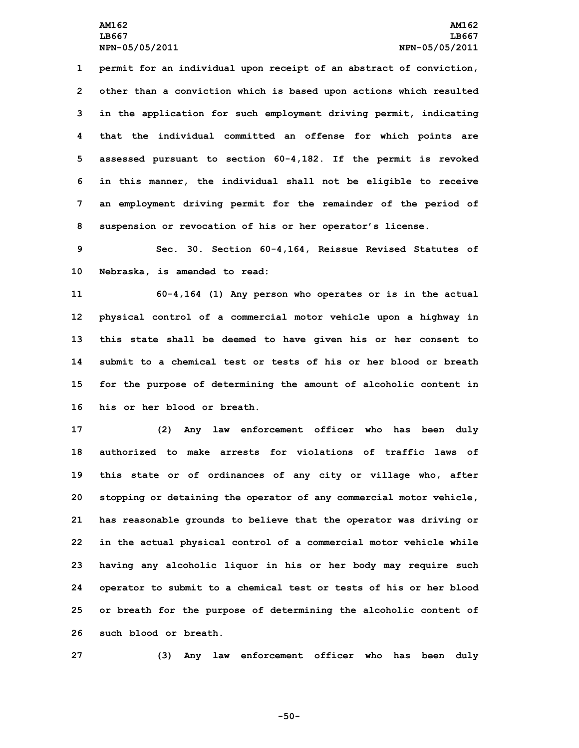permit for an individual upon receipt of an abstract of conviction, other than a conviction which is based upon actions which resulted in the application for such employment driving permit, indicating that the individual committed an offense for which points are assessed pursuant to section 60-4,182. If the permit is revoked in this manner, the individual shall not be eligible to receive an employment driving permit for the remainder of the period of suspension or revocation of his or her operator's license.

Sec. 30. Section 60-4,164, Reissue Revised Statutes of Nebraska, is amended to read:

60-4,164 (1) Any person who operates or is in the actual physical control of a commercial motor vehicle upon a highway in this state shall be deemed to have given his or her consent to submit to a chemical test or tests of his or her blood or breath for the purpose of determining the amount of alcoholic content in his or her blood or breath.

(2) Any law enforcement officer who has been duly authorized to make arrests for violations of traffic laws of this state or of ordinances of any city or village who, after stopping or detaining the operator of any commercial motor vehicle, has reasonable grounds to believe that the operator was driving or in the actual physical control of a commercial motor vehicle while having any alcoholic liquor in his or her body may require such operator to submit to a chemical test or tests of his or her blood or breath for the purpose of determining the alcoholic content of such blood or breath.

(3) Any law enforcement officer who has been duly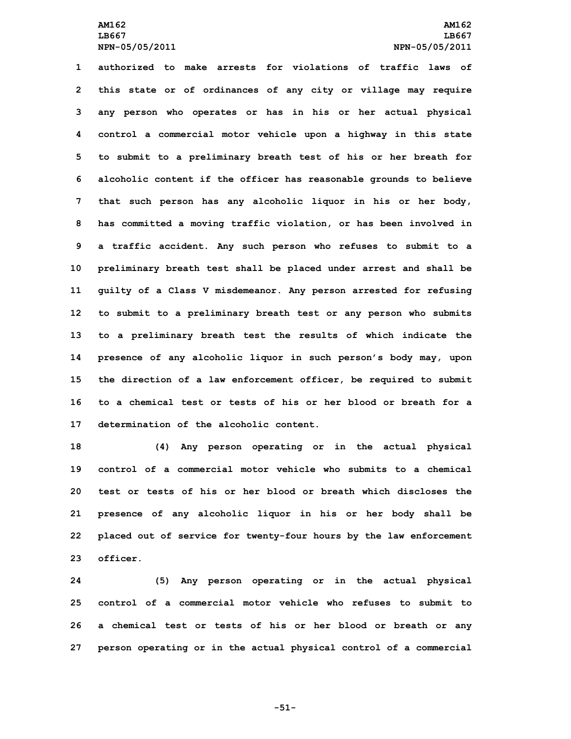authorized to make arrests for violations of traffic laws of this state or of ordinances of any city or village may require any person who operates or has in his or her actual physical control a commercial motor vehicle upon a highway in this state to submit to a preliminary breath test of his or her breath for alcoholic content if the officer has reasonable grounds to believe that such person has any alcoholic liquor in his or her body, has committed a moving traffic violation, or has been involved in a traffic accident. Any such person who refuses to submit to a preliminary breath test shall be placed under arrest and shall be guilty of a Class V misdemeanor. Any person arrested for refusing to submit to a preliminary breath test or any person who submits to a preliminary breath test the results of which indicate the presence of any alcoholic liquor in such person's body may, upon the direction of a law enforcement officer, be required to submit to a chemical test or tests of his or her blood or breath for a determination of the alcoholic content.

(4) Any person operating or in the actual physical control of a commercial motor vehicle who submits to a chemical test or tests of his or her blood or breath which discloses the presence of any alcoholic liquor in his or her body shall be placed out of service for twenty-four hours by the law enforcement officer.

(5) Any person operating or in the actual physical control of a commercial motor vehicle who refuses to submit to a chemical test or tests of his or her blood or breath or any person operating or in the actual physical control of a commercial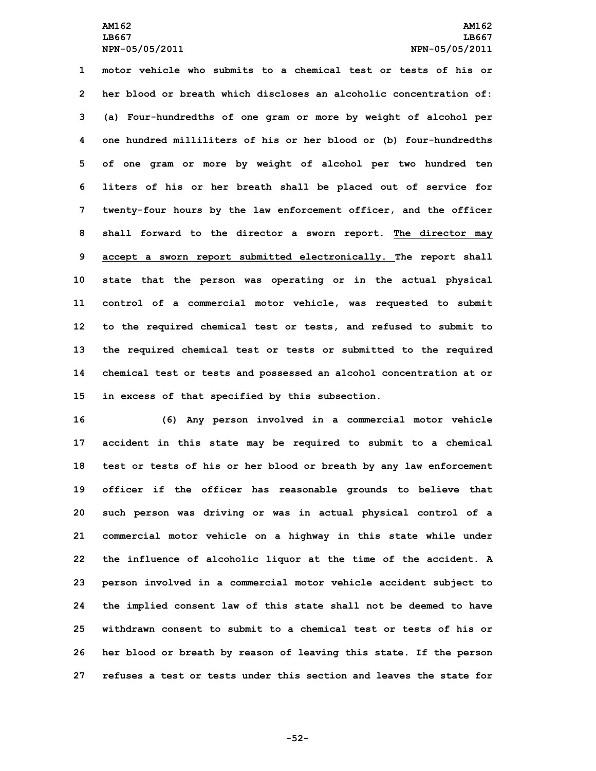motor vehicle who submits to a chemical test or tests of his or her blood or breath which discloses an alcoholic concentration of: (a) Four-hundredths of one gram or more by weight of alcohol per one hundred milliliters of his or her blood or (b) four-hundredths of one gram or more by weight of alcohol per two hundred ten liters of his or her breath shall be placed out of service for twenty-four hours by the law enforcement officer, and the officer shall forward to the director a sworn report. <u>The director may accept a sworn report submitted electronically.</u> The report shall state that the person was operating or in the actual physical control of a commercial motor vehicle, was requested to submit to the required chemical test or tests, and refused to submit to the required chemical test or tests or submitted to the required chemical test or tests and possessed an alcohol concentration at or in excess of that specified by this subsection.

(6) Any person involved in a commercial motor vehicle accident in this state may be required to submit to a chemical test or tests of his or her blood or breath by any law enforcement officer if the officer has reasonable grounds to believe that such person was driving or was in actual physical control of a commercial motor vehicle on a highway in this state while under the influence of alcoholic liquor at the time of the accident. A person involved in a commercial motor vehicle accident subject to the implied consent law of this state shall not be deemed to have withdrawn consent to submit to a chemical test or tests of his or her blood or breath by reason of leaving this state. If the person refuses a test or tests under this section and leaves the state for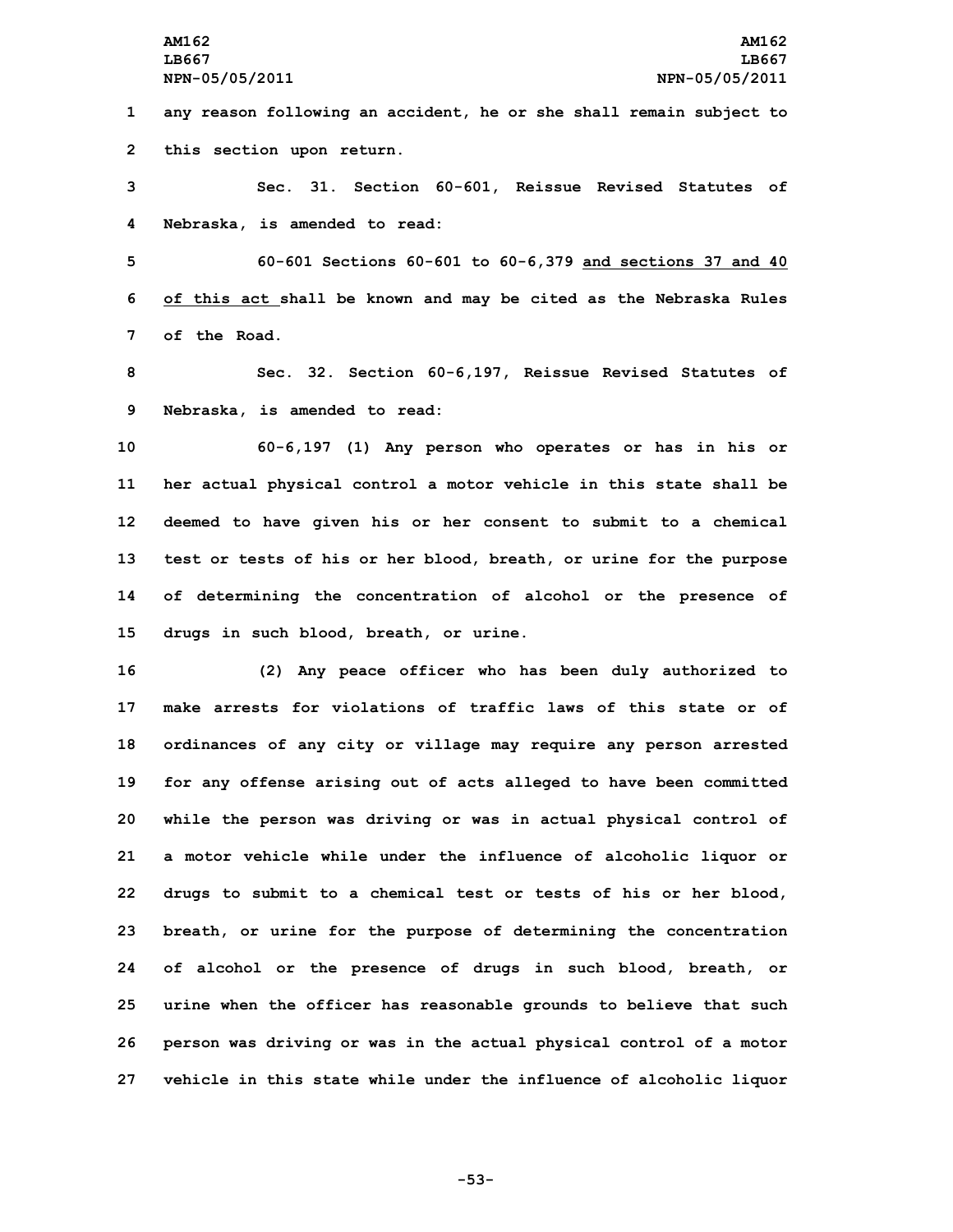any reason following an accident, he or she shall remain subject to this section upon return.

Sec. 31. Section 60-601, Reissue Revised Statutes of Nebraska, is amended to read:

60-601 Sections 60-601 to 60-6,379 <u>and sections 37 and 40 of this act</u> shall be known and may be cited as the Nebraska Rules of the Road.

Sec. 32. Section 60-6,197, Reissue Revised Statutes of Nebraska, is amended to read:

60-6,197 (1) Any person who operates or has in his or her actual physical control a motor vehicle in this state shall be deemed to have given his or her consent to submit to a chemical test or tests of his or her blood, breath, or urine for the purpose of determining the concentration of alcohol or the presence of drugs in such blood, breath, or urine.

(2) Any peace officer who has been duly authorized to make arrests for violations of traffic laws of this state or of ordinances of any city or village may require any person arrested for any offense arising out of acts alleged to have been committed while the person was driving or was in actual physical control of a motor vehicle while under the influence of alcoholic liquor or drugs to submit to a chemical test or tests of his or her blood, breath, or urine for the purpose of determining the concentration of alcohol or the presence of drugs in such blood, breath, or urine when the officer has reasonable grounds to believe that such person was driving or was in the actual physical control of a motor vehicle in this state while under the influence of alcoholic liquor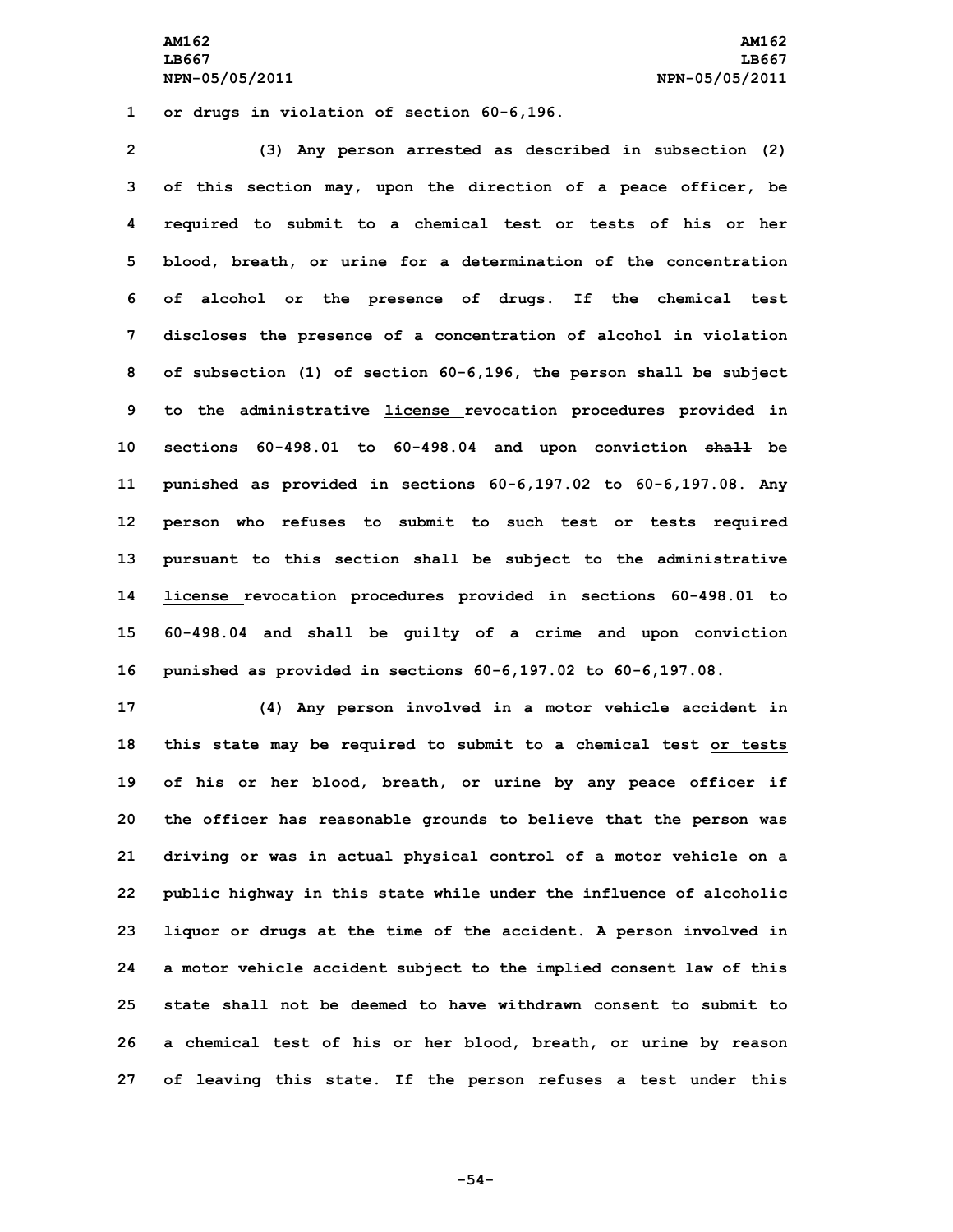or drugs in violation of section 60-6,196.

(3) Any person arrested as described in subsection (2) of this section may, upon the direction of a peace officer, be required to submit to a chemical test or tests of his or her blood, breath, or urine for a determination of the concentration of alcohol or the presence of drugs. If the chemical test discloses the presence of a concentration of alcohol in violation of subsection (1) of section 60-6,196, the person shall be subject to the administrative <u>license </u>revocation procedures provided in sections 60-498.01 to 60-498.04 and upon conviction ~~shall~~ be punished as provided in sections 60-6,197.02 to 60-6,197.08. Any person who refuses to submit to such test or tests required pursuant to this section shall be subject to the administrative <u>license </u>revocation procedures provided in sections 60-498.01 to 60-498.04 and shall be guilty of a crime and upon conviction punished as provided in sections 60-6,197.02 to 60-6,197.08.

(4) Any person involved in a motor vehicle accident in this state may be required to submit to a chemical test <u>or tests</u> of his or her blood, breath, or urine by any peace officer if the officer has reasonable grounds to believe that the person was driving or was in actual physical control of a motor vehicle on a public highway in this state while under the influence of alcoholic liquor or drugs at the time of the accident. A person involved in a motor vehicle accident subject to the implied consent law of this state shall not be deemed to have withdrawn consent to submit to a chemical test of his or her blood, breath, or urine by reason of leaving this state. If the person refuses a test under this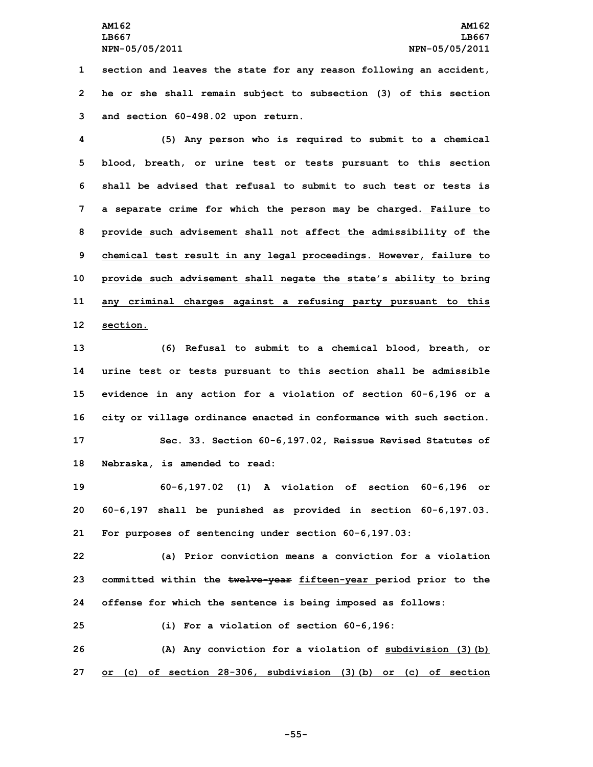section and leaves the state for any reason following an accident, he or she shall remain subject to subsection (3) of this section and section 60-498.02 upon return.

(5) Any person who is required to submit to a chemical blood, breath, or urine test or tests pursuant to this section shall be advised that refusal to submit to such test or tests is a separate crime for which the person may be charged. Failure to provide such advisement shall not affect the admissibility of the chemical test result in any legal proceedings. However, failure to provide such advisement shall negate the state's ability to bring any criminal charges against a refusing party pursuant to this section.

(6) Refusal to submit to a chemical blood, breath, or urine test or tests pursuant to this section shall be admissible evidence in any action for a violation of section 60-6,196 or a city or village ordinance enacted in conformance with such section.

Sec. 33. Section 60-6,197.02, Reissue Revised Statutes of Nebraska, is amended to read:

60-6,197.02 (1) A violation of section 60-6,196 or 60-6,197 shall be punished as provided in section 60-6,197.03. For purposes of sentencing under section 60-6,197.03:

(a) Prior conviction means a conviction for a violation committed within the ~~twelve-year~~ fifteen-year period prior to the offense for which the sentence is being imposed as follows:

(i) For a violation of section 60-6,196:

(A) Any conviction for a violation of subdivision (3)(b) or (c) of section 28-306, subdivision (3)(b) or (c) of section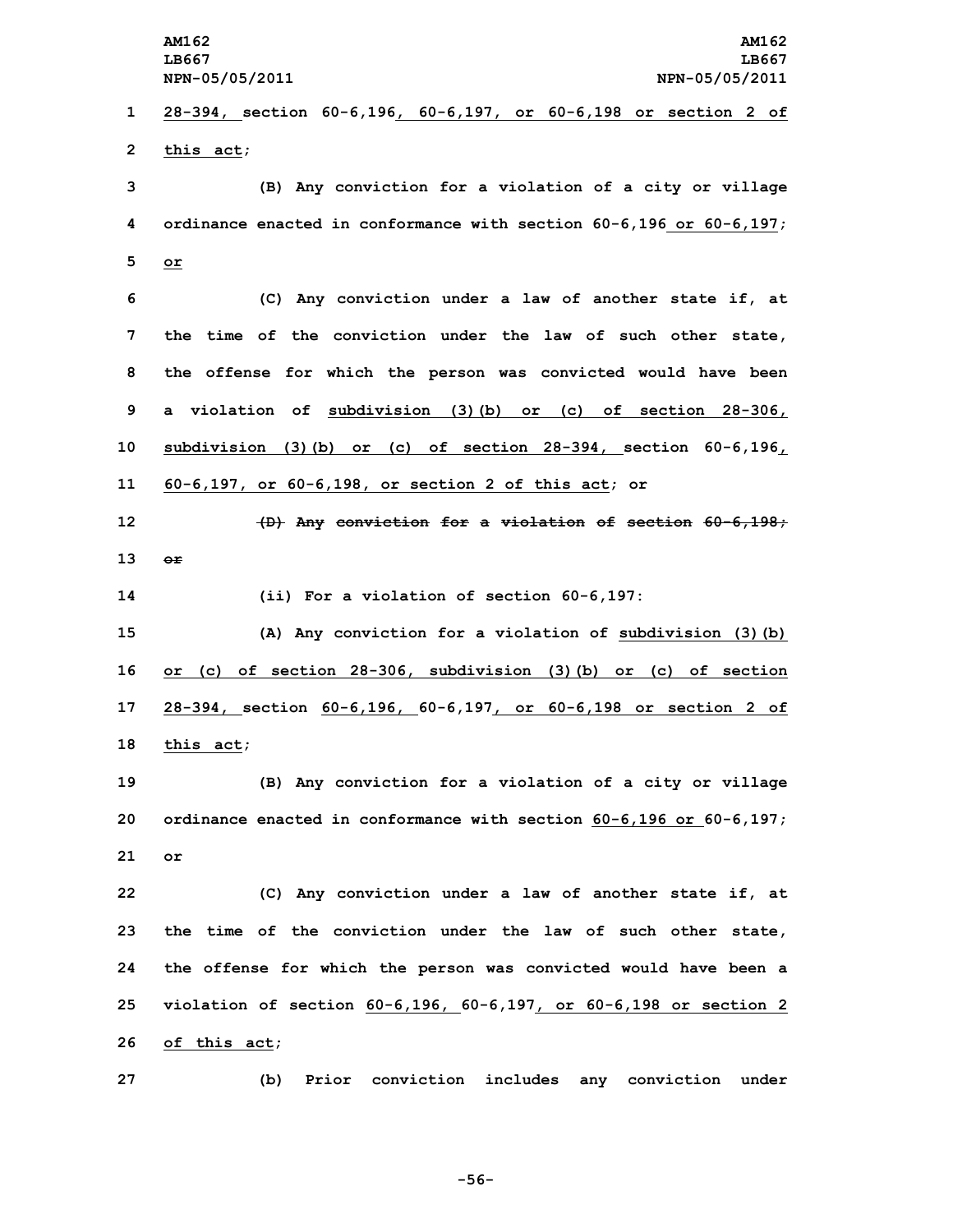28-394, section 60-6,196, 60-6,197, or 60-6,198 or section 2 of this act;

(B) Any conviction for a violation of a city or village ordinance enacted in conformance with section 60-6,196 or 60-6,197; or

(C) Any conviction under a law of another state if, at the time of the conviction under the law of such other state, the offense for which the person was convicted would have been a violation of subdivision (3)(b) or (c) of section 28-306, subdivision (3)(b) or (c) of section 28-394, section 60-6,196, 60-6,197, or 60-6,198, or section 2 of this act; or

~~(D) Any conviction for a violation of section 60-6,198; or~~

(ii) For a violation of section 60-6,197:

(A) Any conviction for a violation of subdivision (3)(b) or (c) of section 28-306, subdivision (3)(b) or (c) of section 28-394, section 60-6,196, 60-6,197, or 60-6,198 or section 2 of this act;

(B) Any conviction for a violation of a city or village ordinance enacted in conformance with section 60-6,196 or 60-6,197; or

(C) Any conviction under a law of another state if, at the time of the conviction under the law of such other state, the offense for which the person was convicted would have been a violation of section 60-6,196, 60-6,197, or 60-6,198 or section 2 of this act;

(b) Prior conviction includes any conviction under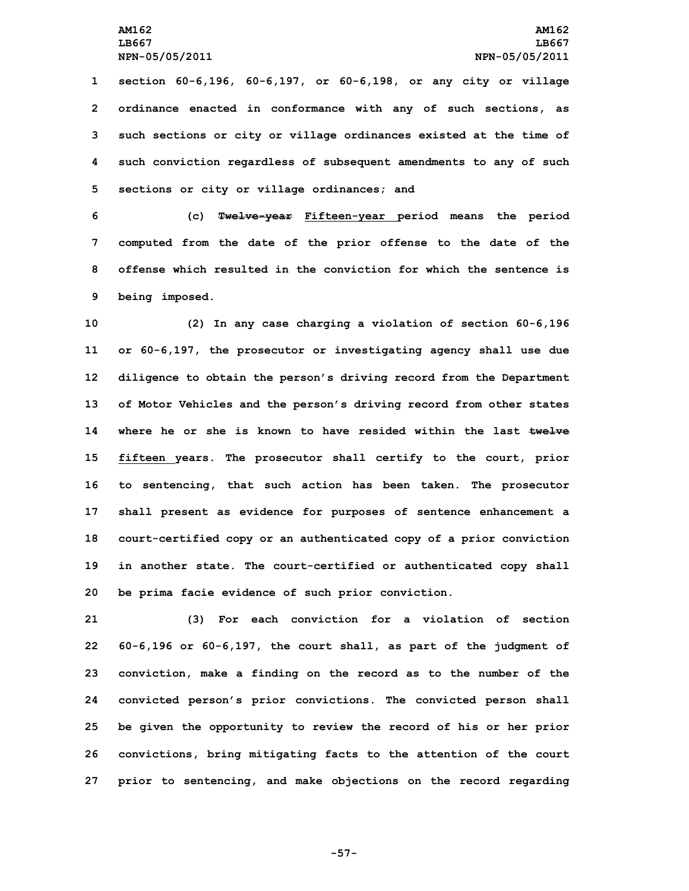section 60-6,196, 60-6,197, or 60-6,198, or any city or village ordinance enacted in conformance with any of such sections, as such sections or city or village ordinances existed at the time of such conviction regardless of subsequent amendments to any of such sections or city or village ordinances; and

(c) ~~Twelve-year~~ Fifteen-year period means the period computed from the date of the prior offense to the date of the offense which resulted in the conviction for which the sentence is being imposed.

(2) In any case charging a violation of section 60-6,196 or 60-6,197, the prosecutor or investigating agency shall use due diligence to obtain the person's driving record from the Department of Motor Vehicles and the person's driving record from other states where he or she is known to have resided within the last ~~twelve~~ fifteen years. The prosecutor shall certify to the court, prior to sentencing, that such action has been taken. The prosecutor shall present as evidence for purposes of sentence enhancement a court-certified copy or an authenticated copy of a prior conviction in another state. The court-certified or authenticated copy shall be prima facie evidence of such prior conviction.

(3) For each conviction for a violation of section 60-6,196 or 60-6,197, the court shall, as part of the judgment of conviction, make a finding on the record as to the number of the convicted person's prior convictions. The convicted person shall be given the opportunity to review the record of his or her prior convictions, bring mitigating facts to the attention of the court prior to sentencing, and make objections on the record regarding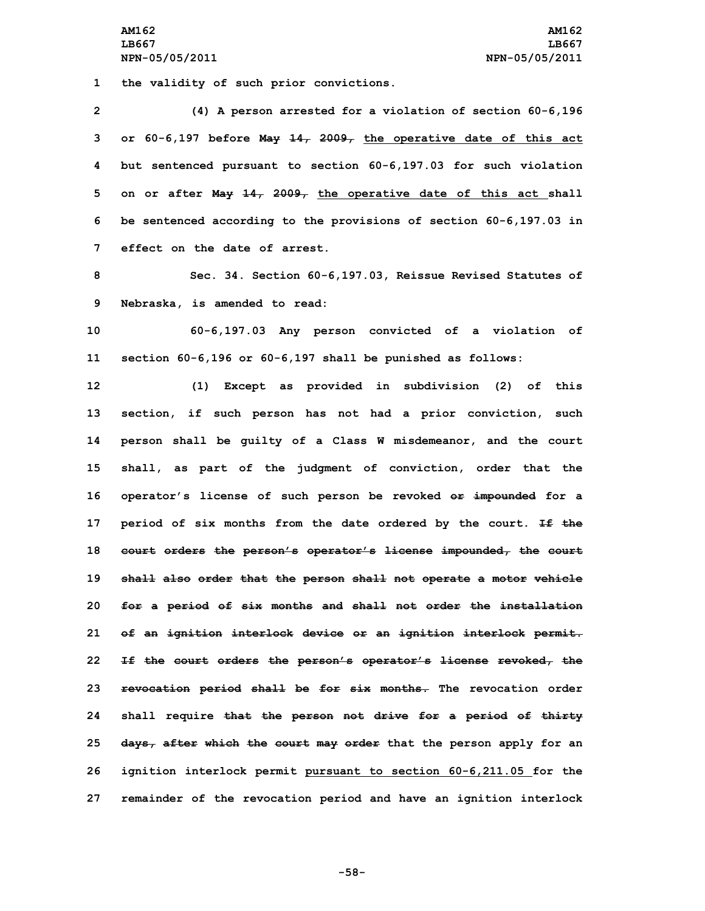the validity of such prior convictions.

(4) A person arrested for a violation of section 60-6,196 or 60-6,197 before ~~May 14, 2009,~~ <u>the operative date of this act</u> but sentenced pursuant to section 60-6,197.03 for such violation on or after ~~May 14, 2009,~~ <u>the operative date of this act</u> shall be sentenced according to the provisions of section 60-6,197.03 in effect on the date of arrest.

Sec. 34. Section 60-6,197.03, Reissue Revised Statutes of Nebraska, is amended to read:

60-6,197.03 Any person convicted of a violation of section 60-6,196 or 60-6,197 shall be punished as follows:

(1) Except as provided in subdivision (2) of this section, if such person has not had a prior conviction, such person shall be guilty of a Class W misdemeanor, and the court shall, as part of the judgment of conviction, order that the operator's license of such person be revoked ~~or impounded~~ for a period of six months from the date ordered by the court. ~~If the court orders the person's operator's license impounded, the court shall also order that the person shall not operate a motor vehicle for a period of six months and shall not order the installation of an ignition interlock device or an ignition interlock permit. If the court orders the person's operator's license revoked, the revocation period shall be for six months.~~ The revocation order shall require ~~that the person not drive for a period of thirty days, after which the court may order~~ that the person apply for an ignition interlock permit <u>pursuant to section 60-6,211.05</u> for the remainder of the revocation period and have an ignition interlock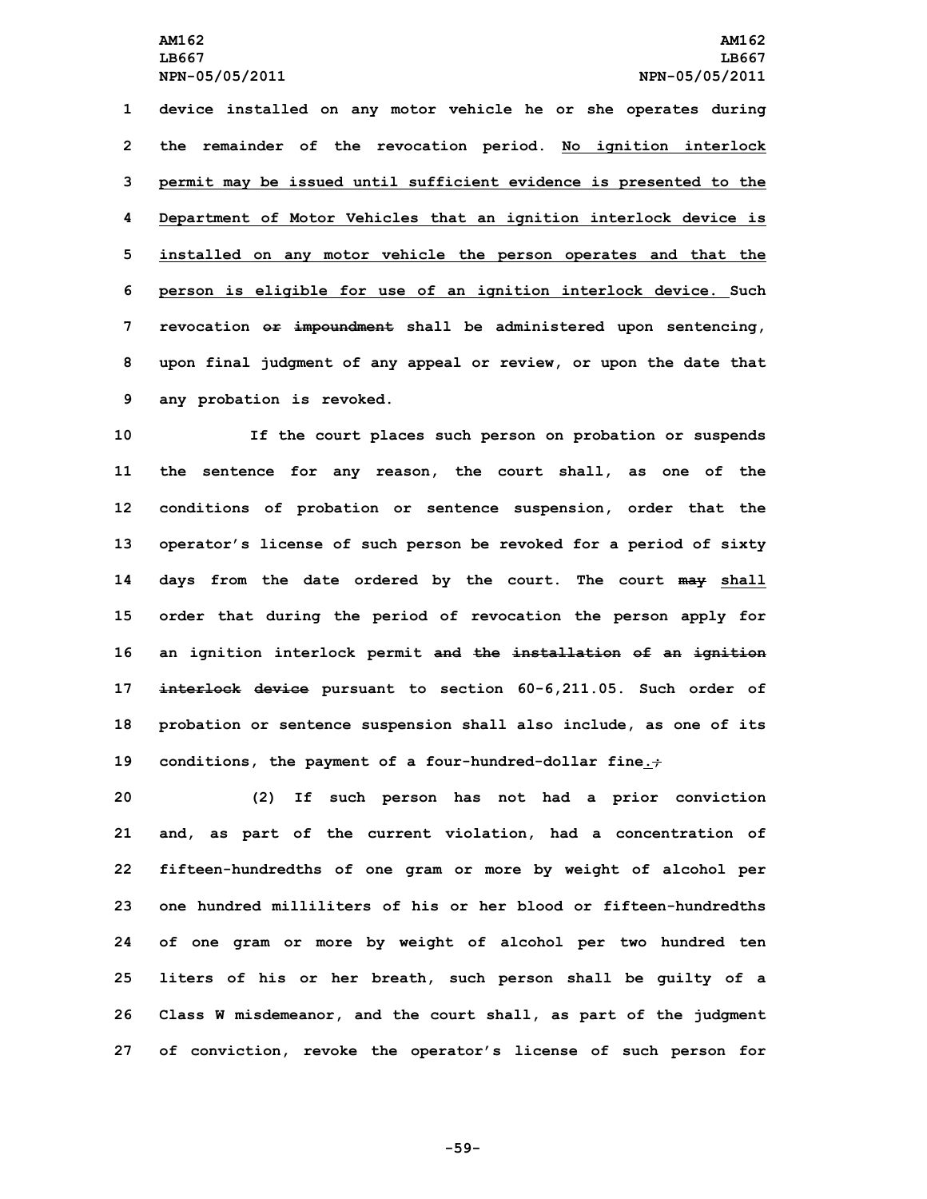device installed on any motor vehicle he or she operates during the remainder of the revocation period. No ignition interlock permit may be issued until sufficient evidence is presented to the Department of Motor Vehicles that an ignition interlock device is installed on any motor vehicle the person operates and that the person is eligible for use of an ignition interlock device. Such revocation or impoundment shall be administered upon sentencing, upon final judgment of any appeal or review, or upon the date that any probation is revoked.

If the court places such person on probation or suspends the sentence for any reason, the court shall, as one of the conditions of probation or sentence suspension, order that the operator's license of such person be revoked for a period of sixty days from the date ordered by the court. The court may shall order that during the period of revocation the person apply for an ignition interlock permit and the installation of an ignition interlock device pursuant to section 60-6,211.05. Such order of probation or sentence suspension shall also include, as one of its conditions, the payment of a four-hundred-dollar fine.;

(2) If such person has not had a prior conviction and, as part of the current violation, had a concentration of fifteen-hundredths of one gram or more by weight of alcohol per one hundred milliliters of his or her blood or fifteen-hundredths of one gram or more by weight of alcohol per two hundred ten liters of his or her breath, such person shall be guilty of a Class W misdemeanor, and the court shall, as part of the judgment of conviction, revoke the operator's license of such person for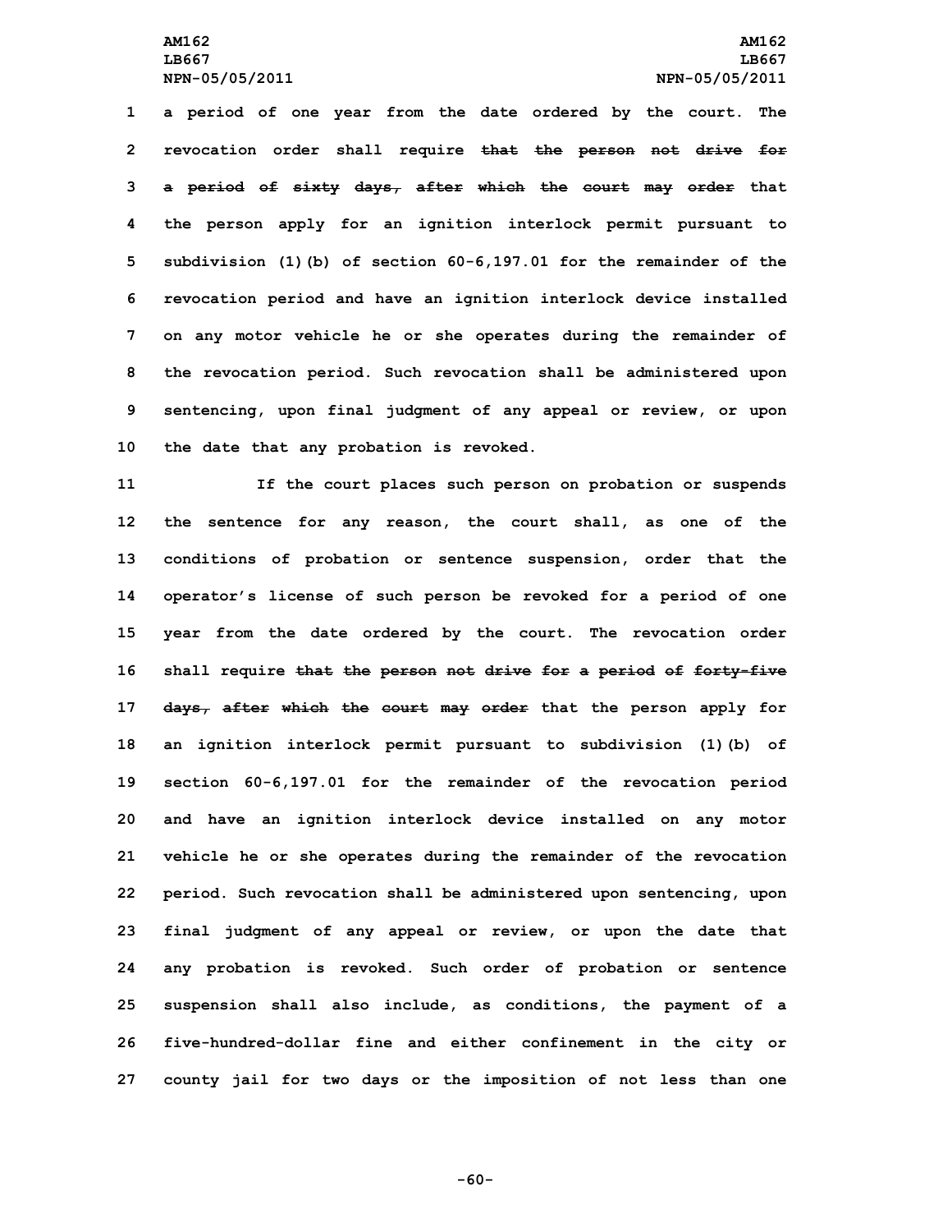a period of one year from the date ordered by the court. The revocation order shall require ~~that the person not drive for a period of sixty days, after which the court may order~~ that the person apply for an ignition interlock permit pursuant to subdivision (1)(b) of section 60-6,197.01 for the remainder of the revocation period and have an ignition interlock device installed on any motor vehicle he or she operates during the remainder of the revocation period. Such revocation shall be administered upon sentencing, upon final judgment of any appeal or review, or upon the date that any probation is revoked.

If the court places such person on probation or suspends the sentence for any reason, the court shall, as one of the conditions of probation or sentence suspension, order that the operator's license of such person be revoked for a period of one year from the date ordered by the court. The revocation order shall require ~~that the person not drive for a period of forty-five days, after which the court may order~~ that the person apply for an ignition interlock permit pursuant to subdivision (1)(b) of section 60-6,197.01 for the remainder of the revocation period and have an ignition interlock device installed on any motor vehicle he or she operates during the remainder of the revocation period. Such revocation shall be administered upon sentencing, upon final judgment of any appeal or review, or upon the date that any probation is revoked. Such order of probation or sentence suspension shall also include, as conditions, the payment of a five-hundred-dollar fine and either confinement in the city or county jail for two days or the imposition of not less than one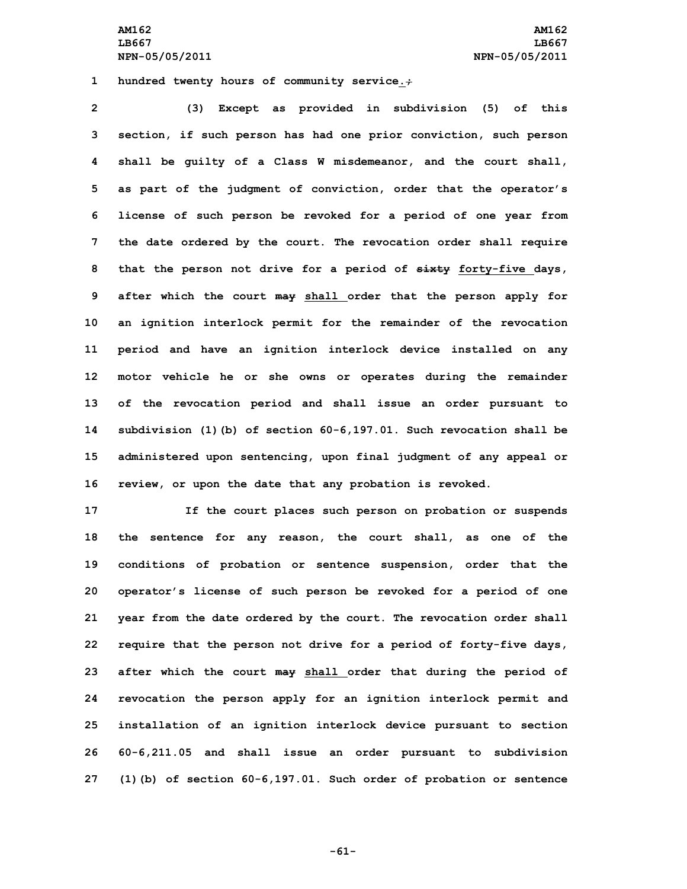hundred twenty hours of community service.;

(3) Except as provided in subdivision (5) of this section, if such person has had one prior conviction, such person shall be guilty of a Class W misdemeanor, and the court shall, as part of the judgment of conviction, order that the operator's license of such person be revoked for a period of one year from the date ordered by the court. The revocation order shall require that the person not drive for a period of ~~sixty~~ forty-five days, after which the court ~~may~~ shall order that the person apply for an ignition interlock permit for the remainder of the revocation period and have an ignition interlock device installed on any motor vehicle he or she owns or operates during the remainder of the revocation period and shall issue an order pursuant to subdivision (1)(b) of section 60-6,197.01. Such revocation shall be administered upon sentencing, upon final judgment of any appeal or review, or upon the date that any probation is revoked.

If the court places such person on probation or suspends the sentence for any reason, the court shall, as one of the conditions of probation or sentence suspension, order that the operator's license of such person be revoked for a period of one year from the date ordered by the court. The revocation order shall require that the person not drive for a period of forty-five days, after which the court ~~may~~ shall order that during the period of revocation the person apply for an ignition interlock permit and installation of an ignition interlock device pursuant to section 60-6,211.05 and shall issue an order pursuant to subdivision (1)(b) of section 60-6,197.01. Such order of probation or sentence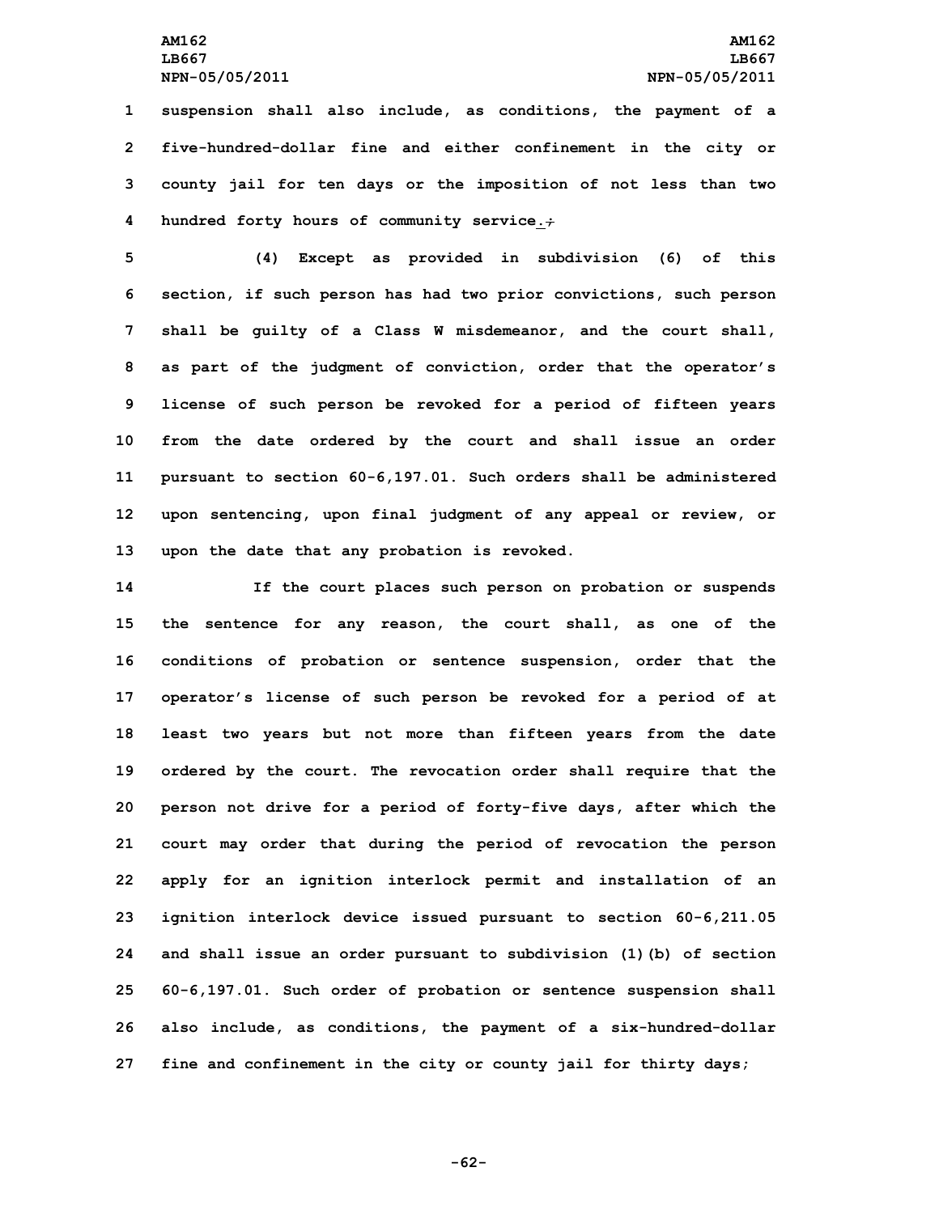suspension shall also include, as conditions, the payment of a five-hundred-dollar fine and either confinement in the city or county jail for ten days or the imposition of not less than two hundred forty hours of community service.~~;~~

(4) Except as provided in subdivision (6) of this section, if such person has had two prior convictions, such person shall be guilty of a Class W misdemeanor, and the court shall, as part of the judgment of conviction, order that the operator's license of such person be revoked for a period of fifteen years from the date ordered by the court and shall issue an order pursuant to section 60-6,197.01. Such orders shall be administered upon sentencing, upon final judgment of any appeal or review, or upon the date that any probation is revoked.

If the court places such person on probation or suspends the sentence for any reason, the court shall, as one of the conditions of probation or sentence suspension, order that the operator's license of such person be revoked for a period of at least two years but not more than fifteen years from the date ordered by the court. The revocation order shall require that the person not drive for a period of forty-five days, after which the court may order that during the period of revocation the person apply for an ignition interlock permit and installation of an ignition interlock device issued pursuant to section 60-6,211.05 and shall issue an order pursuant to subdivision (1)(b) of section 60-6,197.01. Such order of probation or sentence suspension shall also include, as conditions, the payment of a six-hundred-dollar fine and confinement in the city or county jail for thirty days;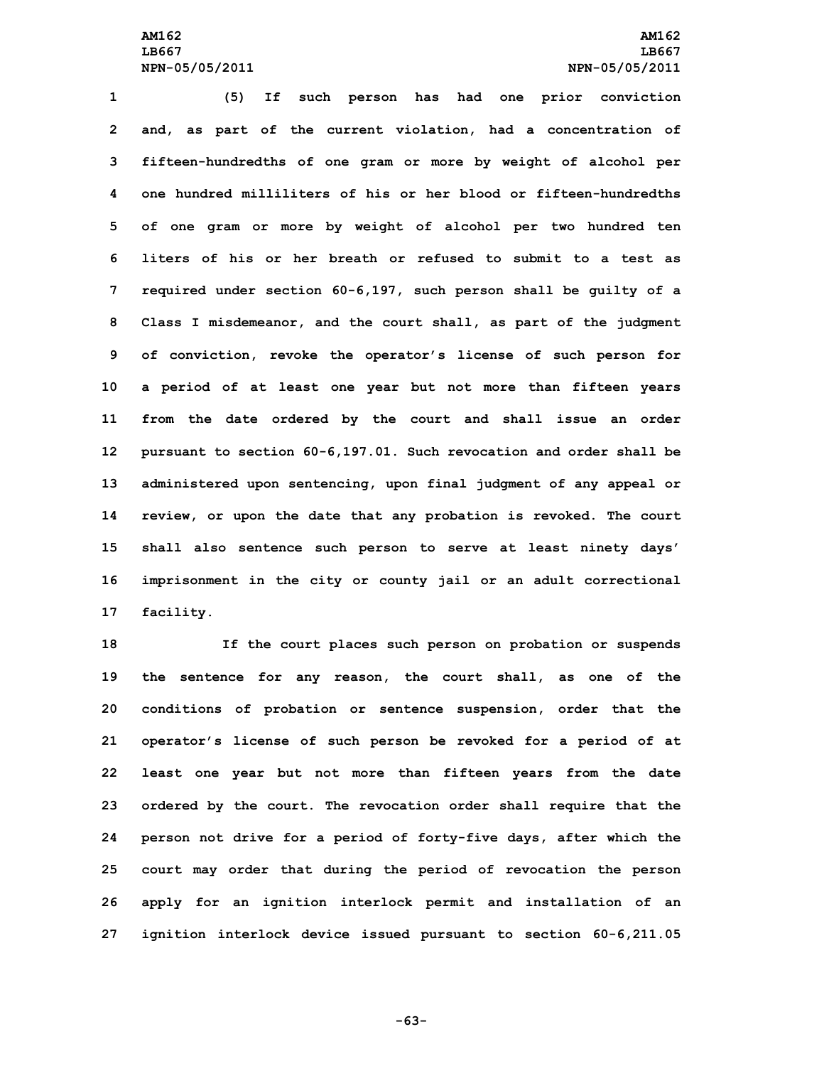(5) If such person has had one prior conviction and, as part of the current violation, had a concentration of fifteen-hundredths of one gram or more by weight of alcohol per one hundred milliliters of his or her blood or fifteen-hundredths of one gram or more by weight of alcohol per two hundred ten liters of his or her breath or refused to submit to a test as required under section 60-6,197, such person shall be guilty of a Class I misdemeanor, and the court shall, as part of the judgment of conviction, revoke the operator's license of such person for a period of at least one year but not more than fifteen years from the date ordered by the court and shall issue an order pursuant to section 60-6,197.01. Such revocation and order shall be administered upon sentencing, upon final judgment of any appeal or review, or upon the date that any probation is revoked. The court shall also sentence such person to serve at least ninety days' imprisonment in the city or county jail or an adult correctional facility.

If the court places such person on probation or suspends the sentence for any reason, the court shall, as one of the conditions of probation or sentence suspension, order that the operator's license of such person be revoked for a period of at least one year but not more than fifteen years from the date ordered by the court. The revocation order shall require that the person not drive for a period of forty-five days, after which the court may order that during the period of revocation the person apply for an ignition interlock permit and installation of an ignition interlock device issued pursuant to section 60-6,211.05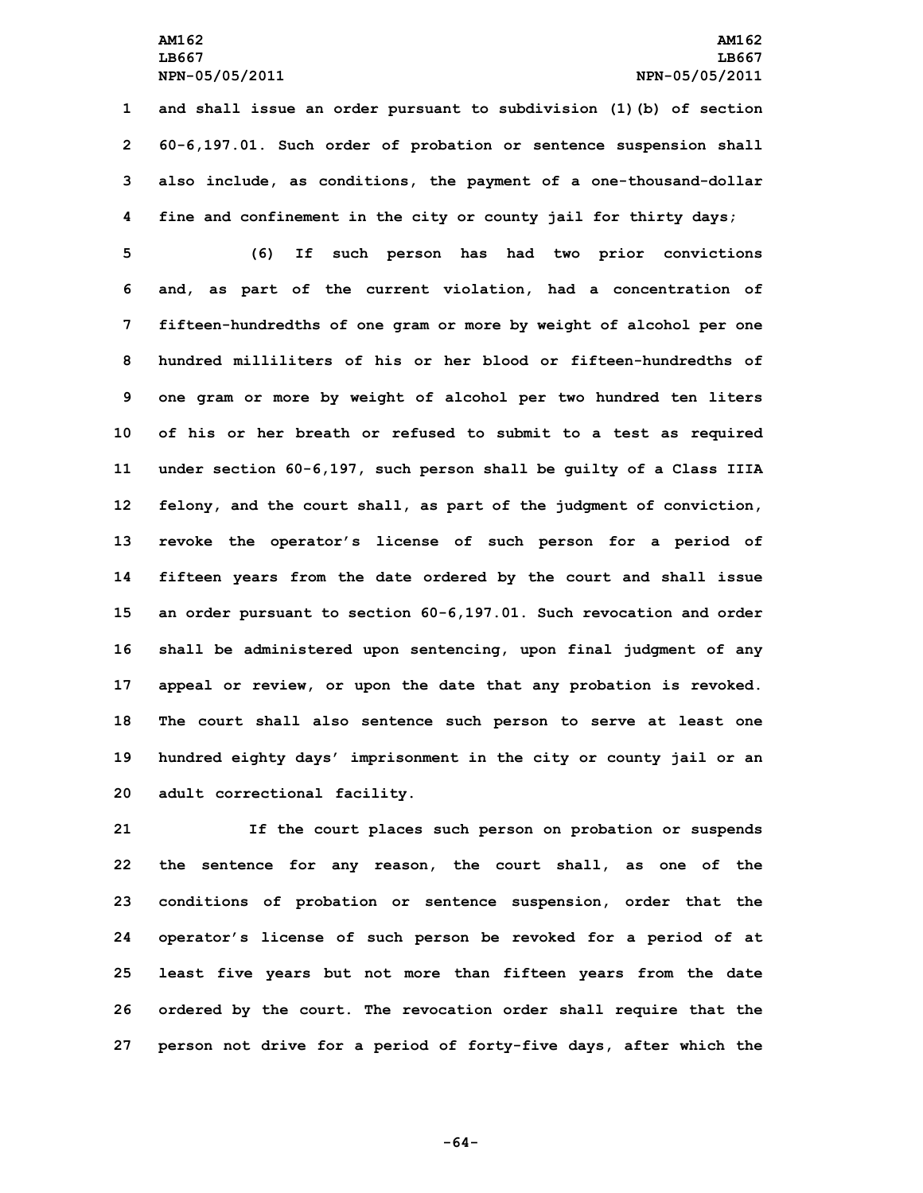and shall issue an order pursuant to subdivision (1)(b) of section 60-6,197.01. Such order of probation or sentence suspension shall also include, as conditions, the payment of a one-thousand-dollar fine and confinement in the city or county jail for thirty days;

(6) If such person has had two prior convictions and, as part of the current violation, had a concentration of fifteen-hundredths of one gram or more by weight of alcohol per one hundred milliliters of his or her blood or fifteen-hundredths of one gram or more by weight of alcohol per two hundred ten liters of his or her breath or refused to submit to a test as required under section 60-6,197, such person shall be guilty of a Class IIIA felony, and the court shall, as part of the judgment of conviction, revoke the operator's license of such person for a period of fifteen years from the date ordered by the court and shall issue an order pursuant to section 60-6,197.01. Such revocation and order shall be administered upon sentencing, upon final judgment of any appeal or review, or upon the date that any probation is revoked. The court shall also sentence such person to serve at least one hundred eighty days' imprisonment in the city or county jail or an adult correctional facility.

If the court places such person on probation or suspends the sentence for any reason, the court shall, as one of the conditions of probation or sentence suspension, order that the operator's license of such person be revoked for a period of at least five years but not more than fifteen years from the date ordered by the court. The revocation order shall require that the person not drive for a period of forty-five days, after which the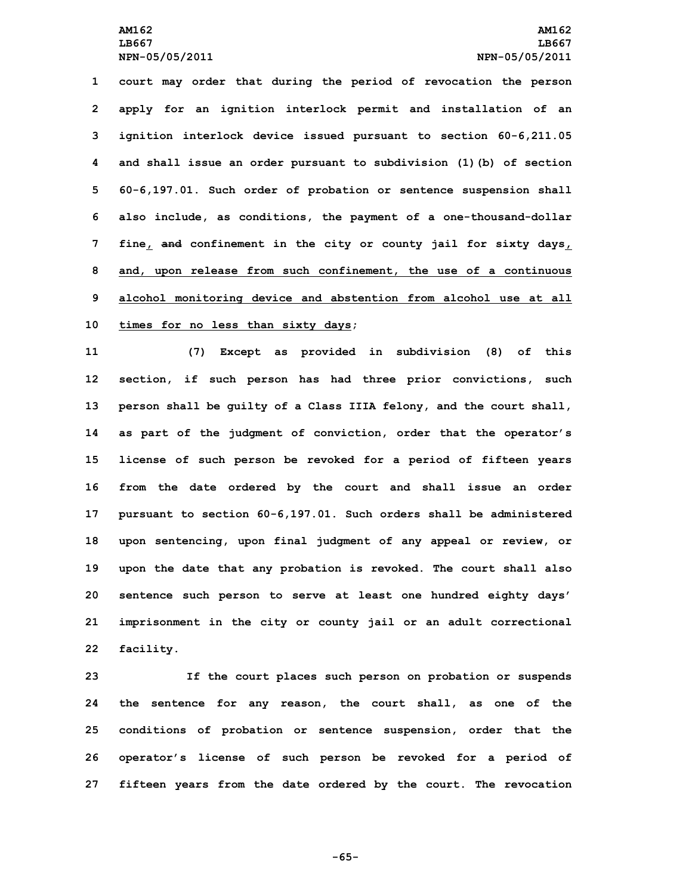court may order that during the period of revocation the person apply for an ignition interlock permit and installation of an ignition interlock device issued pursuant to section 60-6,211.05 and shall issue an order pursuant to subdivision (1)(b) of section 60-6,197.01. Such order of probation or sentence suspension shall also include, as conditions, the payment of a one-thousand-dollar fine, ~~and~~ confinement in the city or county jail for sixty days, and, upon release from such confinement, the use of a continuous alcohol monitoring device and abstention from alcohol use at all times for no less than sixty days;

(7) Except as provided in subdivision (8) of this section, if such person has had three prior convictions, such person shall be guilty of a Class IIIA felony, and the court shall, as part of the judgment of conviction, order that the operator's license of such person be revoked for a period of fifteen years from the date ordered by the court and shall issue an order pursuant to section 60-6,197.01. Such orders shall be administered upon sentencing, upon final judgment of any appeal or review, or upon the date that any probation is revoked. The court shall also sentence such person to serve at least one hundred eighty days' imprisonment in the city or county jail or an adult correctional facility.

If the court places such person on probation or suspends the sentence for any reason, the court shall, as one of the conditions of probation or sentence suspension, order that the operator's license of such person be revoked for a period of fifteen years from the date ordered by the court. The revocation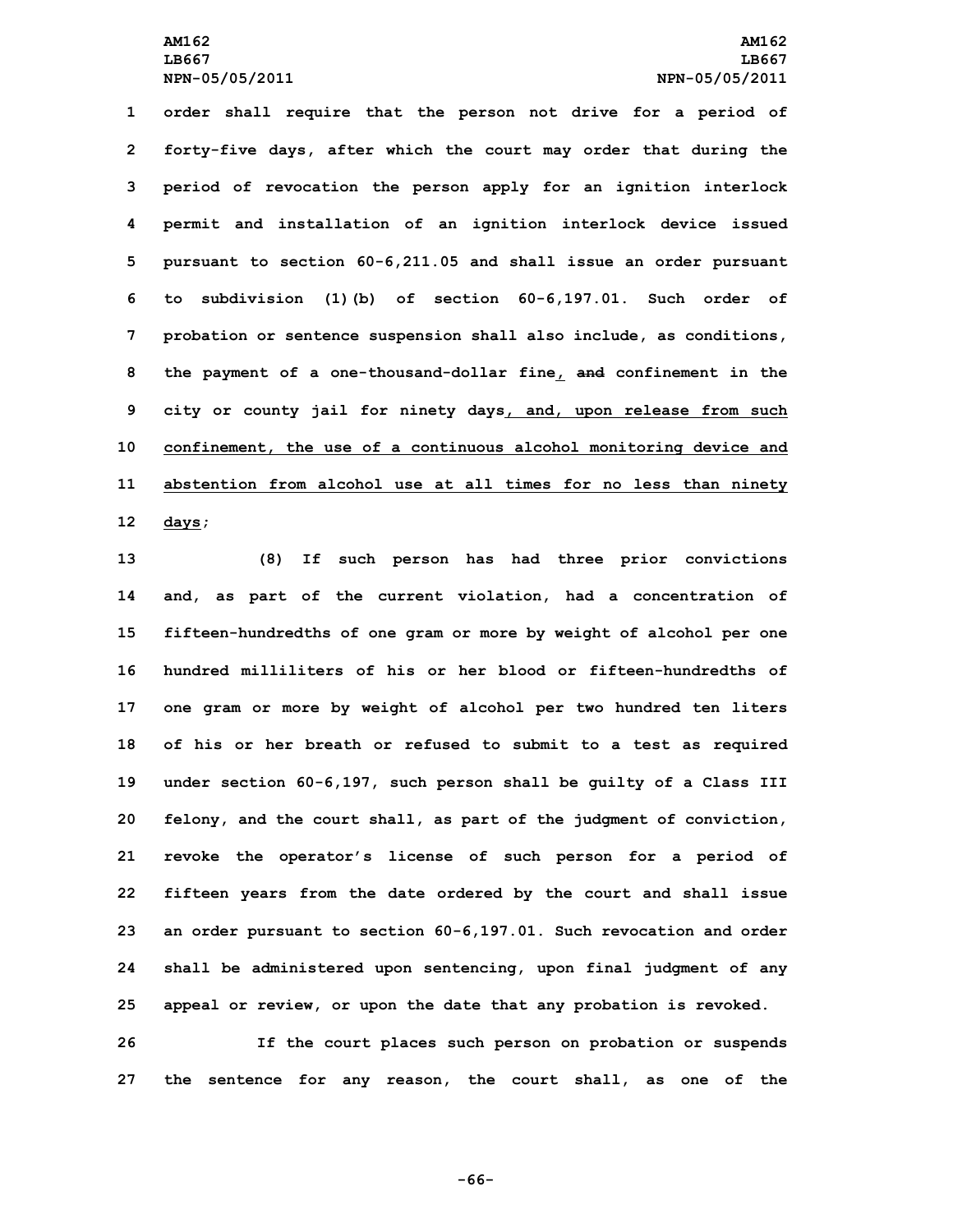order shall require that the person not drive for a period of forty-five days, after which the court may order that during the period of revocation the person apply for an ignition interlock permit and installation of an ignition interlock device issued pursuant to section 60-6,211.05 and shall issue an order pursuant to subdivision (1)(b) of section 60-6,197.01. Such order of probation or sentence suspension shall also include, as conditions, the payment of a one-thousand-dollar fine, ~~and~~ confinement in the city or county jail for ninety days, and, upon release from such confinement, the use of a continuous alcohol monitoring device and abstention from alcohol use at all times for no less than ninety days;

(8) If such person has had three prior convictions and, as part of the current violation, had a concentration of fifteen-hundredths of one gram or more by weight of alcohol per one hundred milliliters of his or her blood or fifteen-hundredths of one gram or more by weight of alcohol per two hundred ten liters of his or her breath or refused to submit to a test as required under section 60-6,197, such person shall be guilty of a Class III felony, and the court shall, as part of the judgment of conviction, revoke the operator's license of such person for a period of fifteen years from the date ordered by the court and shall issue an order pursuant to section 60-6,197.01. Such revocation and order shall be administered upon sentencing, upon final judgment of any appeal or review, or upon the date that any probation is revoked.

If the court places such person on probation or suspends the sentence for any reason, the court shall, as one of the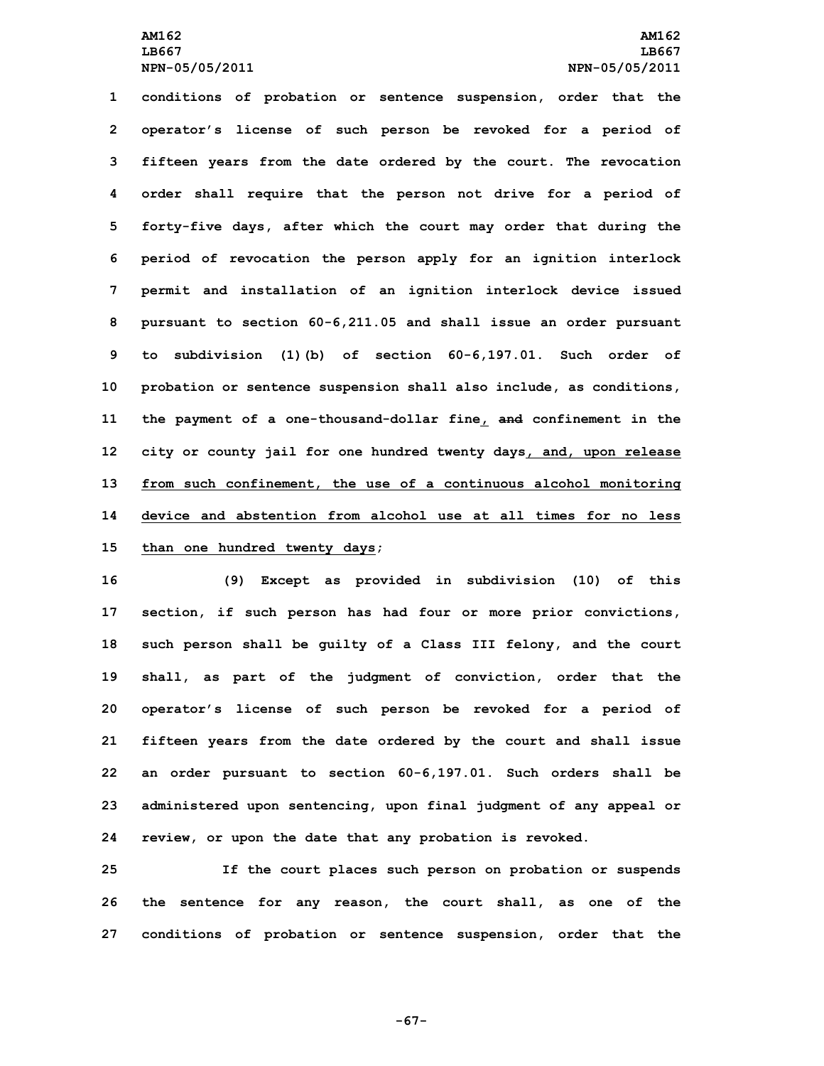conditions of probation or sentence suspension, order that the operator's license of such person be revoked for a period of fifteen years from the date ordered by the court. The revocation order shall require that the person not drive for a period of forty-five days, after which the court may order that during the period of revocation the person apply for an ignition interlock permit and installation of an ignition interlock device issued pursuant to section 60-6,211.05 and shall issue an order pursuant to subdivision (1)(b) of section 60-6,197.01. Such order of probation or sentence suspension shall also include, as conditions, the payment of a one-thousand-dollar fine, ~~and~~ confinement in the city or county jail for one hundred twenty days, and, upon release from such confinement, the use of a continuous alcohol monitoring device and abstention from alcohol use at all times for no less than one hundred twenty days;

(9) Except as provided in subdivision (10) of this section, if such person has had four or more prior convictions, such person shall be guilty of a Class III felony, and the court shall, as part of the judgment of conviction, order that the operator's license of such person be revoked for a period of fifteen years from the date ordered by the court and shall issue an order pursuant to section 60-6,197.01. Such orders shall be administered upon sentencing, upon final judgment of any appeal or review, or upon the date that any probation is revoked.

If the court places such person on probation or suspends the sentence for any reason, the court shall, as one of the conditions of probation or sentence suspension, order that the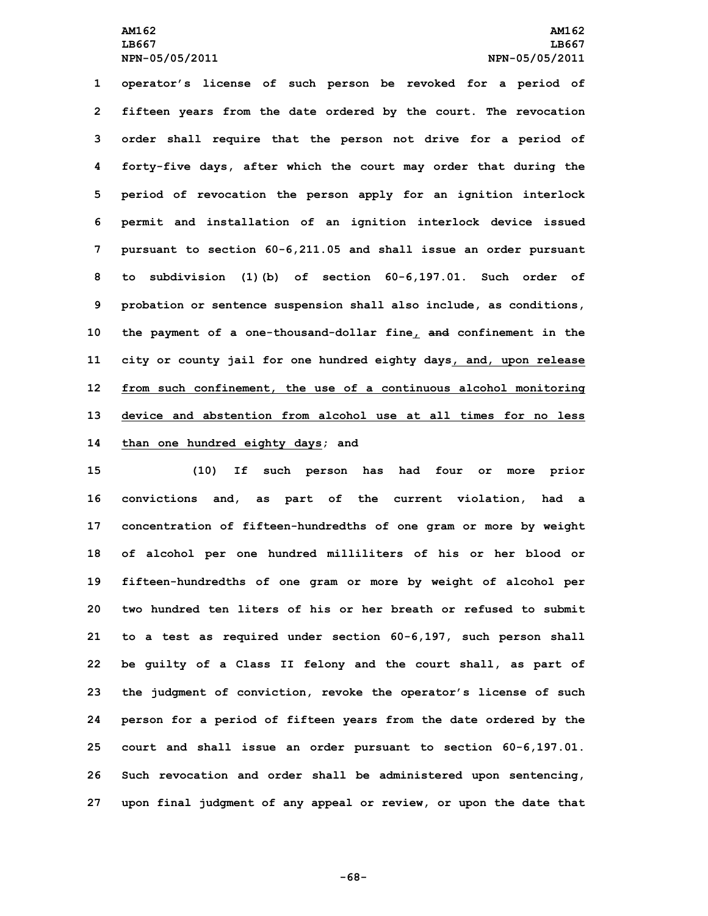operator's license of such person be revoked for a period of fifteen years from the date ordered by the court. The revocation order shall require that the person not drive for a period of forty-five days, after which the court may order that during the period of revocation the person apply for an ignition interlock permit and installation of an ignition interlock device issued pursuant to section 60-6,211.05 and shall issue an order pursuant to subdivision (1)(b) of section 60-6,197.01. Such order of probation or sentence suspension shall also include, as conditions, the payment of a one-thousand-dollar fine, ~~and~~ confinement in the city or county jail for one hundred eighty days, and, upon release from such confinement, the use of a continuous alcohol monitoring device and abstention from alcohol use at all times for no less than one hundred eighty days; and

(10) If such person has had four or more prior convictions and, as part of the current violation, had a concentration of fifteen-hundredths of one gram or more by weight of alcohol per one hundred milliliters of his or her blood or fifteen-hundredths of one gram or more by weight of alcohol per two hundred ten liters of his or her breath or refused to submit to a test as required under section 60-6,197, such person shall be guilty of a Class II felony and the court shall, as part of the judgment of conviction, revoke the operator's license of such person for a period of fifteen years from the date ordered by the court and shall issue an order pursuant to section 60-6,197.01. Such revocation and order shall be administered upon sentencing, upon final judgment of any appeal or review, or upon the date that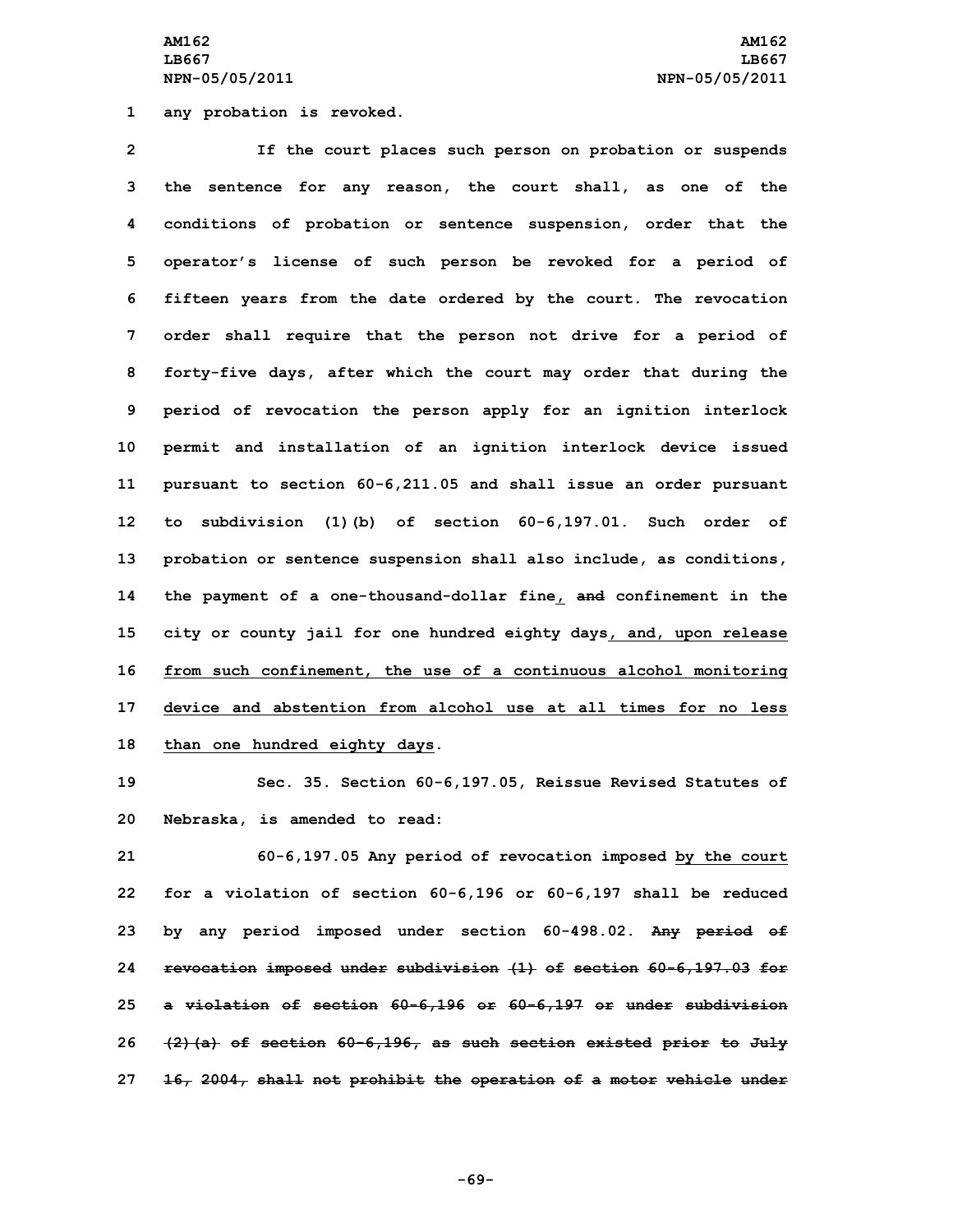any probation is revoked.

If the court places such person on probation or suspends the sentence for any reason, the court shall, as one of the conditions of probation or sentence suspension, order that the operator's license of such person be revoked for a period of fifteen years from the date ordered by the court. The revocation order shall require that the person not drive for a period of forty-five days, after which the court may order that during the period of revocation the person apply for an ignition interlock permit and installation of an ignition interlock device issued pursuant to section 60-6,211.05 and shall issue an order pursuant to subdivision (1)(b) of section 60-6,197.01. Such order of probation or sentence suspension shall also include, as conditions, the payment of a one-thousand-dollar fine, ~~and~~ confinement in the city or county jail for one hundred eighty days, and, upon release from such confinement, the use of a continuous alcohol monitoring device and abstention from alcohol use at all times for no less than one hundred eighty days.

Sec. 35. Section 60-6,197.05, Reissue Revised Statutes of Nebraska, is amended to read:

60-6,197.05 Any period of revocation imposed by the court for a violation of section 60-6,196 or 60-6,197 shall be reduced by any period imposed under section 60-498.02. ~~Any period of revocation imposed under subdivision (1) of section 60-6,197.03 for a violation of section 60-6,196 or 60-6,197 or under subdivision (2)(a) of section 60-6,196, as such section existed prior to July 16, 2004, shall not prohibit the operation of a motor vehicle under~~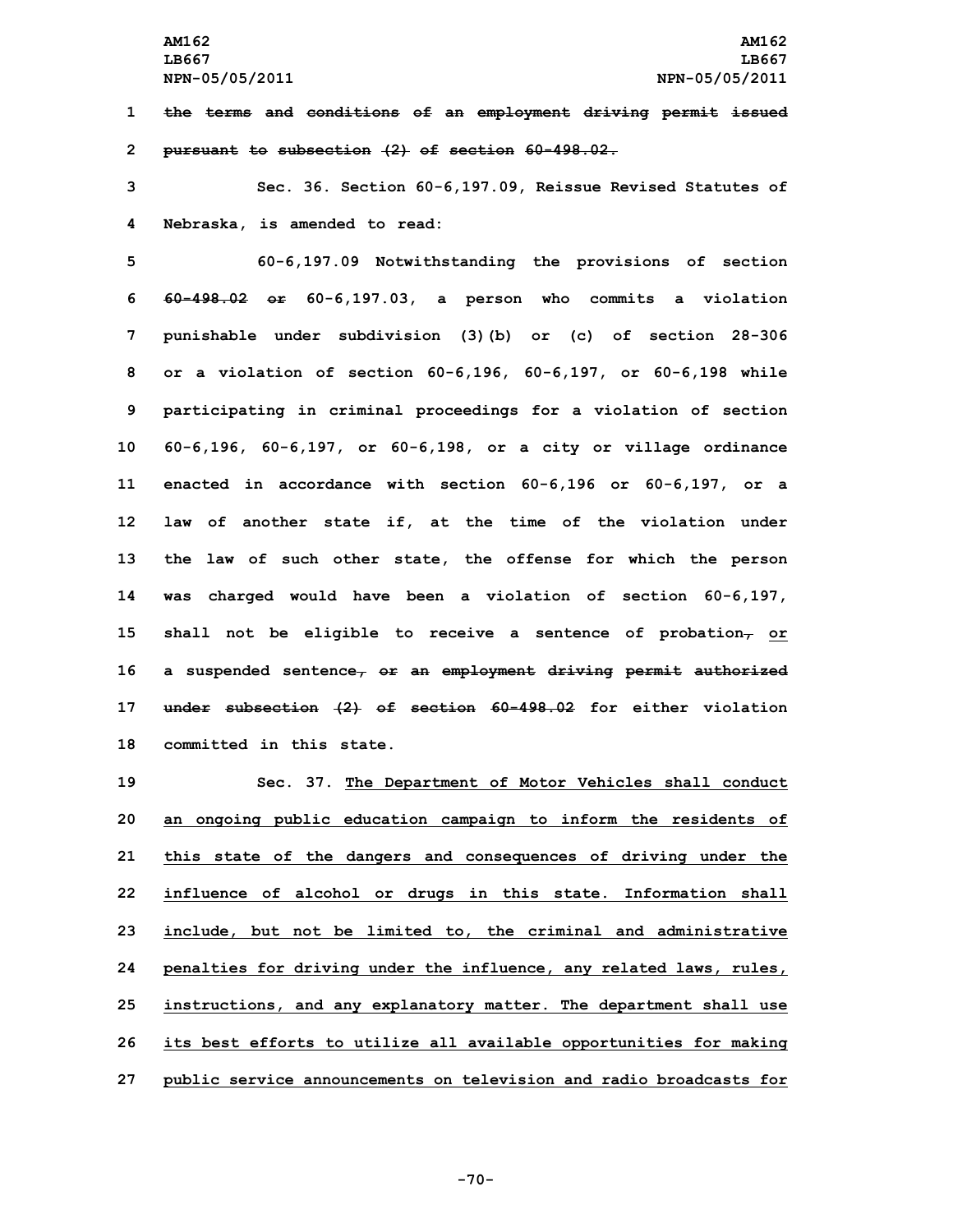~~the terms and conditions of an employment driving permit issued pursuant to subsection (2) of section 60-498.02.~~

Sec. 36. Section 60-6,197.09, Reissue Revised Statutes of Nebraska, is amended to read:

60-6,197.09 Notwithstanding the provisions of section ~~60-498.02 or~~ 60-6,197.03, a person who commits a violation punishable under subdivision (3)(b) or (c) of section 28-306 or a violation of section 60-6,196, 60-6,197, or 60-6,198 while participating in criminal proceedings for a violation of section 60-6,196, 60-6,197, or 60-6,198, or a city or village ordinance enacted in accordance with section 60-6,196 or 60-6,197, or a law of another state if, at the time of the violation under the law of such other state, the offense for which the person was charged would have been a violation of section 60-6,197, shall not be eligible to receive a sentence of probation~~,~~ or a suspended sentence~~, or an employment driving permit authorized under subsection (2) of section 60-498.02~~ for either violation committed in this state.

Sec. 37. The Department of Motor Vehicles shall conduct an ongoing public education campaign to inform the residents of this state of the dangers and consequences of driving under the influence of alcohol or drugs in this state. Information shall include, but not be limited to, the criminal and administrative penalties for driving under the influence, any related laws, rules, instructions, and any explanatory matter. The department shall use its best efforts to utilize all available opportunities for making public service announcements on television and radio broadcasts for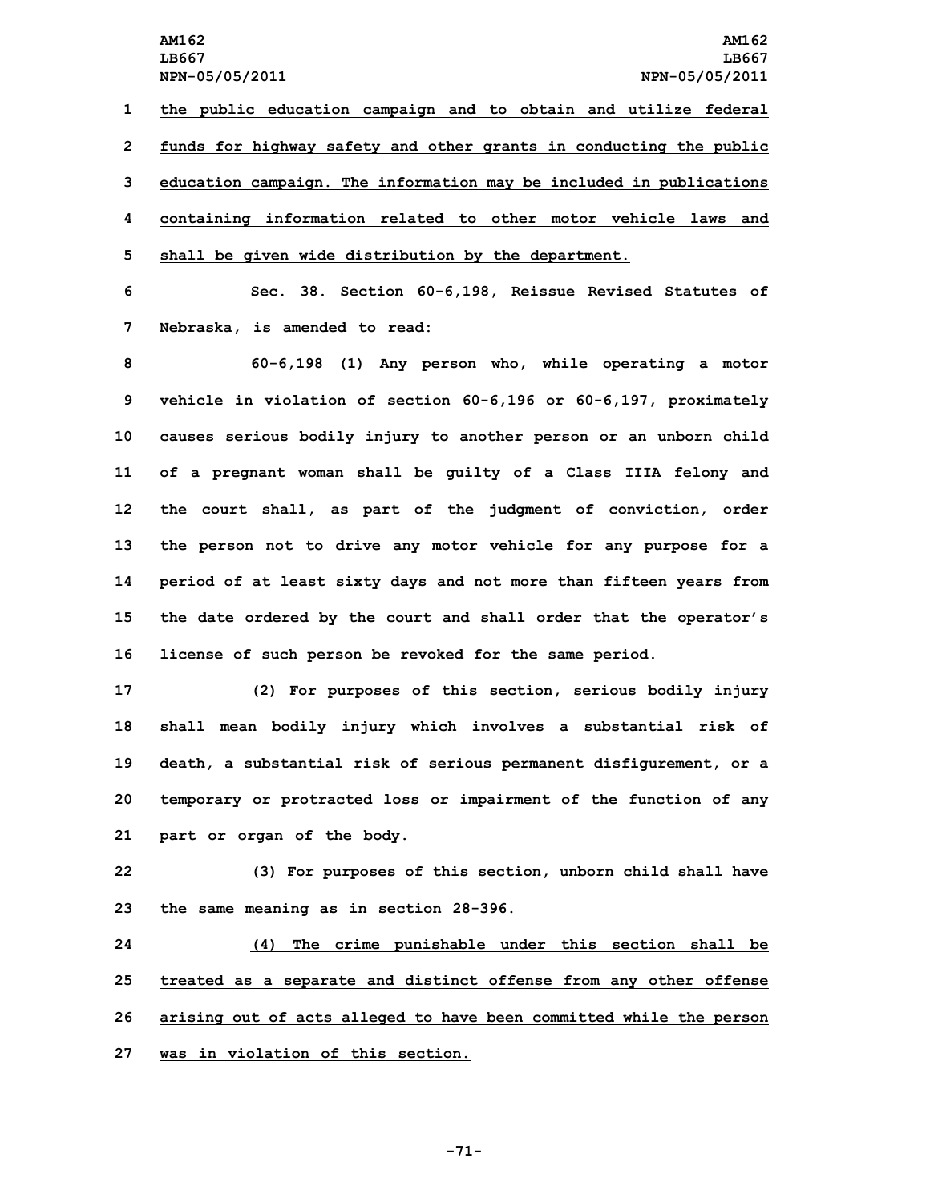the public education campaign and to obtain and utilize federal funds for highway safety and other grants in conducting the public education campaign. The information may be included in publications containing information related to other motor vehicle laws and shall be given wide distribution by the department.

Sec. 38. Section 60-6,198, Reissue Revised Statutes of Nebraska, is amended to read:

60-6,198 (1) Any person who, while operating a motor vehicle in violation of section 60-6,196 or 60-6,197, proximately causes serious bodily injury to another person or an unborn child of a pregnant woman shall be guilty of a Class IIIA felony and the court shall, as part of the judgment of conviction, order the person not to drive any motor vehicle for any purpose for a period of at least sixty days and not more than fifteen years from the date ordered by the court and shall order that the operator's license of such person be revoked for the same period.

(2) For purposes of this section, serious bodily injury shall mean bodily injury which involves a substantial risk of death, a substantial risk of serious permanent disfigurement, or a temporary or protracted loss or impairment of the function of any part or organ of the body.

(3) For purposes of this section, unborn child shall have the same meaning as in section 28-396.

(4) The crime punishable under this section shall be treated as a separate and distinct offense from any other offense arising out of acts alleged to have been committed while the person was in violation of this section.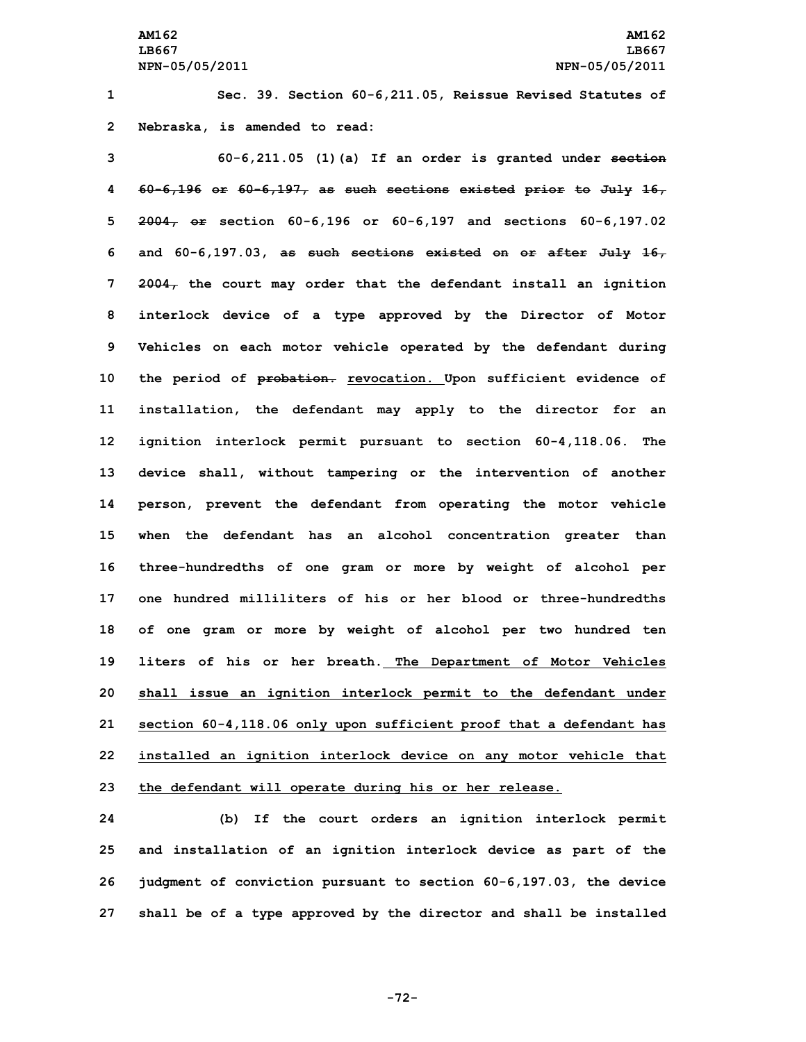Sec. 39. Section 60-6,211.05, Reissue Revised Statutes of Nebraska, is amended to read:

60-6,211.05 (1)(a) If an order is granted under ~~section 60-6,196 or 60-6,197, as such sections existed prior to July 16, 2004, or~~ section 60-6,196 or 60-6,197 and sections 60-6,197.02 and 60-6,197.03, ~~as such sections existed on or after July 16, 2004,~~ the court may order that the defendant install an ignition interlock device of a type approved by the Director of Motor Vehicles on each motor vehicle operated by the defendant during the period of ~~probation.~~ revocation. Upon sufficient evidence of installation, the defendant may apply to the director for an ignition interlock permit pursuant to section 60-4,118.06. The device shall, without tampering or the intervention of another person, prevent the defendant from operating the motor vehicle when the defendant has an alcohol concentration greater than three-hundredths of one gram or more by weight of alcohol per one hundred milliliters of his or her blood or three-hundredths of one gram or more by weight of alcohol per two hundred ten liters of his or her breath. The Department of Motor Vehicles shall issue an ignition interlock permit to the defendant under section 60-4,118.06 only upon sufficient proof that a defendant has installed an ignition interlock device on any motor vehicle that the defendant will operate during his or her release.

(b) If the court orders an ignition interlock permit and installation of an ignition interlock device as part of the judgment of conviction pursuant to section 60-6,197.03, the device shall be of a type approved by the director and shall be installed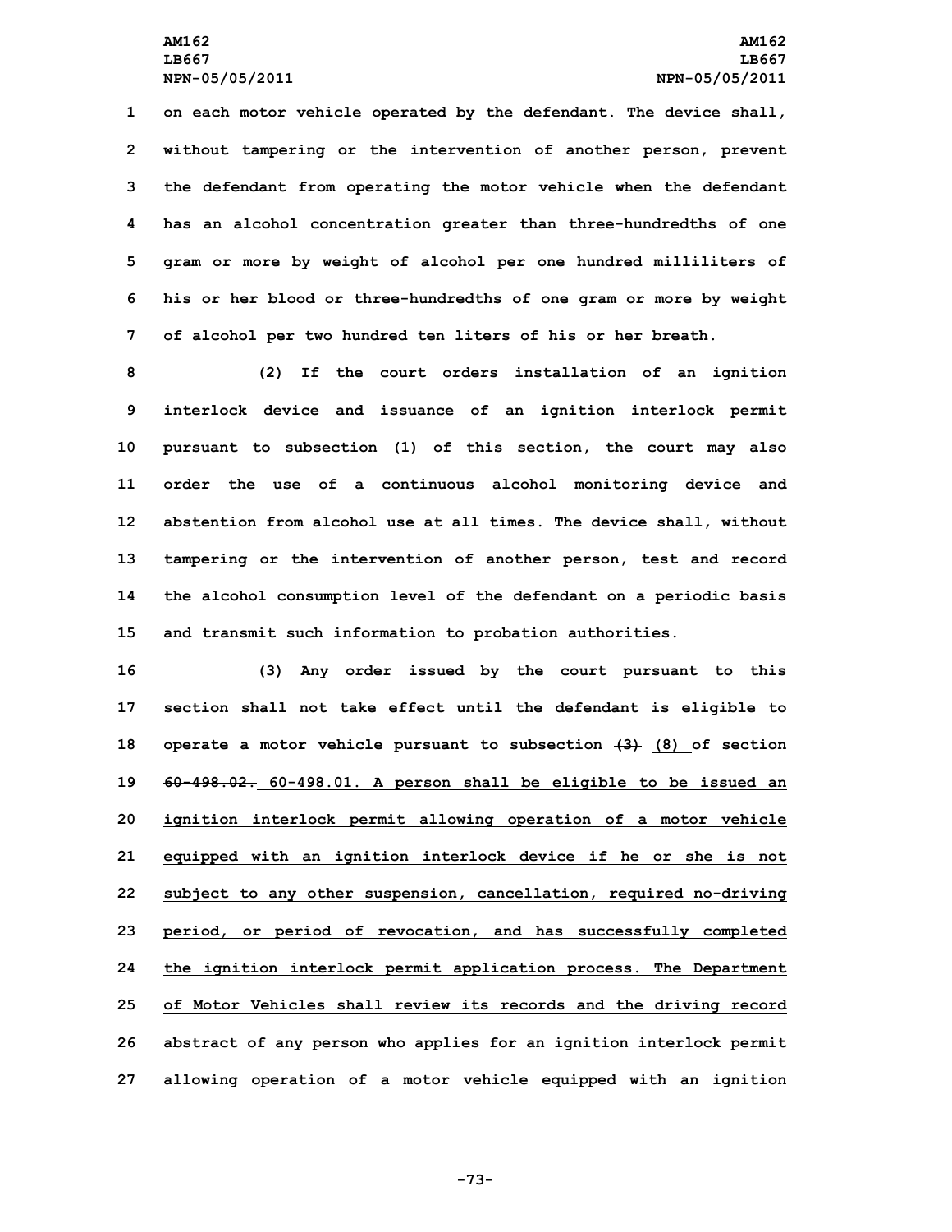on each motor vehicle operated by the defendant. The device shall, without tampering or the intervention of another person, prevent the defendant from operating the motor vehicle when the defendant has an alcohol concentration greater than three-hundredths of one gram or more by weight of alcohol per one hundred milliliters of his or her blood or three-hundredths of one gram or more by weight of alcohol per two hundred ten liters of his or her breath.

(2) If the court orders installation of an ignition interlock device and issuance of an ignition interlock permit pursuant to subsection (1) of this section, the court may also order the use of a continuous alcohol monitoring device and abstention from alcohol use at all times. The device shall, without tampering or the intervention of another person, test and record the alcohol consumption level of the defendant on a periodic basis and transmit such information to probation authorities.

(3) Any order issued by the court pursuant to this section shall not take effect until the defendant is eligible to operate a motor vehicle pursuant to subsection ~~(3)~~ <u>(8)</u> of section ~~60-498.02.~~ <u>60-498.01. A person shall be eligible to be issued an ignition interlock permit allowing operation of a motor vehicle equipped with an ignition interlock device if he or she is not subject to any other suspension, cancellation, required no-driving period, or period of revocation, and has successfully completed the ignition interlock permit application process. The Department of Motor Vehicles shall review its records and the driving record abstract of any person who applies for an ignition interlock permit allowing operation of a motor vehicle equipped with an ignition</u>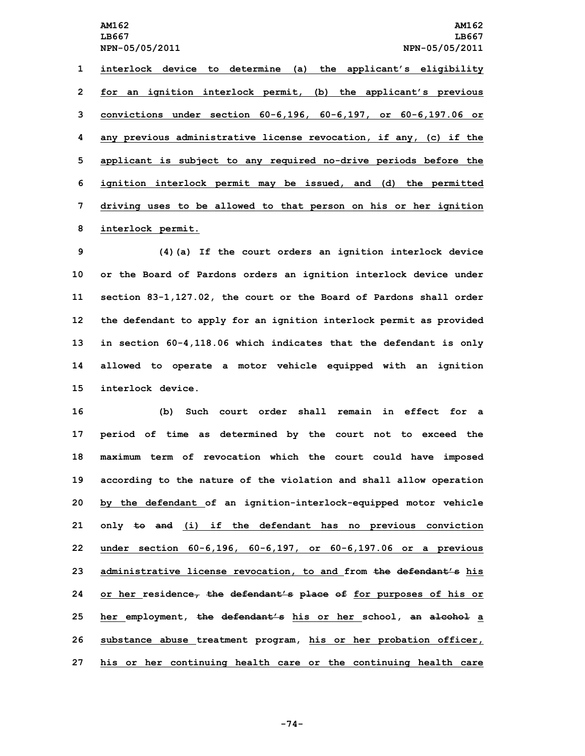interlock device to determine (a) the applicant's eligibility for an ignition interlock permit, (b) the applicant's previous convictions under section 60-6,196, 60-6,197, or 60-6,197.06 or any previous administrative license revocation, if any, (c) if the applicant is subject to any required no-drive periods before the ignition interlock permit may be issued, and (d) the permitted driving uses to be allowed to that person on his or her ignition interlock permit.

(4)(a) If the court orders an ignition interlock device or the Board of Pardons orders an ignition interlock device under section 83-1,127.02, the court or the Board of Pardons shall order the defendant to apply for an ignition interlock permit as provided in section 60-4,118.06 which indicates that the defendant is only allowed to operate a motor vehicle equipped with an ignition interlock device.

(b) Such court order shall remain in effect for a period of time as determined by the court not to exceed the maximum term of revocation which the court could have imposed according to the nature of the violation and shall allow operation by the defendant of an ignition-interlock-equipped motor vehicle only ~~to~~ ~~and~~ (i) if the defendant has no previous conviction under section 60-6,196, 60-6,197, or 60-6,197.06 or a previous administrative license revocation, to and from ~~the defendant's~~ his or her residence~~,~~ ~~the defendant's place of~~ for purposes of his or her employment, ~~the defendant's~~ his or her school, ~~an alcohol~~ a substance abuse treatment program, his or her probation officer, his or her continuing health care or the continuing health care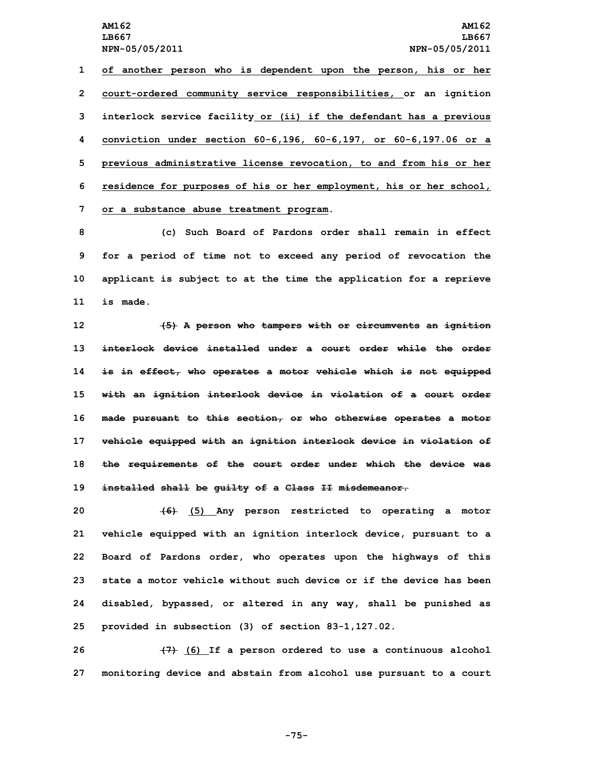of another person who is dependent upon the person, his or her court-ordered community service responsibilities, or an ignition interlock service facility or (ii) if the defendant has a previous conviction under section 60-6,196, 60-6,197, or 60-6,197.06 or a previous administrative license revocation, to and from his or her residence for purposes of his or her employment, his or her school, or a substance abuse treatment program.

(c) Such Board of Pardons order shall remain in effect for a period of time not to exceed any period of revocation the applicant is subject to at the time the application for a reprieve is made.

~~(5) A person who tampers with or circumvents an ignition interlock device installed under a court order while the order is in effect, who operates a motor vehicle which is not equipped with an ignition interlock device in violation of a court order made pursuant to this section, or who otherwise operates a motor vehicle equipped with an ignition interlock device in violation of the requirements of the court order under which the device was installed shall be guilty of a Class II misdemeanor.~~

~~(6)~~ (5) Any person restricted to operating a motor vehicle equipped with an ignition interlock device, pursuant to a Board of Pardons order, who operates upon the highways of this state a motor vehicle without such device or if the device has been disabled, bypassed, or altered in any way, shall be punished as provided in subsection (3) of section 83-1,127.02.

~~(7)~~ (6) If a person ordered to use a continuous alcohol monitoring device and abstain from alcohol use pursuant to a court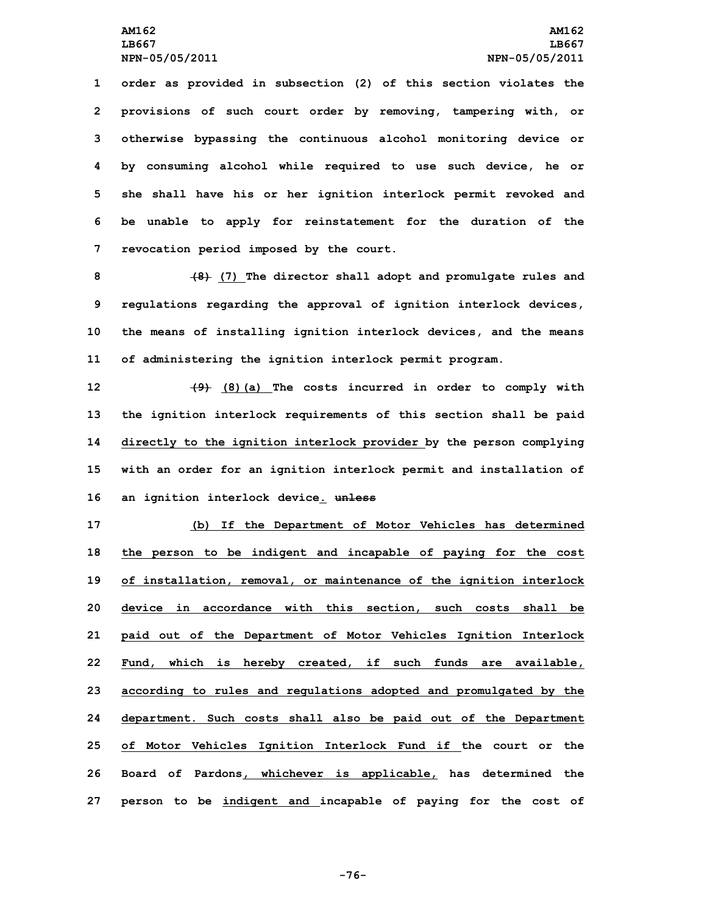order as provided in subsection (2) of this section violates the provisions of such court order by removing, tampering with, or otherwise bypassing the continuous alcohol monitoring device or by consuming alcohol while required to use such device, he or she shall have his or her ignition interlock permit revoked and be unable to apply for reinstatement for the duration of the revocation period imposed by the court.

~~(8)~~ (7) The director shall adopt and promulgate rules and regulations regarding the approval of ignition interlock devices, the means of installing ignition interlock devices, and the means of administering the ignition interlock permit program.

~~(9)~~ (8)(a) The costs incurred in order to comply with the ignition interlock requirements of this section shall be paid directly to the ignition interlock provider by the person complying with an order for an ignition interlock permit and installation of an ignition interlock device. ~~unless~~

(b) If the Department of Motor Vehicles has determined the person to be indigent and incapable of paying for the cost of installation, removal, or maintenance of the ignition interlock device in accordance with this section, such costs shall be paid out of the Department of Motor Vehicles Ignition Interlock Fund, which is hereby created, if such funds are available, according to rules and regulations adopted and promulgated by the department. Such costs shall also be paid out of the Department of Motor Vehicles Ignition Interlock Fund if the court or the Board of Pardons, whichever is applicable, has determined the person to be indigent and incapable of paying for the cost of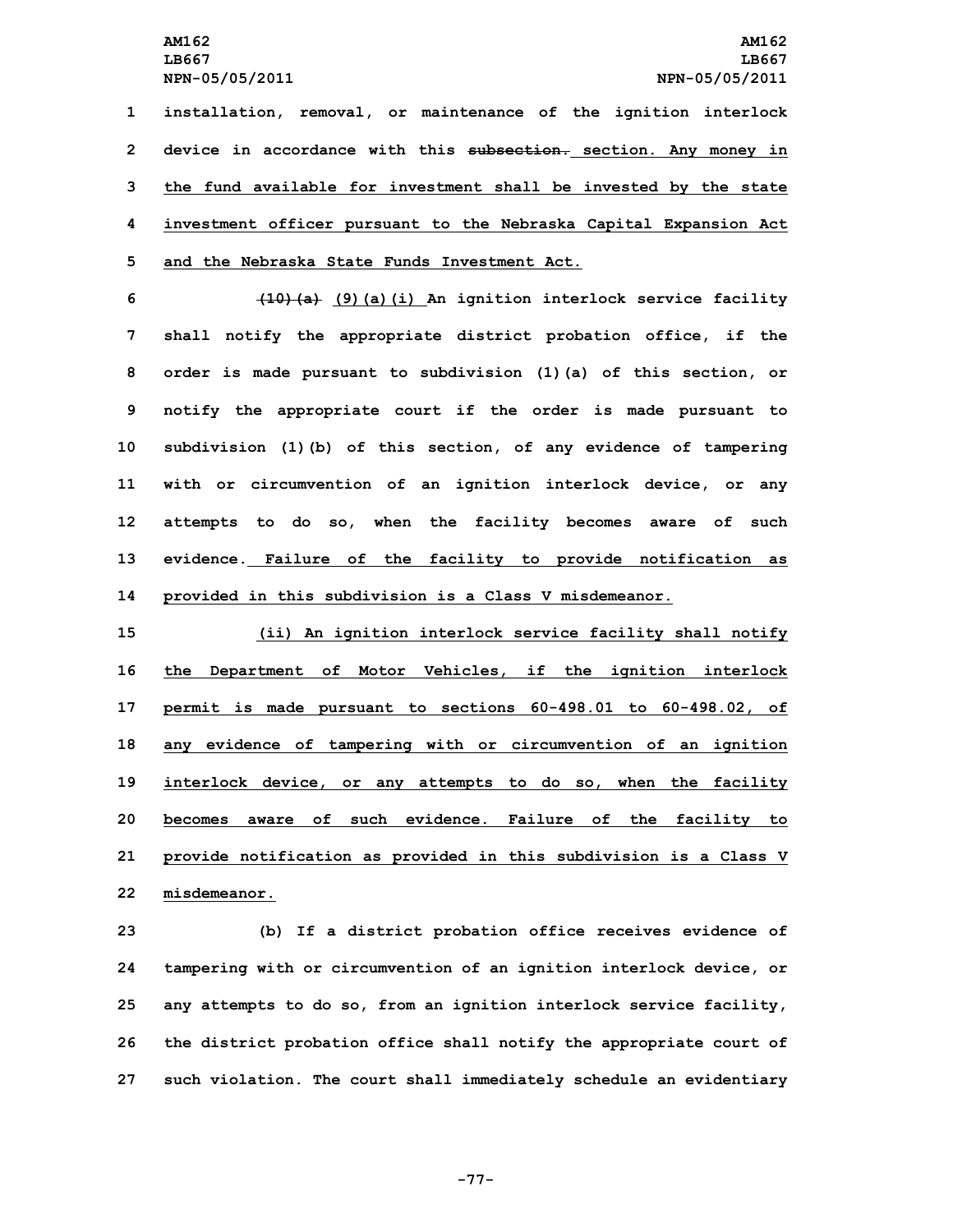1 installation, removal, or maintenance of the ignition interlock

2 device in accordance with this ~~subsection.~~ section. Any money in

3 the fund available for investment shall be invested by the state

4 investment officer pursuant to the Nebraska Capital Expansion Act

5 and the Nebraska State Funds Investment Act.

6 ~~(10)(a)~~ (9)(a)(i) An ignition interlock service facility

7 shall notify the appropriate district probation office, if the

8 order is made pursuant to subdivision (1)(a) of this section, or

9 notify the appropriate court if the order is made pursuant to

10 subdivision (1)(b) of this section, of any evidence of tampering

11 with or circumvention of an ignition interlock device, or any

12 attempts to do so, when the facility becomes aware of such

13 evidence. Failure of the facility to provide notification as

14 provided in this subdivision is a Class V misdemeanor.

15 (ii) An ignition interlock service facility shall notify

16 the Department of Motor Vehicles, if the ignition interlock

17 permit is made pursuant to sections 60-498.01 to 60-498.02, of

18 any evidence of tampering with or circumvention of an ignition

19 interlock device, or any attempts to do so, when the facility

20 becomes aware of such evidence. Failure of the facility to

21 provide notification as provided in this subdivision is a Class V

22 misdemeanor.

23 (b) If a district probation office receives evidence of

24 tampering with or circumvention of an ignition interlock device, or

25 any attempts to do so, from an ignition interlock service facility,

26 the district probation office shall notify the appropriate court of

27 such violation. The court shall immediately schedule an evidentiary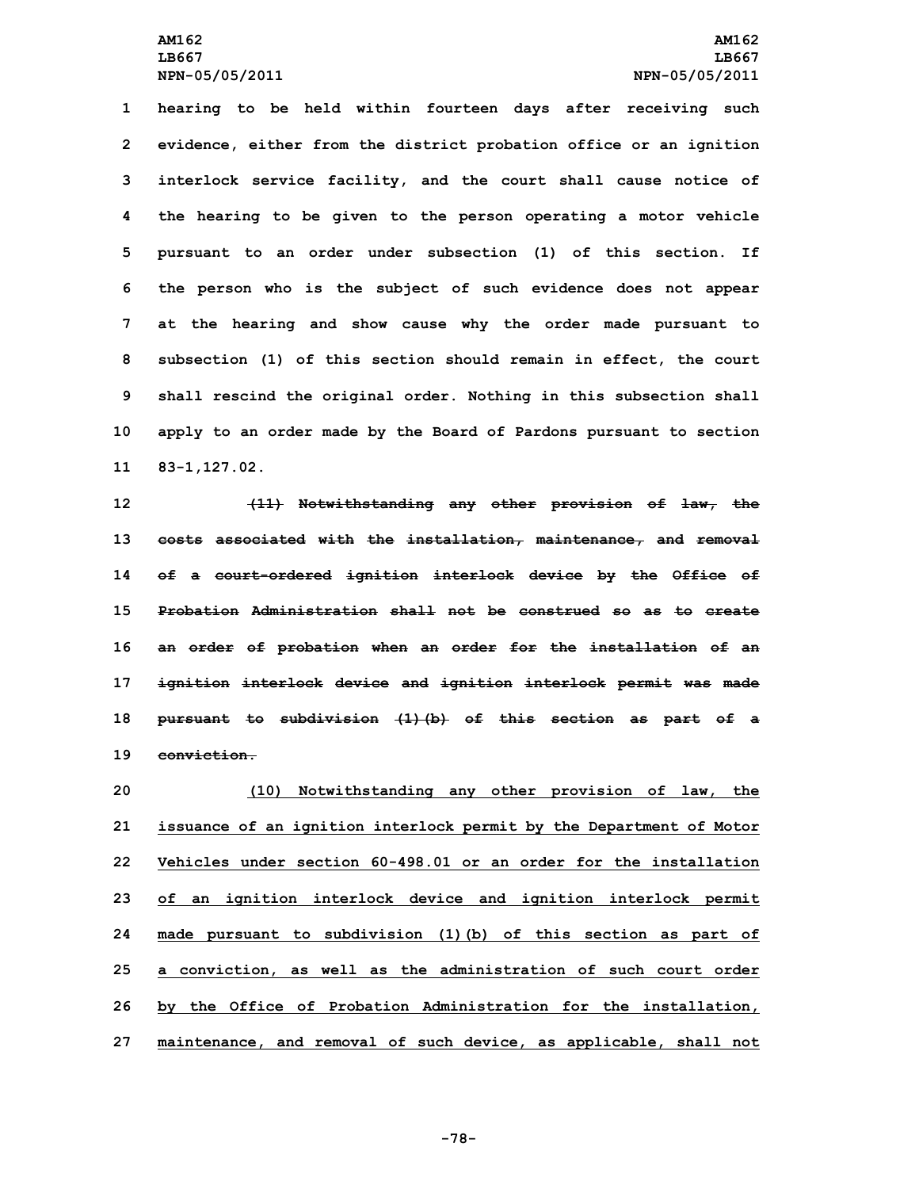hearing to be held within fourteen days after receiving such evidence, either from the district probation office or an ignition interlock service facility, and the court shall cause notice of the hearing to be given to the person operating a motor vehicle pursuant to an order under subsection (1) of this section. If the person who is the subject of such evidence does not appear at the hearing and show cause why the order made pursuant to subsection (1) of this section should remain in effect, the court shall rescind the original order. Nothing in this subsection shall apply to an order made by the Board of Pardons pursuant to section 83-1,127.02.

~~(11) Notwithstanding any other provision of law, the costs associated with the installation, maintenance, and removal of a court-ordered ignition interlock device by the Office of Probation Administration shall not be construed so as to create an order of probation when an order for the installation of an ignition interlock device and ignition interlock permit was made pursuant to subdivision (1)(b) of this section as part of a conviction.~~

<u>(10) Notwithstanding any other provision of law, the issuance of an ignition interlock permit by the Department of Motor Vehicles under section 60-498.01 or an order for the installation of an ignition interlock device and ignition interlock permit made pursuant to subdivision (1)(b) of this section as part of a conviction, as well as the administration of such court order by the Office of Probation Administration for the installation, maintenance, and removal of such device, as applicable, shall not</u>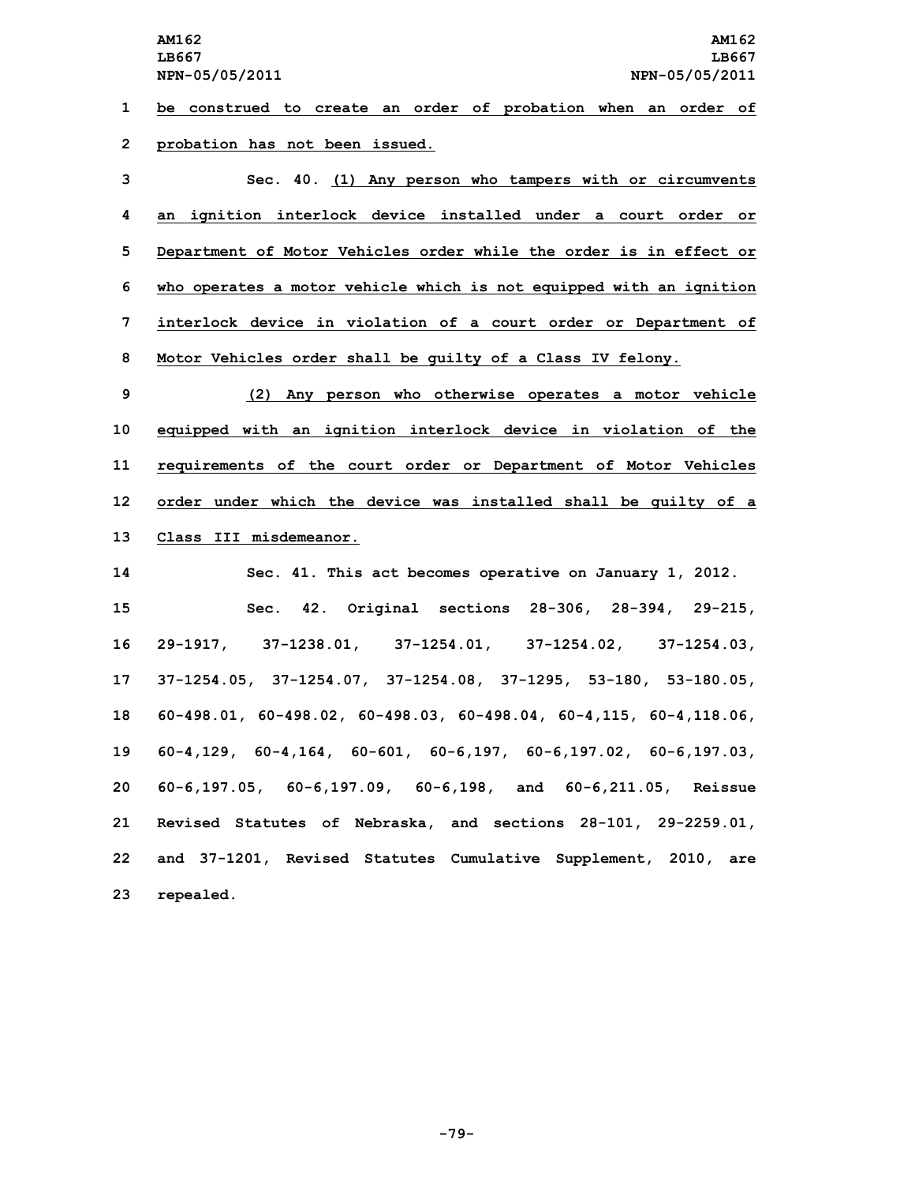be construed to create an order of probation when an order of probation has not been issued.

Sec. 40. (1) Any person who tampers with or circumvents an ignition interlock device installed under a court order or Department of Motor Vehicles order while the order is in effect or who operates a motor vehicle which is not equipped with an ignition interlock device in violation of a court order or Department of Motor Vehicles order shall be guilty of a Class IV felony.

(2) Any person who otherwise operates a motor vehicle equipped with an ignition interlock device in violation of the requirements of the court order or Department of Motor Vehicles order under which the device was installed shall be guilty of a Class III misdemeanor.

Sec. 41. This act becomes operative on January 1, 2012.

Sec. 42. Original sections 28-306, 28-394, 29-215, 29-1917, 37-1238.01, 37-1254.01, 37-1254.02, 37-1254.03, 37-1254.05, 37-1254.07, 37-1254.08, 37-1295, 53-180, 53-180.05, 60-498.01, 60-498.02, 60-498.03, 60-498.04, 60-4,115, 60-4,118.06, 60-4,129, 60-4,164, 60-601, 60-6,197, 60-6,197.02, 60-6,197.03, 60-6,197.05, 60-6,197.09, 60-6,198, and 60-6,211.05, Reissue Revised Statutes of Nebraska, and sections 28-101, 29-2259.01, and 37-1201, Revised Statutes Cumulative Supplement, 2010, are repealed.